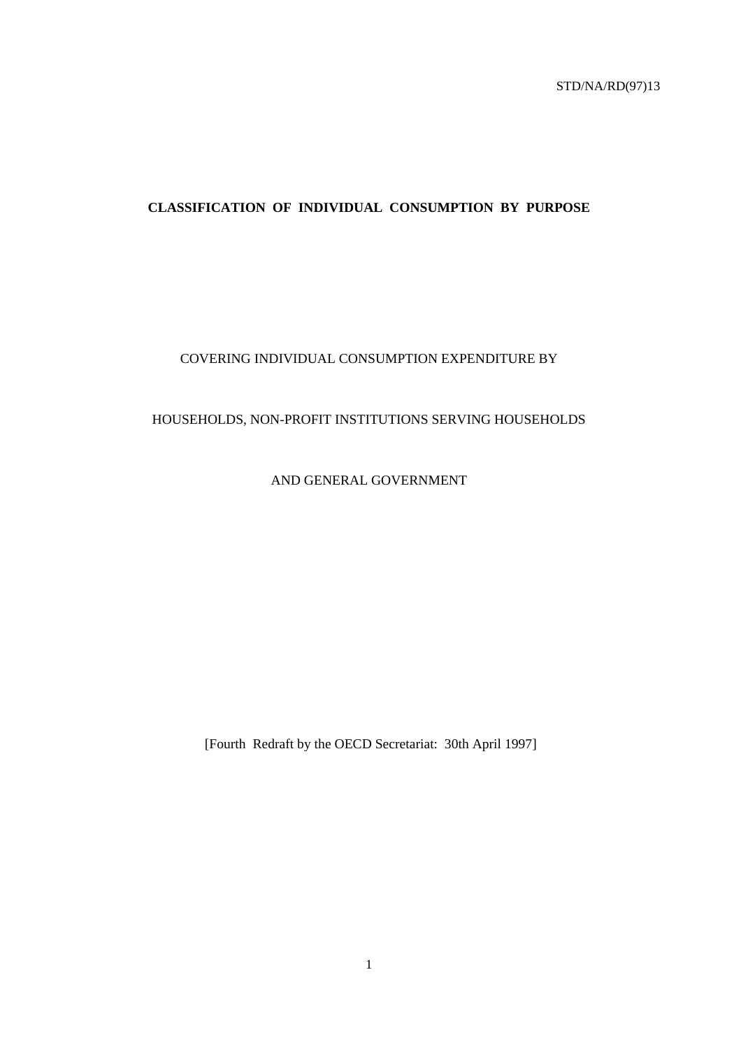STD/NA/RD(97)13

# CLASSIFICATION OF INDIVIDUAL CONSUMPTION BY PURPOSE

COVERING INDIVIDUAL CONSUMPTION EXPENDITURE BY

HOUSEHOLDS, NON-PROFIT INSTITUTIONS SERVING HOUSEHOLDS

AND GENERAL GOVERNMENT

[Fourth Redraft by the OECD Secretariat: 30th April 1997]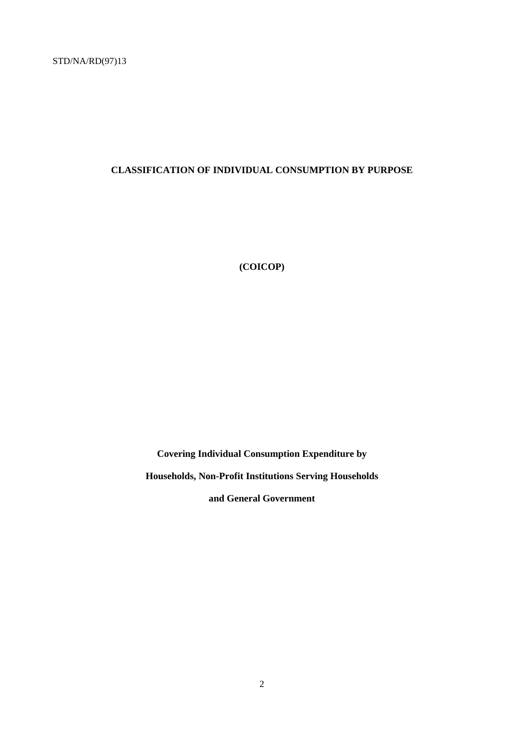# CLASSIFICATION OF INDIVIDUAL CONSUMPTION BY PURPOSE

**(COICOP)**

**Covering Individual Consumption Expenditure by**

**Households, Non-Profit Institutions Serving Households**

**and General Government**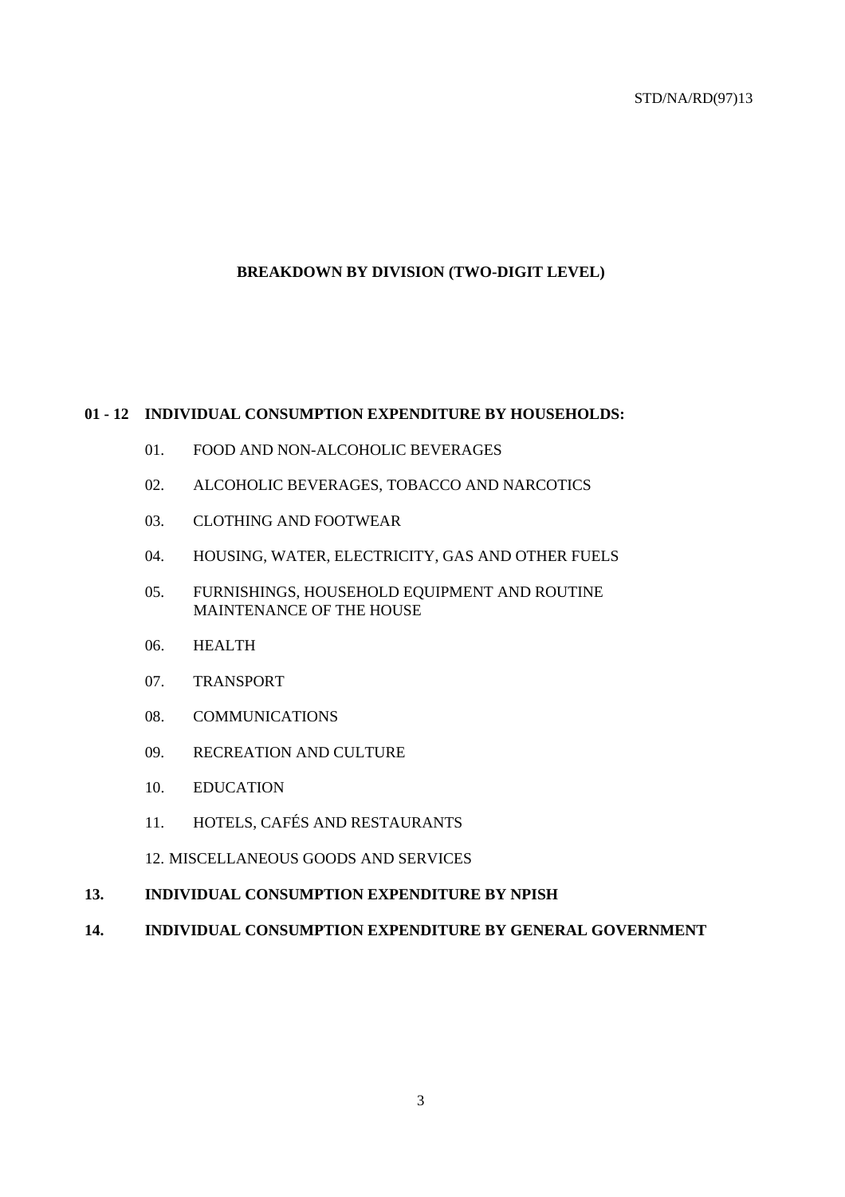## BREAKDOWN BY DIVISION (TWO-DIGIT LEVEL)

**01 - 12 INDIVIDUAL CONSUMPTION EXPENDITURE BY HOUSEHOLDS:**

- 01. FOOD AND NON-ALCOHOLIC BEVERAGES
- 02. ALCOHOLIC BEVERAGES, TOBACCO AND NARCOTICS
- 03. CLOTHING AND FOOTWEAR
- 04. HOUSING, WATER, ELECTRICITY, GAS AND OTHER FUELS
- 05. FURNISHINGS, HOUSEHOLD EQUIPMENT AND ROUTINE MAINTENANCE OF THE HOUSE
- 06. HEALTH
- 07. TRANSPORT
- 08. COMMUNICATIONS
- 09. RECREATION AND CULTURE
- 10. EDUCATION
- 11. HOTELS, CAFÉS AND RESTAURANTS
- 12. MISCELLANEOUS GOODS AND SERVICES

**13. INDIVIDUAL CONSUMPTION EXPENDITURE BY NPISH**

**14. INDIVIDUAL CONSUMPTION EXPENDITURE BY GENERAL GOVERNMENT**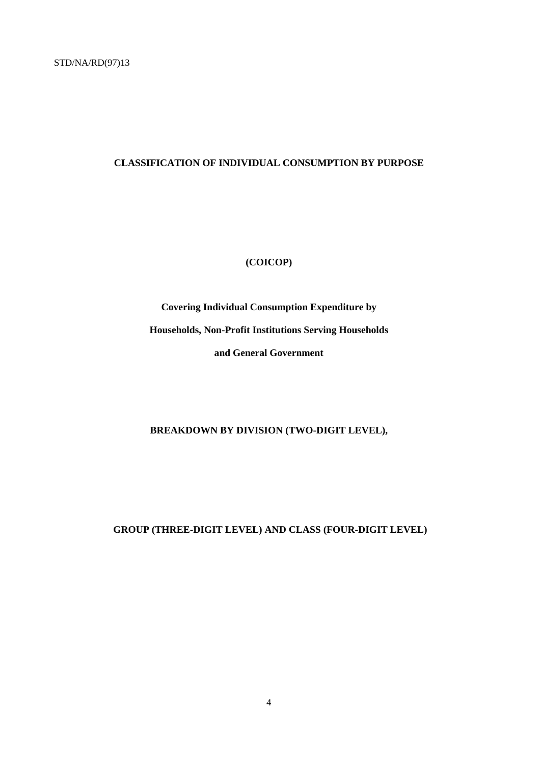STD/NA/RD(97)13

# CLASSIFICATION OF INDIVIDUAL CONSUMPTION BY PURPOSE

**(COICOP)**

**Covering Individual Consumption Expenditure by**

**Households, Non-Profit Institutions Serving Households**

**and General Government**

**BREAKDOWN BY DIVISION (TWO-DIGIT LEVEL),**

**GROUP (THREE-DIGIT LEVEL) AND CLASS (FOUR-DIGIT LEVEL)**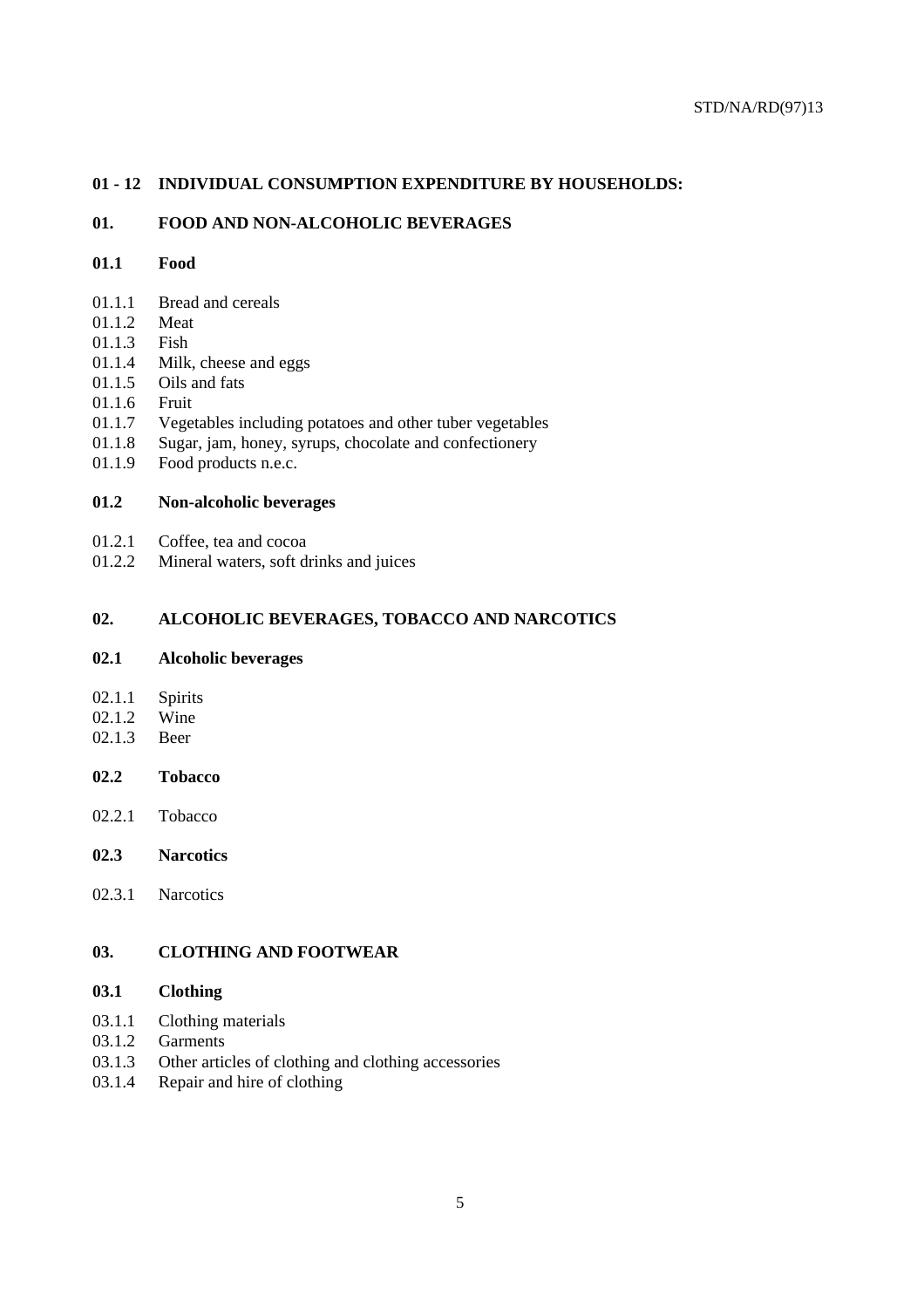## 01 - 12 INDIVIDUAL CONSUMPTION EXPENDITURE BY HOUSEHOLDS:

### 01. FOOD AND NON-ALCOHOLIC BEVERAGES

#### 01.1 Food

01.1.1 Bread and cereals
01.1.2 Meat
01.1.3 Fish
01.1.4 Milk, cheese and eggs
01.1.5 Oils and fats
01.1.6 Fruit
01.1.7 Vegetables including potatoes and other tuber vegetables
01.1.8 Sugar, jam, honey, syrups, chocolate and confectionery
01.1.9 Food products n.e.c.

#### 01.2 Non-alcoholic beverages

01.2.1 Coffee, tea and cocoa
01.2.2 Mineral waters, soft drinks and juices

### 02. ALCOHOLIC BEVERAGES, TOBACCO AND NARCOTICS

#### 02.1 Alcoholic beverages

02.1.1 Spirits
02.1.2 Wine
02.1.3 Beer

#### 02.2 Tobacco

02.2.1 Tobacco

#### 02.3 Narcotics

02.3.1 Narcotics

### 03. CLOTHING AND FOOTWEAR

#### 03.1 Clothing

03.1.1 Clothing materials
03.1.2 Garments
03.1.3 Other articles of clothing and clothing accessories
03.1.4 Repair and hire of clothing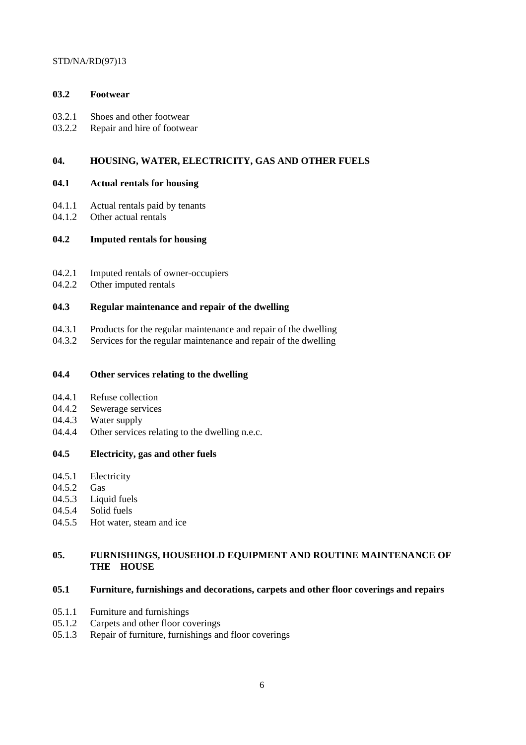**03.2 Footwear**

03.2.1 Shoes and other footwear
03.2.2 Repair and hire of footwear

**04. HOUSING, WATER, ELECTRICITY, GAS AND OTHER FUELS**

**04.1 Actual rentals for housing**

04.1.1 Actual rentals paid by tenants
04.1.2 Other actual rentals

**04.2 Imputed rentals for housing**

04.2.1 Imputed rentals of owner-occupiers
04.2.2 Other imputed rentals

**04.3 Regular maintenance and repair of the dwelling**

04.3.1 Products for the regular maintenance and repair of the dwelling
04.3.2 Services for the regular maintenance and repair of the dwelling

**04.4 Other services relating to the dwelling**

04.4.1 Refuse collection
04.4.2 Sewerage services
04.4.3 Water supply
04.4.4 Other services relating to the dwelling n.e.c.

**04.5 Electricity, gas and other fuels**

04.5.1 Electricity
04.5.2 Gas
04.5.3 Liquid fuels
04.5.4 Solid fuels
04.5.5 Hot water, steam and ice

**05. FURNISHINGS, HOUSEHOLD EQUIPMENT AND ROUTINE MAINTENANCE OF THE HOUSE**

**05.1 Furniture, furnishings and decorations, carpets and other floor coverings and repairs**

05.1.1 Furniture and furnishings
05.1.2 Carpets and other floor coverings
05.1.3 Repair of furniture, furnishings and floor coverings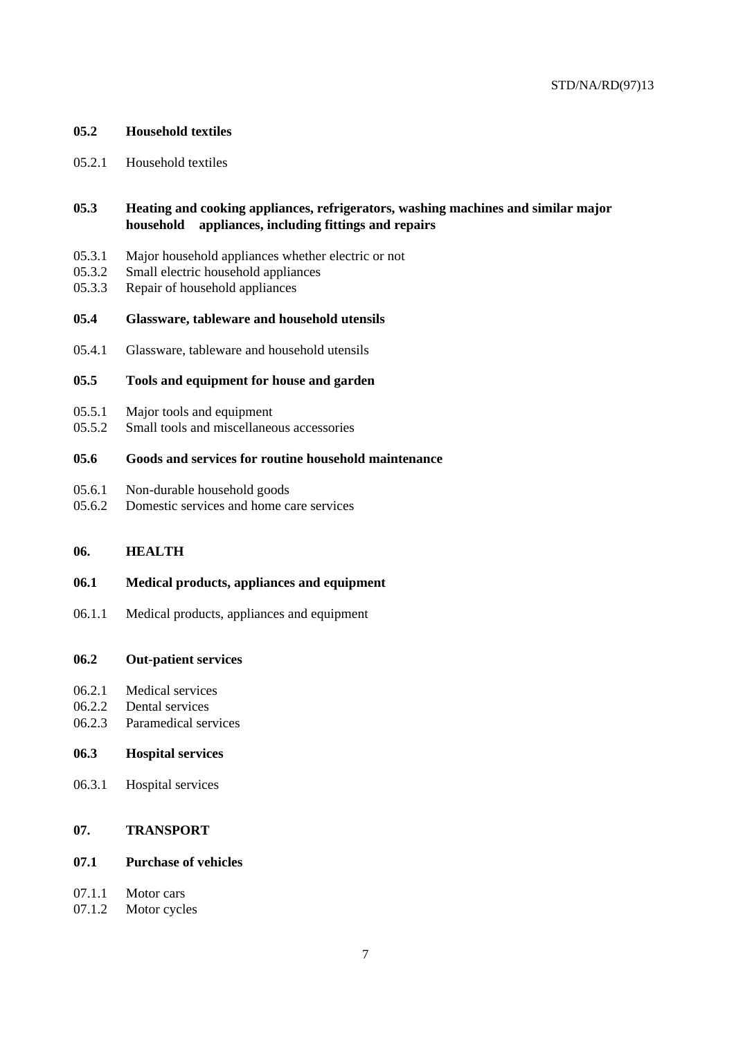**05.2 Household textiles**

05.2.1 Household textiles

**05.3 Heating and cooking appliances, refrigerators, washing machines and similar major household appliances, including fittings and repairs**

05.3.1 Major household appliances whether electric or not
05.3.2 Small electric household appliances
05.3.3 Repair of household appliances

**05.4 Glassware, tableware and household utensils**

05.4.1 Glassware, tableware and household utensils

**05.5 Tools and equipment for house and garden**

05.5.1 Major tools and equipment
05.5.2 Small tools and miscellaneous accessories

**05.6 Goods and services for routine household maintenance**

05.6.1 Non-durable household goods
05.6.2 Domestic services and home care services

**06. HEALTH**

**06.1 Medical products, appliances and equipment**

06.1.1 Medical products, appliances and equipment

**06.2 Out-patient services**

06.2.1 Medical services
06.2.2 Dental services
06.2.3 Paramedical services

**06.3 Hospital services**

06.3.1 Hospital services

**07. TRANSPORT**

**07.1 Purchase of vehicles**

07.1.1 Motor cars
07.1.2 Motor cycles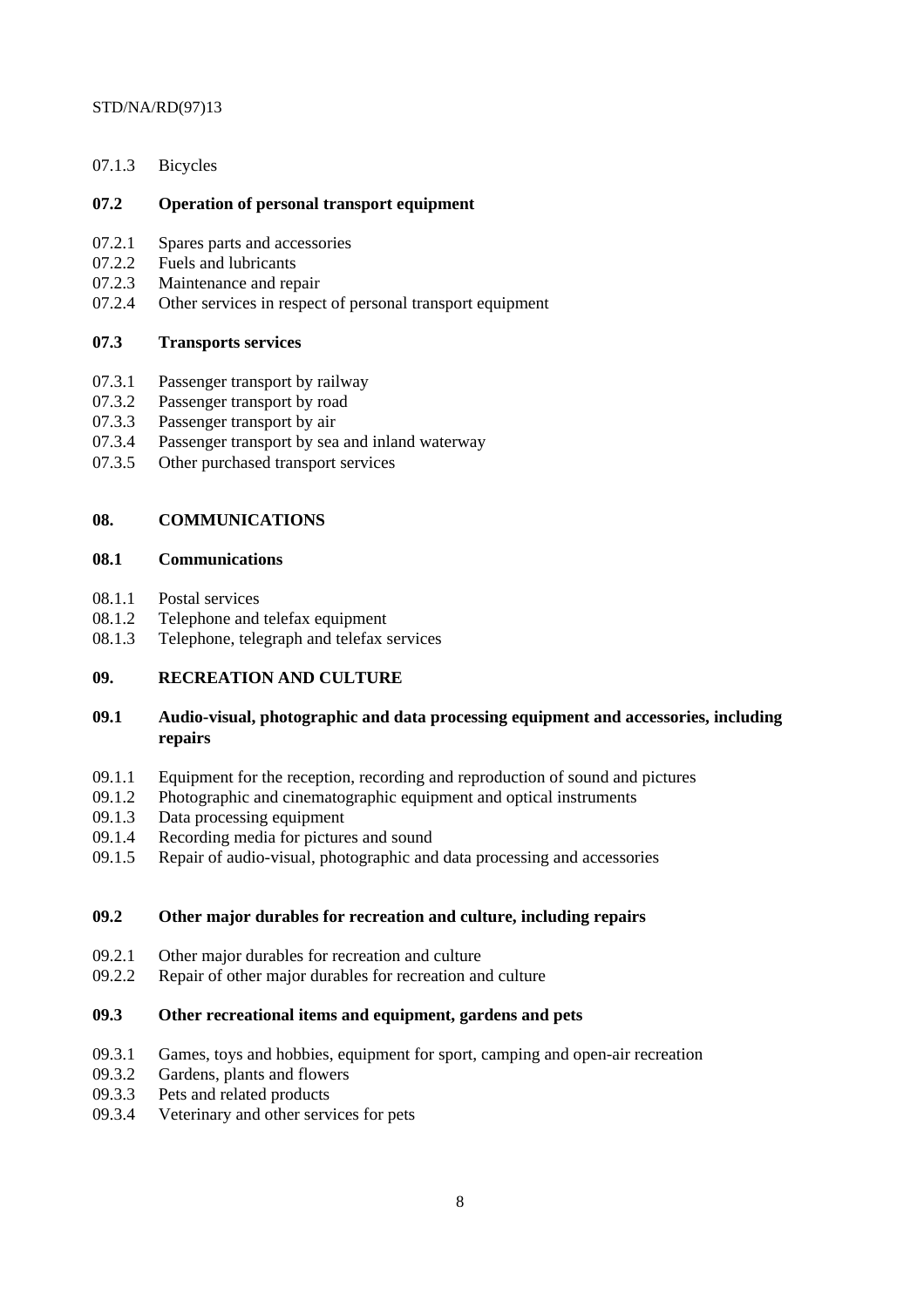07.1.3 Bicycles

**07.2 Operation of personal transport equipment**

07.2.1 Spares parts and accessories
07.2.2 Fuels and lubricants
07.2.3 Maintenance and repair
07.2.4 Other services in respect of personal transport equipment

**07.3 Transports services**

07.3.1 Passenger transport by railway
07.3.2 Passenger transport by road
07.3.3 Passenger transport by air
07.3.4 Passenger transport by sea and inland waterway
07.3.5 Other purchased transport services

## 08. COMMUNICATIONS

**08.1 Communications**

08.1.1 Postal services
08.1.2 Telephone and telefax equipment
08.1.3 Telephone, telegraph and telefax services

## 09. RECREATION AND CULTURE

**09.1 Audio-visual, photographic and data processing equipment and accessories, including repairs**

09.1.1 Equipment for the reception, recording and reproduction of sound and pictures
09.1.2 Photographic and cinematographic equipment and optical instruments
09.1.3 Data processing equipment
09.1.4 Recording media for pictures and sound
09.1.5 Repair of audio-visual, photographic and data processing and accessories

**09.2 Other major durables for recreation and culture, including repairs**

09.2.1 Other major durables for recreation and culture
09.2.2 Repair of other major durables for recreation and culture

**09.3 Other recreational items and equipment, gardens and pets**

09.3.1 Games, toys and hobbies, equipment for sport, camping and open-air recreation
09.3.2 Gardens, plants and flowers
09.3.3 Pets and related products
09.3.4 Veterinary and other services for pets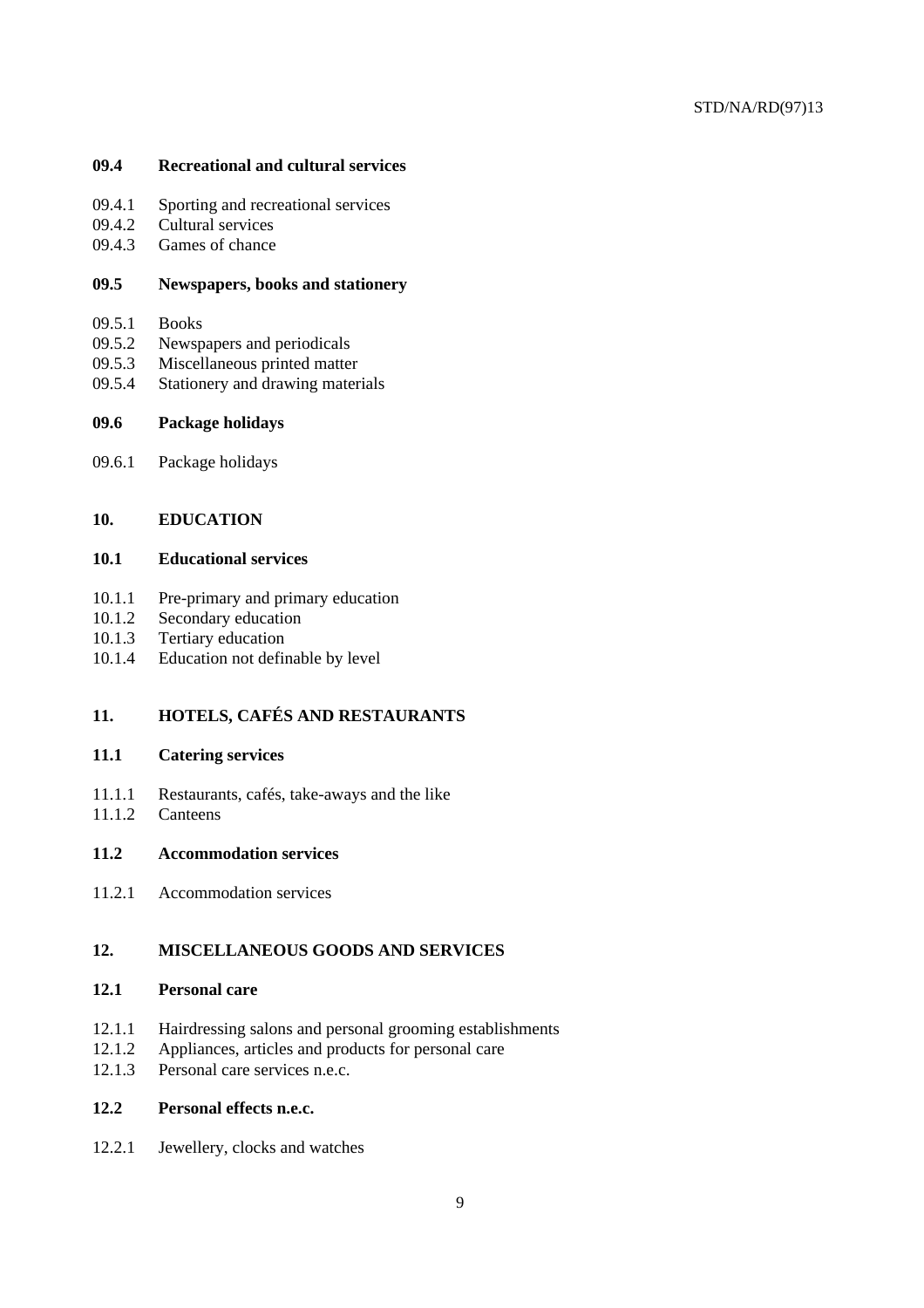**09.4 Recreational and cultural services**

09.4.1 Sporting and recreational services
09.4.2 Cultural services
09.4.3 Games of chance

**09.5 Newspapers, books and stationery**

09.5.1 Books
09.5.2 Newspapers and periodicals
09.5.3 Miscellaneous printed matter
09.5.4 Stationery and drawing materials

**09.6 Package holidays**

09.6.1 Package holidays

## 10. EDUCATION

**10.1 Educational services**

10.1.1 Pre-primary and primary education
10.1.2 Secondary education
10.1.3 Tertiary education
10.1.4 Education not definable by level

## 11. HOTELS, CAFÉS AND RESTAURANTS

**11.1 Catering services**

11.1.1 Restaurants, cafés, take-aways and the like
11.1.2 Canteens

**11.2 Accommodation services**

11.2.1 Accommodation services

## 12. MISCELLANEOUS GOODS AND SERVICES

**12.1 Personal care**

12.1.1 Hairdressing salons and personal grooming establishments
12.1.2 Appliances, articles and products for personal care
12.1.3 Personal care services n.e.c.

**12.2 Personal effects n.e.c.**

12.2.1 Jewellery, clocks and watches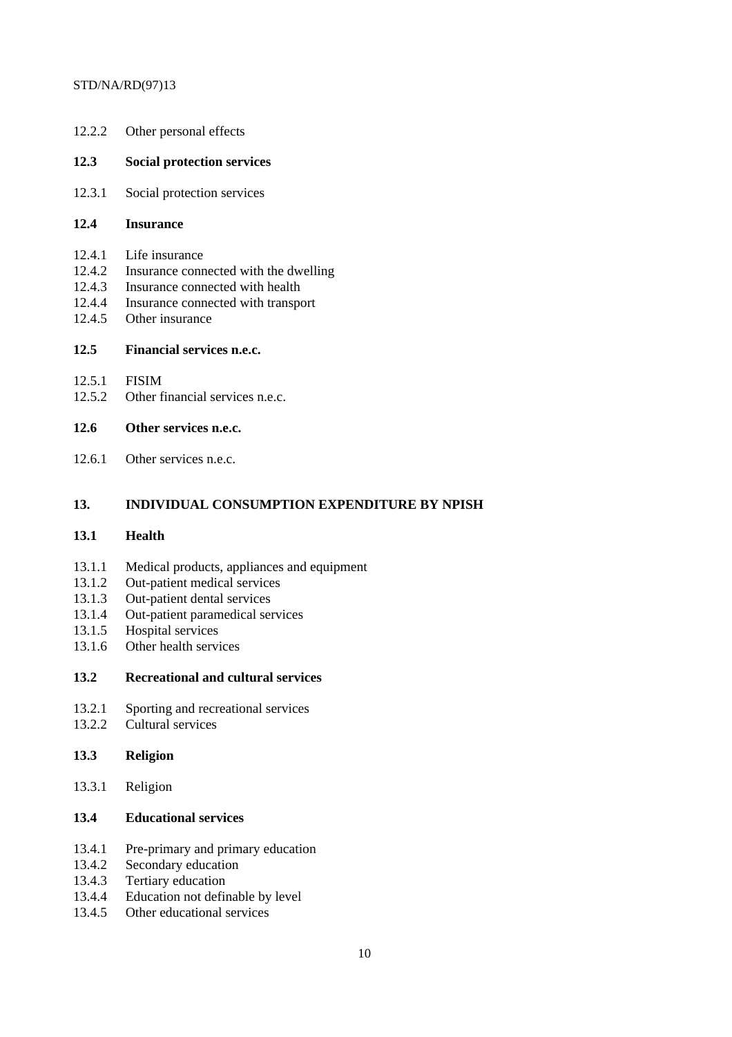12.2.2 Other personal effects

**12.3 Social protection services**

12.3.1 Social protection services

**12.4 Insurance**

12.4.1 Life insurance
12.4.2 Insurance connected with the dwelling
12.4.3 Insurance connected with health
12.4.4 Insurance connected with transport
12.4.5 Other insurance

**12.5 Financial services n.e.c.**

12.5.1 FISIM
12.5.2 Other financial services n.e.c.

**12.6 Other services n.e.c.**

12.6.1 Other services n.e.c.

## 13. INDIVIDUAL CONSUMPTION EXPENDITURE BY NPISH

**13.1 Health**

13.1.1 Medical products, appliances and equipment
13.1.2 Out-patient medical services
13.1.3 Out-patient dental services
13.1.4 Out-patient paramedical services
13.1.5 Hospital services
13.1.6 Other health services

**13.2 Recreational and cultural services**

13.2.1 Sporting and recreational services
13.2.2 Cultural services

**13.3 Religion**

13.3.1 Religion

**13.4 Educational services**

13.4.1 Pre-primary and primary education
13.4.2 Secondary education
13.4.3 Tertiary education
13.4.4 Education not definable by level
13.4.5 Other educational services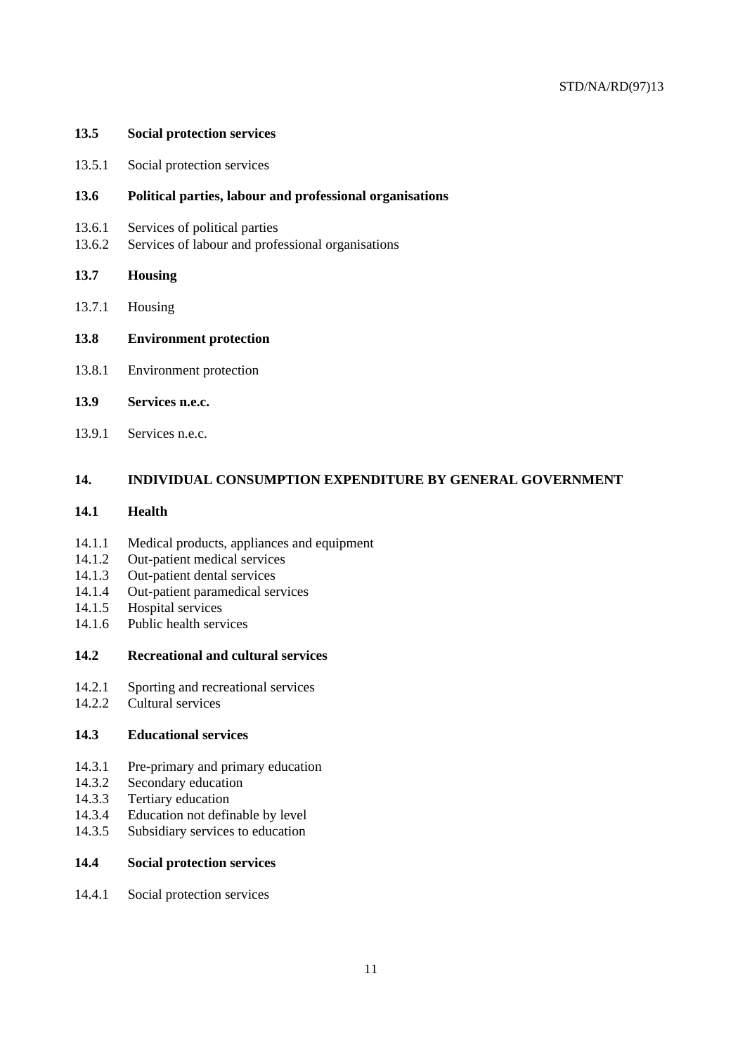### 13.5 Social protection services

13.5.1 Social protection services

### 13.6 Political parties, labour and professional organisations

13.6.1 Services of political parties
13.6.2 Services of labour and professional organisations

### 13.7 Housing

13.7.1 Housing

### 13.8 Environment protection

13.8.1 Environment protection

### 13.9 Services n.e.c.

13.9.1 Services n.e.c.

## 14. INDIVIDUAL CONSUMPTION EXPENDITURE BY GENERAL GOVERNMENT

### 14.1 Health

14.1.1 Medical products, appliances and equipment
14.1.2 Out-patient medical services
14.1.3 Out-patient dental services
14.1.4 Out-patient paramedical services
14.1.5 Hospital services
14.1.6 Public health services

### 14.2 Recreational and cultural services

14.2.1 Sporting and recreational services
14.2.2 Cultural services

### 14.3 Educational services

14.3.1 Pre-primary and primary education
14.3.2 Secondary education
14.3.3 Tertiary education
14.3.4 Education not definable by level
14.3.5 Subsidiary services to education

### 14.4 Social protection services

14.4.1 Social protection services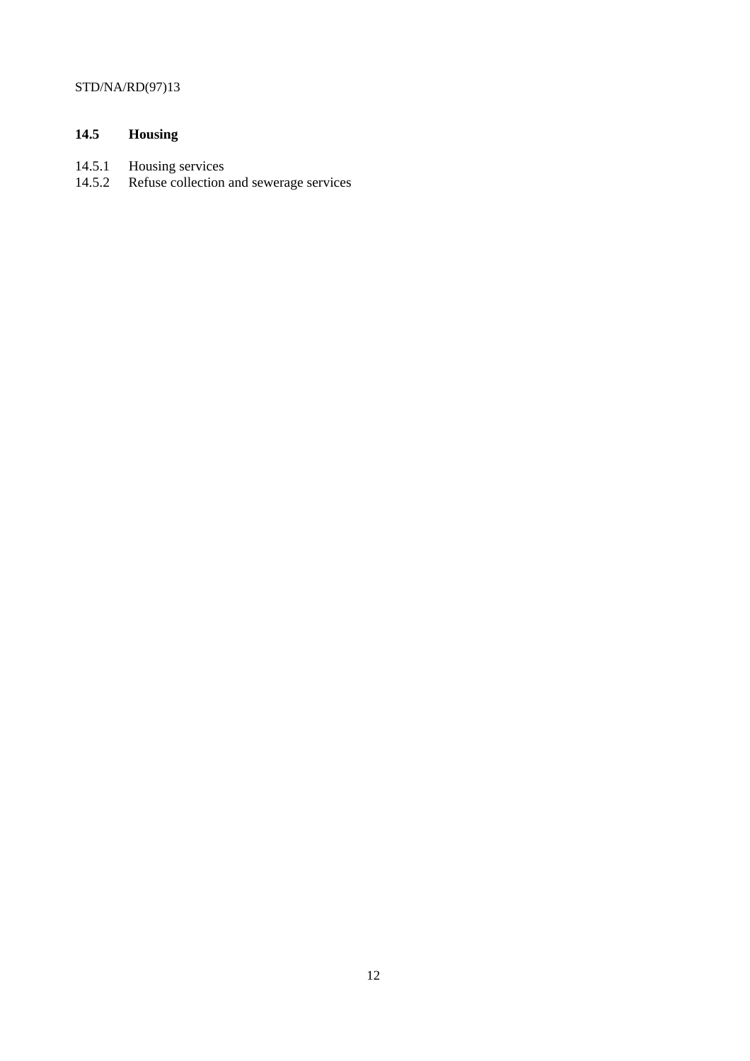### 14.5 Housing

14.5.1 Housing services
14.5.2 Refuse collection and sewerage services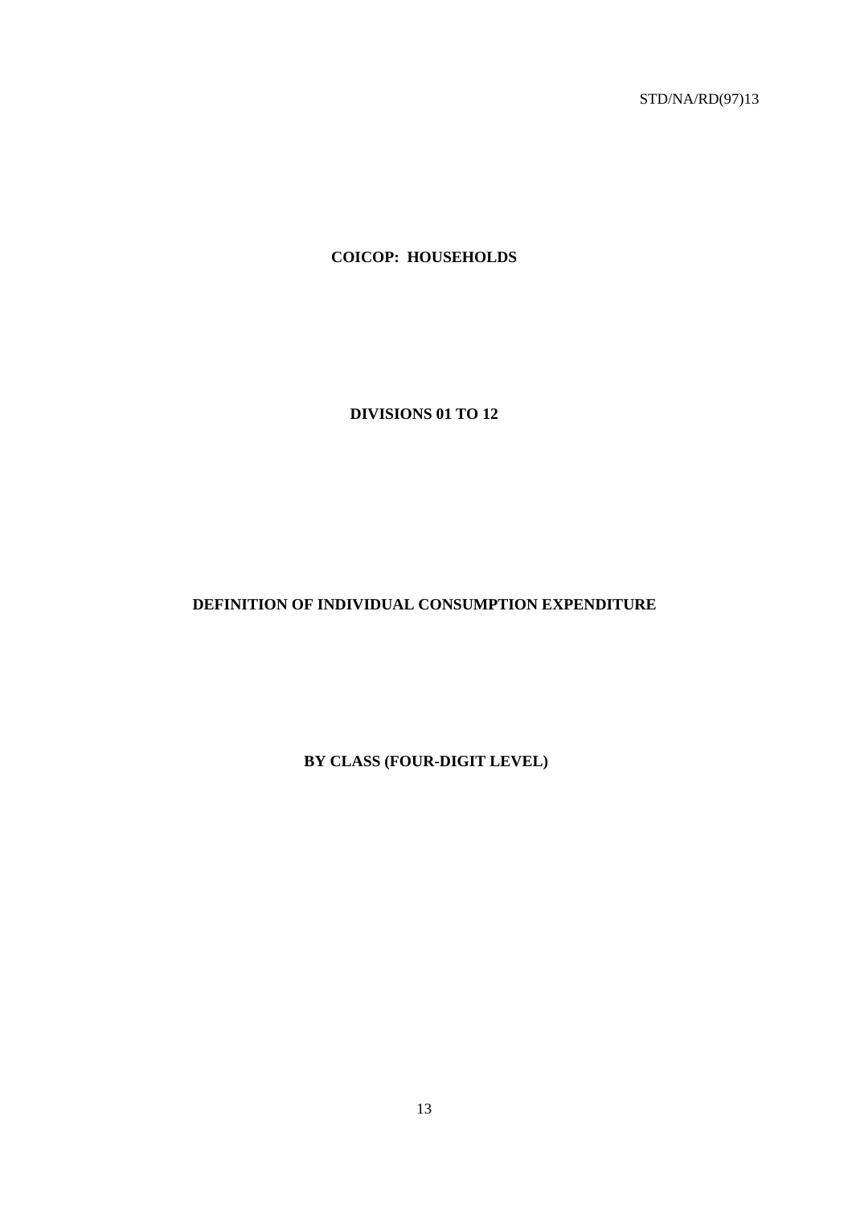# COICOP: HOUSEHOLDS

## DIVISIONS 01 TO 12

## DEFINITION OF INDIVIDUAL CONSUMPTION EXPENDITURE

## BY CLASS (FOUR-DIGIT LEVEL)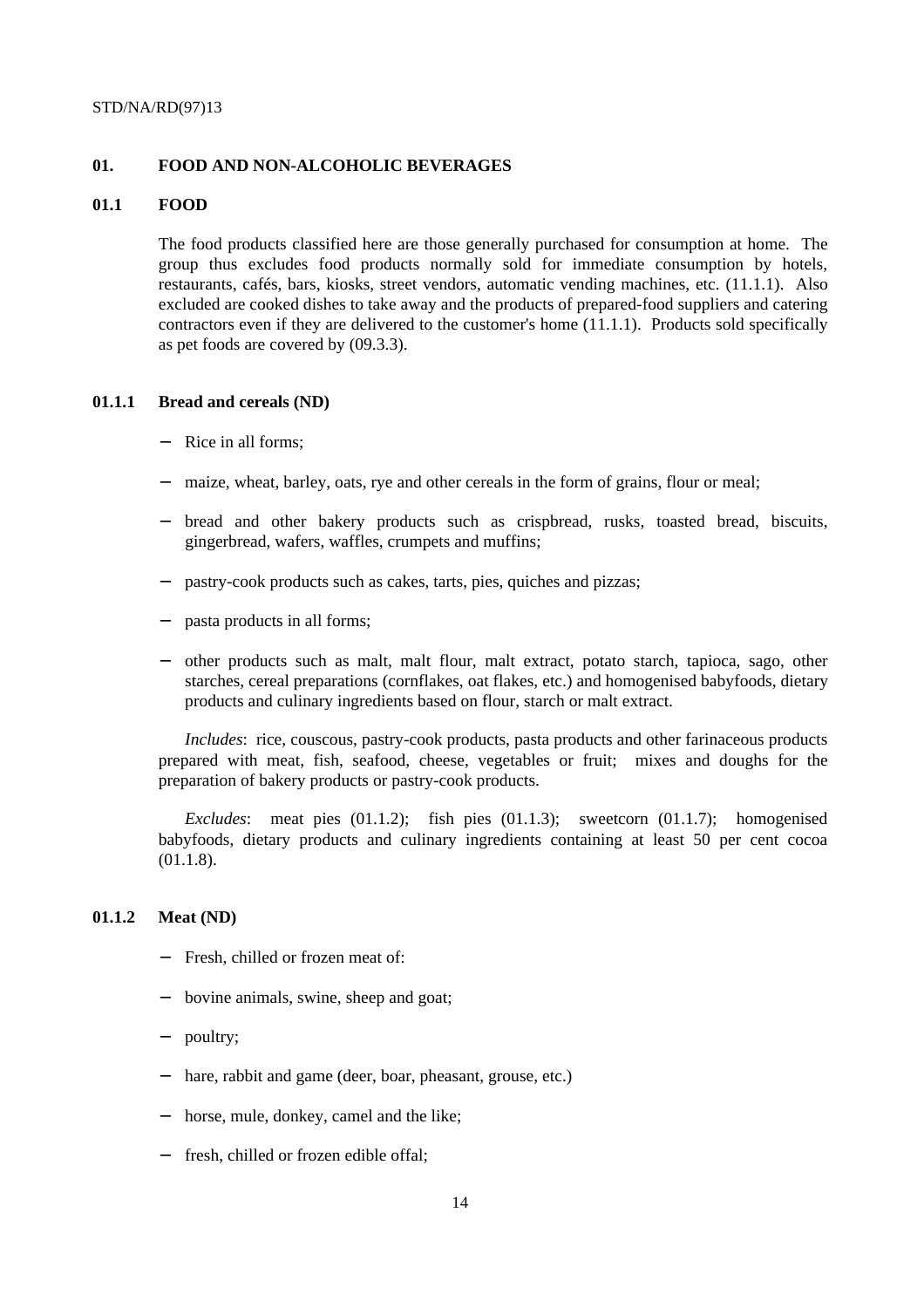## 01. FOOD AND NON-ALCOHOLIC BEVERAGES

### 01.1 FOOD

The food products classified here are those generally purchased for consumption at home. The group thus excludes food products normally sold for immediate consumption by hotels, restaurants, cafés, bars, kiosks, street vendors, automatic vending machines, etc. (11.1.1). Also excluded are cooked dishes to take away and the products of prepared-food suppliers and catering contractors even if they are delivered to the customer's home (11.1.1). Products sold specifically as pet foods are covered by (09.3.3).

#### 01.1.1 Bread and cereals (ND)

- Rice in all forms;
- maize, wheat, barley, oats, rye and other cereals in the form of grains, flour or meal;
- bread and other bakery products such as crispbread, rusks, toasted bread, biscuits, gingerbread, wafers, waffles, crumpets and muffins;
- pastry-cook products such as cakes, tarts, pies, quiches and pizzas;
- pasta products in all forms;
- other products such as malt, malt flour, malt extract, potato starch, tapioca, sago, other starches, cereal preparations (cornflakes, oat flakes, etc.) and homogenised babyfoods, dietary products and culinary ingredients based on flour, starch or malt extract.

*Includes*: rice, couscous, pastry-cook products, pasta products and other farinaceous products prepared with meat, fish, seafood, cheese, vegetables or fruit; mixes and doughs for the preparation of bakery products or pastry-cook products.

*Excludes*: meat pies (01.1.2); fish pies (01.1.3); sweetcorn (01.1.7); homogenised babyfoods, dietary products and culinary ingredients containing at least 50 per cent cocoa (01.1.8).

#### 01.1.2 Meat (ND)

- Fresh, chilled or frozen meat of:
- bovine animals, swine, sheep and goat;
- poultry;
- hare, rabbit and game (deer, boar, pheasant, grouse, etc.)
- horse, mule, donkey, camel and the like;
- fresh, chilled or frozen edible offal;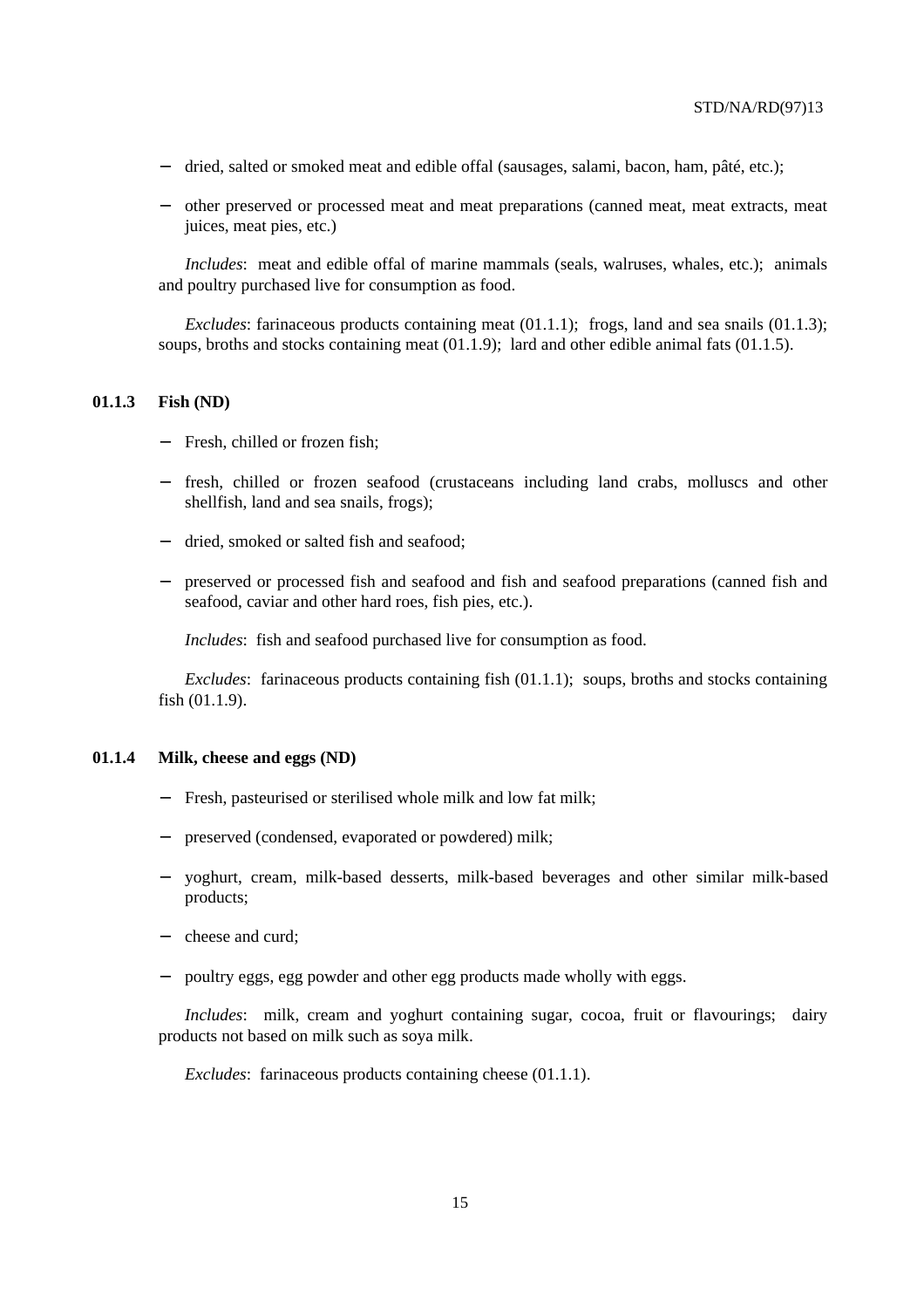- dried, salted or smoked meat and edible offal (sausages, salami, bacon, ham, pâté, etc.);
- other preserved or processed meat and meat preparations (canned meat, meat extracts, meat juices, meat pies, etc.)

*Includes*: meat and edible offal of marine mammals (seals, walruses, whales, etc.); animals and poultry purchased live for consumption as food.

*Excludes*: farinaceous products containing meat (01.1.1); frogs, land and sea snails (01.1.3); soups, broths and stocks containing meat (01.1.9); lard and other edible animal fats (01.1.5).

### 01.1.3 Fish (ND)

- Fresh, chilled or frozen fish;
- fresh, chilled or frozen seafood (crustaceans including land crabs, molluscs and other shellfish, land and sea snails, frogs);
- dried, smoked or salted fish and seafood;
- preserved or processed fish and seafood and fish and seafood preparations (canned fish and seafood, caviar and other hard roes, fish pies, etc.).

*Includes*: fish and seafood purchased live for consumption as food.

*Excludes*: farinaceous products containing fish (01.1.1); soups, broths and stocks containing fish (01.1.9).

### 01.1.4 Milk, cheese and eggs (ND)

- Fresh, pasteurised or sterilised whole milk and low fat milk;
- preserved (condensed, evaporated or powdered) milk;
- yoghurt, cream, milk-based desserts, milk-based beverages and other similar milk-based products;
- cheese and curd;
- poultry eggs, egg powder and other egg products made wholly with eggs.

*Includes*: milk, cream and yoghurt containing sugar, cocoa, fruit or flavourings; dairy products not based on milk such as soya milk.

*Excludes*: farinaceous products containing cheese (01.1.1).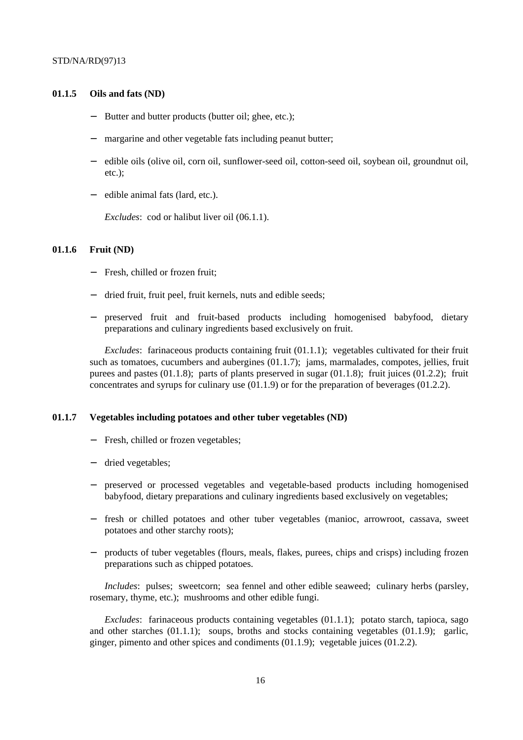### 01.1.5 Oils and fats (ND)

- Butter and butter products (butter oil; ghee, etc.);
- margarine and other vegetable fats including peanut butter;
- edible oils (olive oil, corn oil, sunflower-seed oil, cotton-seed oil, soybean oil, groundnut oil, etc.);
- edible animal fats (lard, etc.).

*Excludes*: cod or halibut liver oil (06.1.1).

### 01.1.6 Fruit (ND)

- Fresh, chilled or frozen fruit;
- dried fruit, fruit peel, fruit kernels, nuts and edible seeds;
- preserved fruit and fruit-based products including homogenised babyfood, dietary preparations and culinary ingredients based exclusively on fruit.

*Excludes*: farinaceous products containing fruit (01.1.1); vegetables cultivated for their fruit such as tomatoes, cucumbers and aubergines (01.1.7); jams, marmalades, compotes, jellies, fruit purees and pastes (01.1.8); parts of plants preserved in sugar (01.1.8); fruit juices (01.2.2); fruit concentrates and syrups for culinary use (01.1.9) or for the preparation of beverages (01.2.2).

### 01.1.7 Vegetables including potatoes and other tuber vegetables (ND)

- Fresh, chilled or frozen vegetables;
- dried vegetables;
- preserved or processed vegetables and vegetable-based products including homogenised babyfood, dietary preparations and culinary ingredients based exclusively on vegetables;
- fresh or chilled potatoes and other tuber vegetables (manioc, arrowroot, cassava, sweet potatoes and other starchy roots);
- products of tuber vegetables (flours, meals, flakes, purees, chips and crisps) including frozen preparations such as chipped potatoes.

*Includes*: pulses; sweetcorn; sea fennel and other edible seaweed; culinary herbs (parsley, rosemary, thyme, etc.); mushrooms and other edible fungi.

*Excludes*: farinaceous products containing vegetables (01.1.1); potato starch, tapioca, sago and other starches (01.1.1); soups, broths and stocks containing vegetables (01.1.9); garlic, ginger, pimento and other spices and condiments (01.1.9); vegetable juices (01.2.2).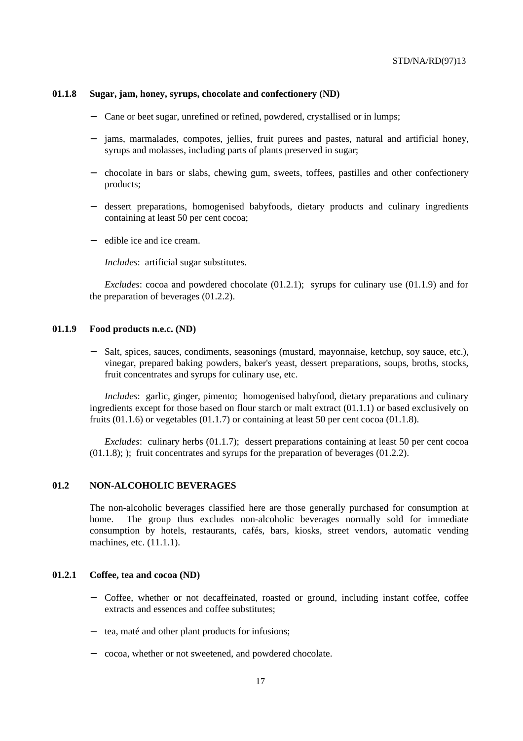### 01.1.8 Sugar, jam, honey, syrups, chocolate and confectionery (ND)

- Cane or beet sugar, unrefined or refined, powdered, crystallised or in lumps;
- jams, marmalades, compotes, jellies, fruit purees and pastes, natural and artificial honey, syrups and molasses, including parts of plants preserved in sugar;
- chocolate in bars or slabs, chewing gum, sweets, toffees, pastilles and other confectionery products;
- dessert preparations, homogenised babyfoods, dietary products and culinary ingredients containing at least 50 per cent cocoa;
- edible ice and ice cream.

*Includes*: artificial sugar substitutes.

*Excludes*: cocoa and powdered chocolate (01.2.1); syrups for culinary use (01.1.9) and for the preparation of beverages (01.2.2).

### 01.1.9 Food products n.e.c. (ND)

- Salt, spices, sauces, condiments, seasonings (mustard, mayonnaise, ketchup, soy sauce, etc.), vinegar, prepared baking powders, baker's yeast, dessert preparations, soups, broths, stocks, fruit concentrates and syrups for culinary use, etc.

*Includes*: garlic, ginger, pimento; homogenised babyfood, dietary preparations and culinary ingredients except for those based on flour starch or malt extract (01.1.1) or based exclusively on fruits (01.1.6) or vegetables (01.1.7) or containing at least 50 per cent cocoa (01.1.8).

*Excludes*: culinary herbs (01.1.7); dessert preparations containing at least 50 per cent cocoa (01.1.8); ); fruit concentrates and syrups for the preparation of beverages (01.2.2).

## 01.2 NON-ALCOHOLIC BEVERAGES

The non-alcoholic beverages classified here are those generally purchased for consumption at home. The group thus excludes non-alcoholic beverages normally sold for immediate consumption by hotels, restaurants, cafés, bars, kiosks, street vendors, automatic vending machines, etc. (11.1.1).

### 01.2.1 Coffee, tea and cocoa (ND)

- Coffee, whether or not decaffeinated, roasted or ground, including instant coffee, coffee extracts and essences and coffee substitutes;
- tea, maté and other plant products for infusions;
- cocoa, whether or not sweetened, and powdered chocolate.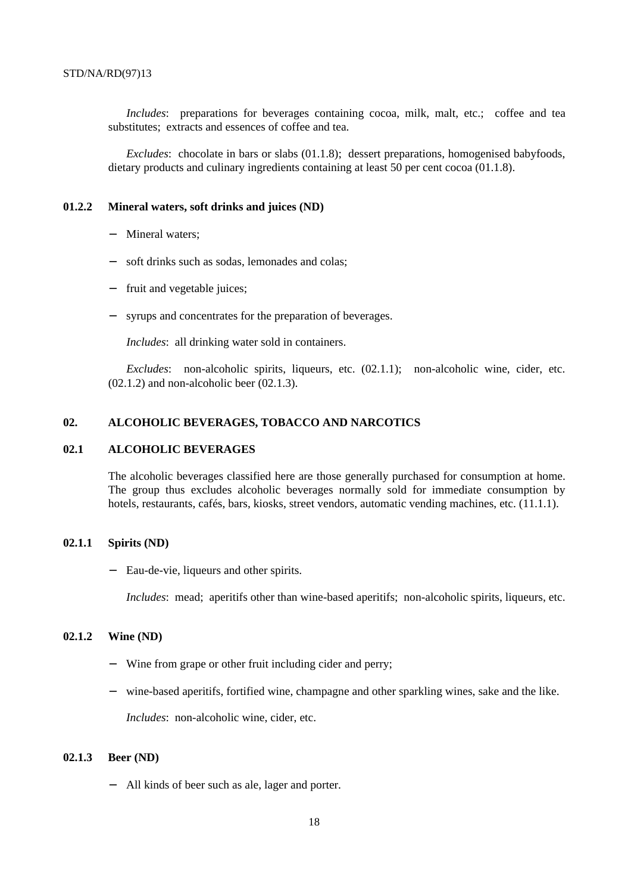*Includes*: preparations for beverages containing cocoa, milk, malt, etc.; coffee and tea substitutes; extracts and essences of coffee and tea.

*Excludes*: chocolate in bars or slabs (01.1.8); dessert preparations, homogenised babyfoods, dietary products and culinary ingredients containing at least 50 per cent cocoa (01.1.8).

### 01.2.2 Mineral waters, soft drinks and juices (ND)

- Mineral waters;
- soft drinks such as sodas, lemonades and colas;
- fruit and vegetable juices;
- syrups and concentrates for the preparation of beverages.

*Includes*: all drinking water sold in containers.

*Excludes*: non-alcoholic spirits, liqueurs, etc. (02.1.1); non-alcoholic wine, cider, etc. (02.1.2) and non-alcoholic beer (02.1.3).

## 02. ALCOHOLIC BEVERAGES, TOBACCO AND NARCOTICS

## 02.1 ALCOHOLIC BEVERAGES

The alcoholic beverages classified here are those generally purchased for consumption at home. The group thus excludes alcoholic beverages normally sold for immediate consumption by hotels, restaurants, cafés, bars, kiosks, street vendors, automatic vending machines, etc. (11.1.1).

### 02.1.1 Spirits (ND)

- Eau-de-vie, liqueurs and other spirits.

*Includes*: mead; aperitifs other than wine-based aperitifs; non-alcoholic spirits, liqueurs, etc.

### 02.1.2 Wine (ND)

- Wine from grape or other fruit including cider and perry;
- wine-based aperitifs, fortified wine, champagne and other sparkling wines, sake and the like.

*Includes*: non-alcoholic wine, cider, etc.

### 02.1.3 Beer (ND)

- All kinds of beer such as ale, lager and porter.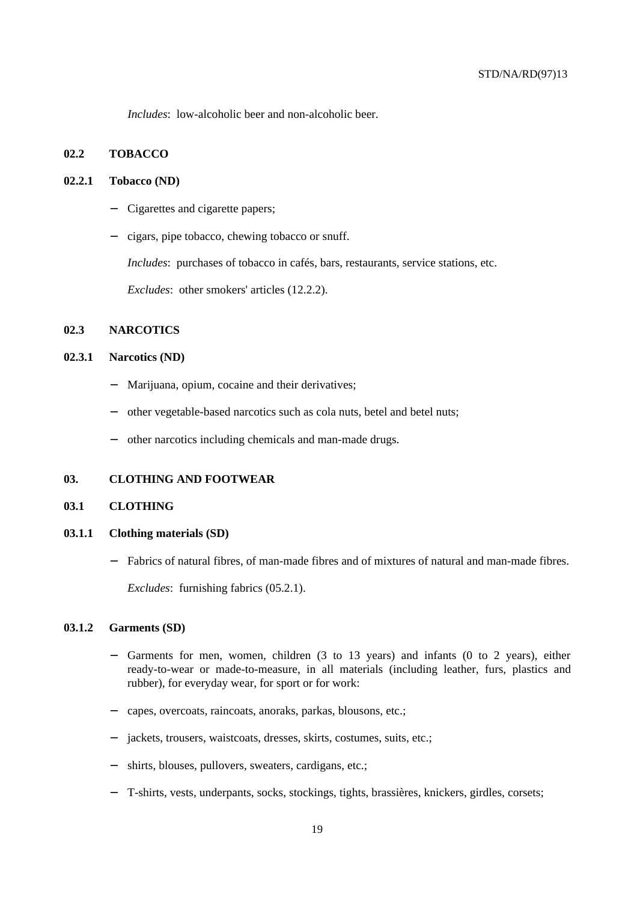*Includes*: low-alcoholic beer and non-alcoholic beer.

### 02.2 TOBACCO

#### 02.2.1 Tobacco (ND)

- Cigarettes and cigarette papers;
- cigars, pipe tobacco, chewing tobacco or snuff.

  *Includes*: purchases of tobacco in cafés, bars, restaurants, service stations, etc.

  *Excludes*: other smokers' articles (12.2.2).

### 02.3 NARCOTICS

#### 02.3.1 Narcotics (ND)

- Marijuana, opium, cocaine and their derivatives;
- other vegetable-based narcotics such as cola nuts, betel and betel nuts;
- other narcotics including chemicals and man-made drugs.

## 03. CLOTHING AND FOOTWEAR

### 03.1 CLOTHING

#### 03.1.1 Clothing materials (SD)

- Fabrics of natural fibres, of man-made fibres and of mixtures of natural and man-made fibres.

  *Excludes*: furnishing fabrics (05.2.1).

#### 03.1.2 Garments (SD)

- Garments for men, women, children (3 to 13 years) and infants (0 to 2 years), either ready-to-wear or made-to-measure, in all materials (including leather, furs, plastics and rubber), for everyday wear, for sport or for work:
- capes, overcoats, raincoats, anoraks, parkas, blousons, etc.;
- jackets, trousers, waistcoats, dresses, skirts, costumes, suits, etc.;
- shirts, blouses, pullovers, sweaters, cardigans, etc.;
- T-shirts, vests, underpants, socks, stockings, tights, brassières, knickers, girdles, corsets;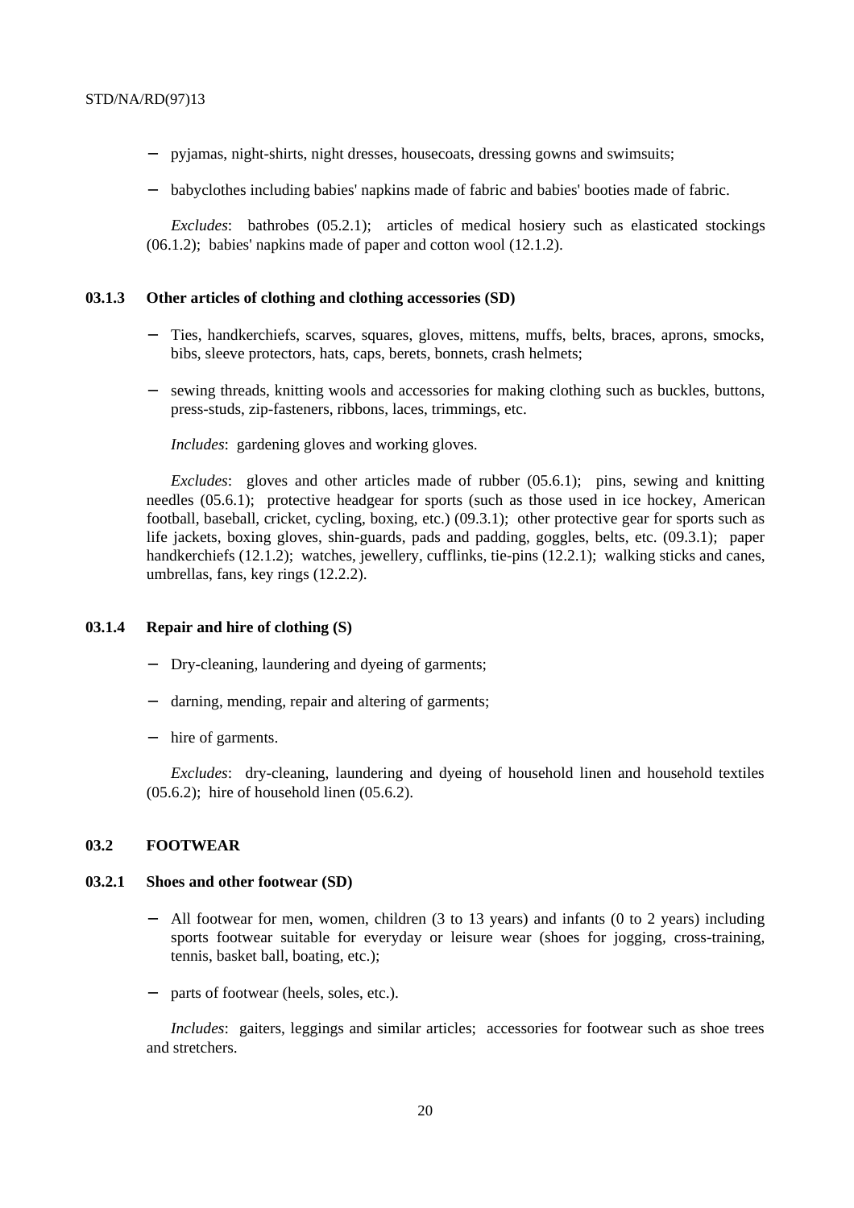- pyjamas, night-shirts, night dresses, housecoats, dressing gowns and swimsuits;
- babyclothes including babies' napkins made of fabric and babies' booties made of fabric.

*Excludes*: bathrobes (05.2.1); articles of medical hosiery such as elasticated stockings (06.1.2); babies' napkins made of paper and cotton wool (12.1.2).

### 03.1.3 Other articles of clothing and clothing accessories (SD)

- Ties, handkerchiefs, scarves, squares, gloves, mittens, muffs, belts, braces, aprons, smocks, bibs, sleeve protectors, hats, caps, berets, bonnets, crash helmets;
- sewing threads, knitting wools and accessories for making clothing such as buckles, buttons, press-studs, zip-fasteners, ribbons, laces, trimmings, etc.

*Includes*: gardening gloves and working gloves.

*Excludes*: gloves and other articles made of rubber (05.6.1); pins, sewing and knitting needles (05.6.1); protective headgear for sports (such as those used in ice hockey, American football, baseball, cricket, cycling, boxing, etc.) (09.3.1); other protective gear for sports such as life jackets, boxing gloves, shin-guards, pads and padding, goggles, belts, etc. (09.3.1); paper handkerchiefs (12.1.2); watches, jewellery, cufflinks, tie-pins (12.2.1); walking sticks and canes, umbrellas, fans, key rings (12.2.2).

### 03.1.4 Repair and hire of clothing (S)

- Dry-cleaning, laundering and dyeing of garments;
- darning, mending, repair and altering of garments;
- hire of garments.

*Excludes*: dry-cleaning, laundering and dyeing of household linen and household textiles (05.6.2); hire of household linen (05.6.2).

## 03.2 FOOTWEAR

### 03.2.1 Shoes and other footwear (SD)

- All footwear for men, women, children (3 to 13 years) and infants (0 to 2 years) including sports footwear suitable for everyday or leisure wear (shoes for jogging, cross-training, tennis, basket ball, boating, etc.);
- parts of footwear (heels, soles, etc.).

*Includes*: gaiters, leggings and similar articles; accessories for footwear such as shoe trees and stretchers.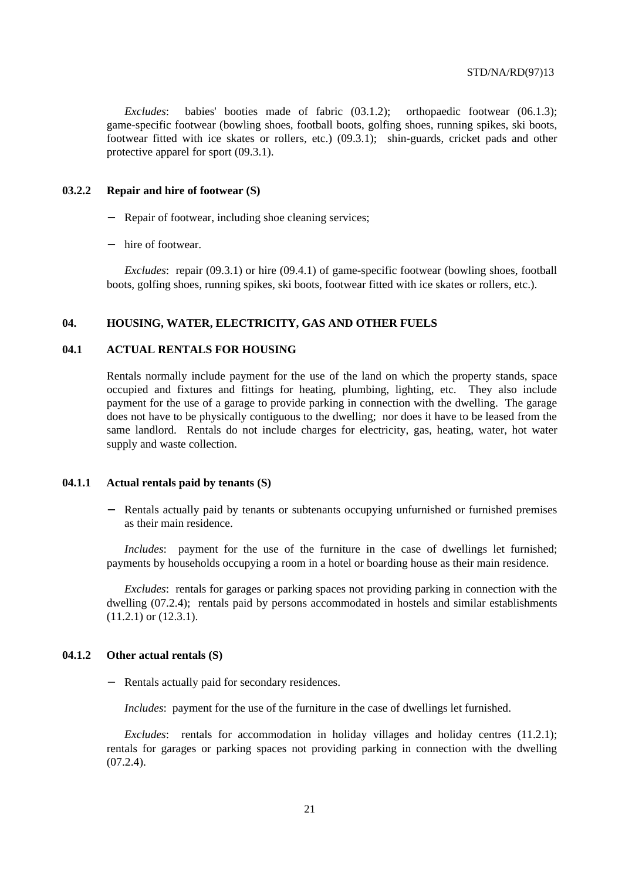*Excludes*: babies' booties made of fabric (03.1.2); orthopaedic footwear (06.1.3); game-specific footwear (bowling shoes, football boots, golfing shoes, running spikes, ski boots, footwear fitted with ice skates or rollers, etc.) (09.3.1); shin-guards, cricket pads and other protective apparel for sport (09.3.1).

### 03.2.2 Repair and hire of footwear (S)

- Repair of footwear, including shoe cleaning services;
- hire of footwear.

*Excludes*: repair (09.3.1) or hire (09.4.1) of game-specific footwear (bowling shoes, football boots, golfing shoes, running spikes, ski boots, footwear fitted with ice skates or rollers, etc.).

## 04. HOUSING, WATER, ELECTRICITY, GAS AND OTHER FUELS

## 04.1 ACTUAL RENTALS FOR HOUSING

Rentals normally include payment for the use of the land on which the property stands, space occupied and fixtures and fittings for heating, plumbing, lighting, etc. They also include payment for the use of a garage to provide parking in connection with the dwelling. The garage does not have to be physically contiguous to the dwelling; nor does it have to be leased from the same landlord. Rentals do not include charges for electricity, gas, heating, water, hot water supply and waste collection.

### 04.1.1 Actual rentals paid by tenants (S)

- Rentals actually paid by tenants or subtenants occupying unfurnished or furnished premises as their main residence.

*Includes*: payment for the use of the furniture in the case of dwellings let furnished; payments by households occupying a room in a hotel or boarding house as their main residence.

*Excludes*: rentals for garages or parking spaces not providing parking in connection with the dwelling (07.2.4); rentals paid by persons accommodated in hostels and similar establishments (11.2.1) or (12.3.1).

### 04.1.2 Other actual rentals (S)

- Rentals actually paid for secondary residences.

*Includes*: payment for the use of the furniture in the case of dwellings let furnished.

*Excludes*: rentals for accommodation in holiday villages and holiday centres (11.2.1); rentals for garages or parking spaces not providing parking in connection with the dwelling (07.2.4).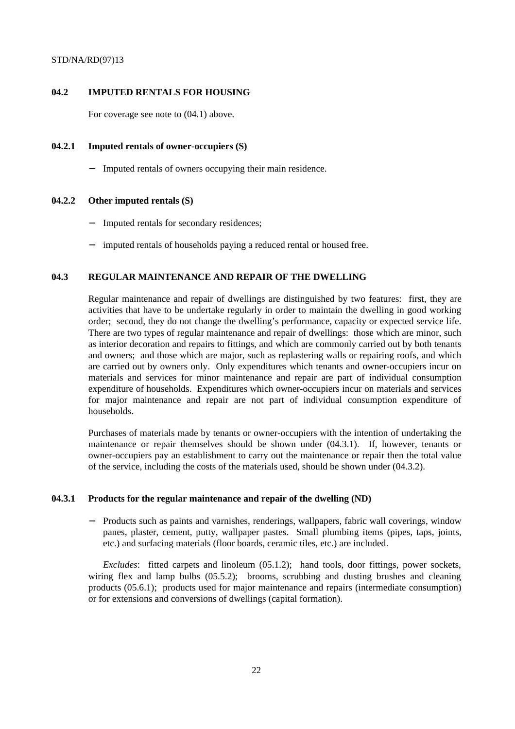## 04.2 IMPUTED RENTALS FOR HOUSING

For coverage see note to (04.1) above.

### 04.2.1 Imputed rentals of owner-occupiers (S)

- Imputed rentals of owners occupying their main residence.

### 04.2.2 Other imputed rentals (S)

- Imputed rentals for secondary residences;
- imputed rentals of households paying a reduced rental or housed free.

## 04.3 REGULAR MAINTENANCE AND REPAIR OF THE DWELLING

Regular maintenance and repair of dwellings are distinguished by two features: first, they are activities that have to be undertake regularly in order to maintain the dwelling in good working order; second, they do not change the dwelling's performance, capacity or expected service life. There are two types of regular maintenance and repair of dwellings: those which are minor, such as interior decoration and repairs to fittings, and which are commonly carried out by both tenants and owners; and those which are major, such as replastering walls or repairing roofs, and which are carried out by owners only. Only expenditures which tenants and owner-occupiers incur on materials and services for minor maintenance and repair are part of individual consumption expenditure of households. Expenditures which owner-occupiers incur on materials and services for major maintenance and repair are not part of individual consumption expenditure of households.

Purchases of materials made by tenants or owner-occupiers with the intention of undertaking the maintenance or repair themselves should be shown under (04.3.1). If, however, tenants or owner-occupiers pay an establishment to carry out the maintenance or repair then the total value of the service, including the costs of the materials used, should be shown under (04.3.2).

### 04.3.1 Products for the regular maintenance and repair of the dwelling (ND)

- Products such as paints and varnishes, renderings, wallpapers, fabric wall coverings, window panes, plaster, cement, putty, wallpaper pastes. Small plumbing items (pipes, taps, joints, etc.) and surfacing materials (floor boards, ceramic tiles, etc.) are included.

*Excludes*: fitted carpets and linoleum (05.1.2); hand tools, door fittings, power sockets, wiring flex and lamp bulbs (05.5.2); brooms, scrubbing and dusting brushes and cleaning products (05.6.1); products used for major maintenance and repairs (intermediate consumption) or for extensions and conversions of dwellings (capital formation).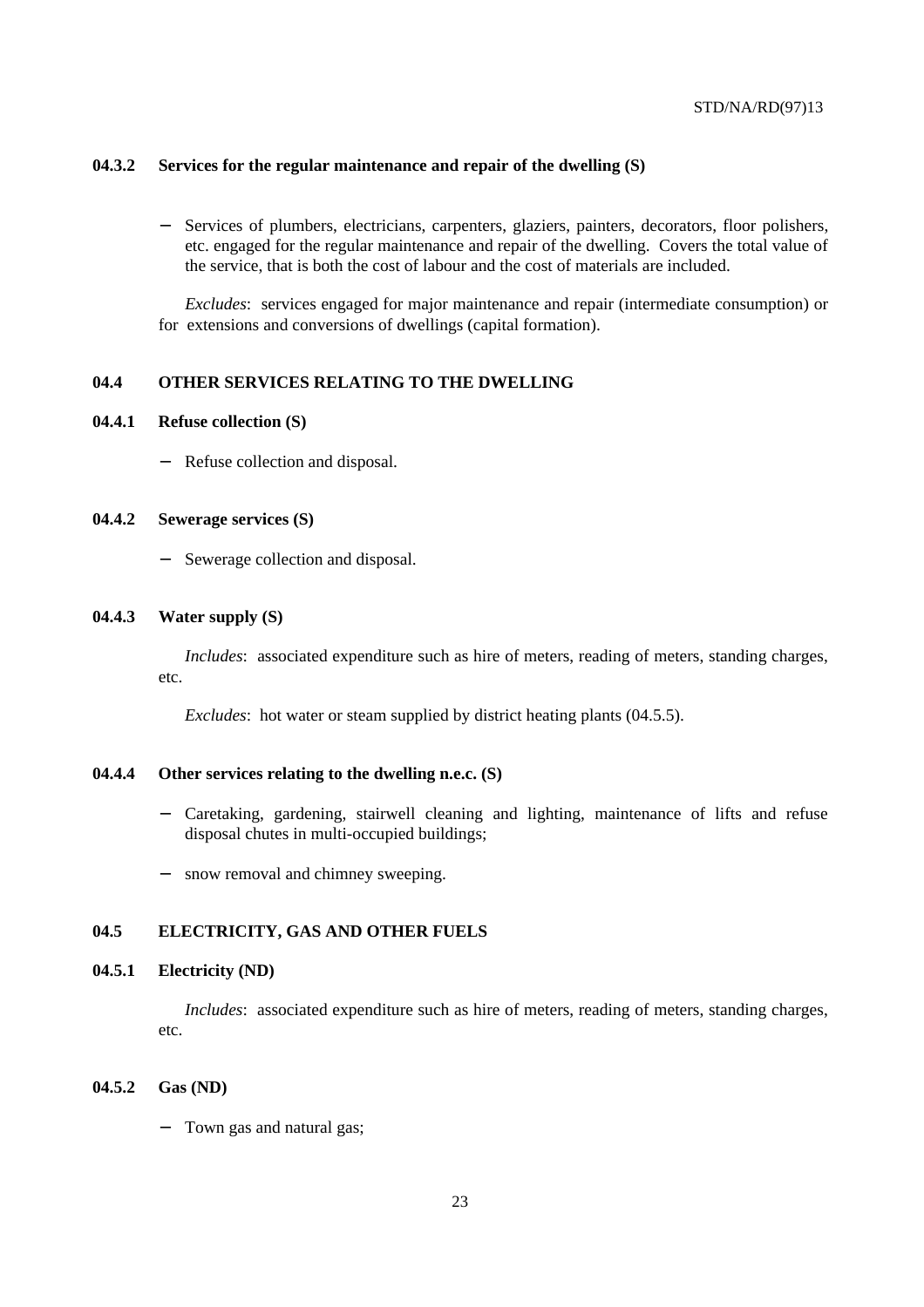**04.3.2 Services for the regular maintenance and repair of the dwelling (S)**

- Services of plumbers, electricians, carpenters, glaziers, painters, decorators, floor polishers, etc. engaged for the regular maintenance and repair of the dwelling. Covers the total value of the service, that is both the cost of labour and the cost of materials are included.

*Excludes*: services engaged for major maintenance and repair (intermediate consumption) or for extensions and conversions of dwellings (capital formation).

**04.4 OTHER SERVICES RELATING TO THE DWELLING**

**04.4.1 Refuse collection (S)**

- Refuse collection and disposal.

**04.4.2 Sewerage services (S)**

- Sewerage collection and disposal.

**04.4.3 Water supply (S)**

*Includes*: associated expenditure such as hire of meters, reading of meters, standing charges, etc.

*Excludes*: hot water or steam supplied by district heating plants (04.5.5).

**04.4.4 Other services relating to the dwelling n.e.c. (S)**

- Caretaking, gardening, stairwell cleaning and lighting, maintenance of lifts and refuse disposal chutes in multi-occupied buildings;
- snow removal and chimney sweeping.

**04.5 ELECTRICITY, GAS AND OTHER FUELS**

**04.5.1 Electricity (ND)**

*Includes*: associated expenditure such as hire of meters, reading of meters, standing charges, etc.

**04.5.2 Gas (ND)**

- Town gas and natural gas;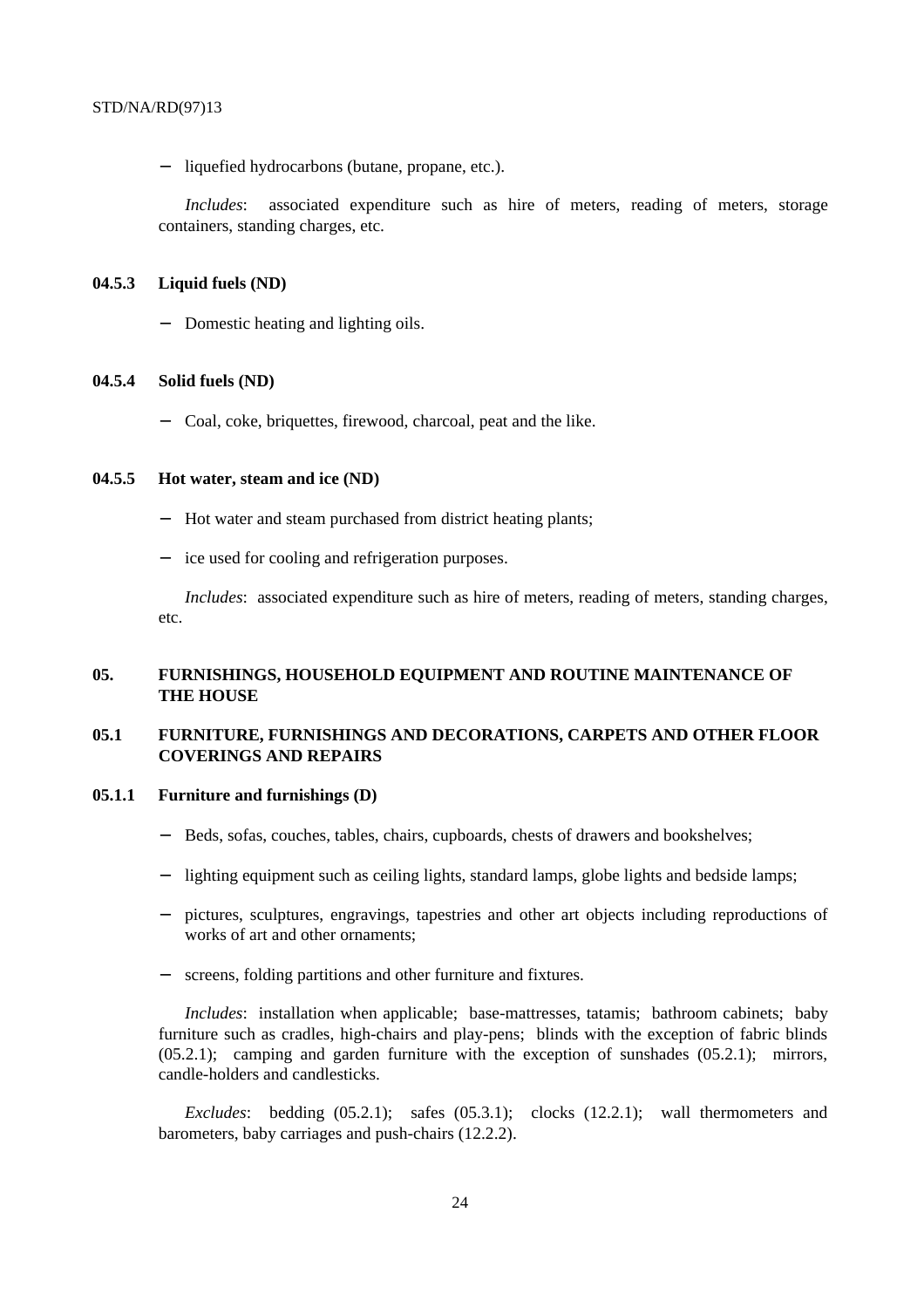- liquefied hydrocarbons (butane, propane, etc.).

*Includes*: associated expenditure such as hire of meters, reading of meters, storage containers, standing charges, etc.

### 04.5.3 Liquid fuels (ND)

- Domestic heating and lighting oils.

### 04.5.4 Solid fuels (ND)

- Coal, coke, briquettes, firewood, charcoal, peat and the like.

### 04.5.5 Hot water, steam and ice (ND)

- Hot water and steam purchased from district heating plants;
- ice used for cooling and refrigeration purposes.

*Includes*: associated expenditure such as hire of meters, reading of meters, standing charges, etc.

## 05. FURNISHINGS, HOUSEHOLD EQUIPMENT AND ROUTINE MAINTENANCE OF THE HOUSE

## 05.1 FURNITURE, FURNISHINGS AND DECORATIONS, CARPETS AND OTHER FLOOR COVERINGS AND REPAIRS

### 05.1.1 Furniture and furnishings (D)

- Beds, sofas, couches, tables, chairs, cupboards, chests of drawers and bookshelves;
- lighting equipment such as ceiling lights, standard lamps, globe lights and bedside lamps;
- pictures, sculptures, engravings, tapestries and other art objects including reproductions of works of art and other ornaments;
- screens, folding partitions and other furniture and fixtures.

*Includes*: installation when applicable; base-mattresses, tatamis; bathroom cabinets; baby furniture such as cradles, high-chairs and play-pens; blinds with the exception of fabric blinds (05.2.1); camping and garden furniture with the exception of sunshades (05.2.1); mirrors, candle-holders and candlesticks.

*Excludes*: bedding (05.2.1); safes (05.3.1); clocks (12.2.1); wall thermometers and barometers, baby carriages and push-chairs (12.2.2).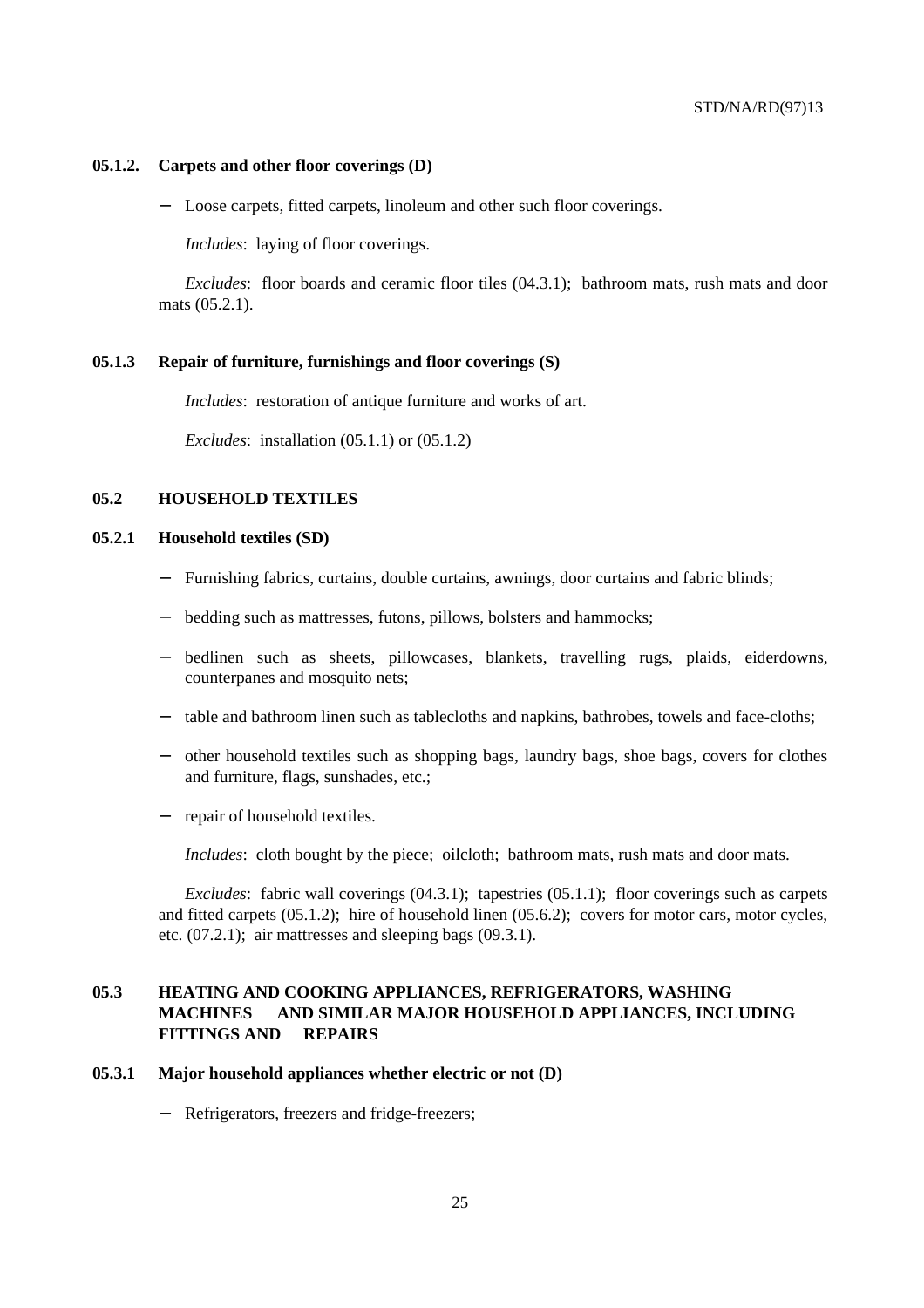### 05.1.2. Carpets and other floor coverings (D)

- Loose carpets, fitted carpets, linoleum and other such floor coverings.

*Includes*: laying of floor coverings.

*Excludes*: floor boards and ceramic floor tiles (04.3.1); bathroom mats, rush mats and door mats (05.2.1).

### 05.1.3 Repair of furniture, furnishings and floor coverings (S)

*Includes*: restoration of antique furniture and works of art.

*Excludes*: installation (05.1.1) or (05.1.2)

## 05.2 HOUSEHOLD TEXTILES

### 05.2.1 Household textiles (SD)

- Furnishing fabrics, curtains, double curtains, awnings, door curtains and fabric blinds;
- bedding such as mattresses, futons, pillows, bolsters and hammocks;
- bedlinen such as sheets, pillowcases, blankets, travelling rugs, plaids, eiderdowns, counterpanes and mosquito nets;
- table and bathroom linen such as tablecloths and napkins, bathrobes, towels and face-cloths;
- other household textiles such as shopping bags, laundry bags, shoe bags, covers for clothes and furniture, flags, sunshades, etc.;
- repair of household textiles.

*Includes*: cloth bought by the piece; oilcloth; bathroom mats, rush mats and door mats.

*Excludes*: fabric wall coverings (04.3.1); tapestries (05.1.1); floor coverings such as carpets and fitted carpets (05.1.2); hire of household linen (05.6.2); covers for motor cars, motor cycles, etc. (07.2.1); air mattresses and sleeping bags (09.3.1).

## 05.3 HEATING AND COOKING APPLIANCES, REFRIGERATORS, WASHING MACHINES AND SIMILAR MAJOR HOUSEHOLD APPLIANCES, INCLUDING FITTINGS AND REPAIRS

### 05.3.1 Major household appliances whether electric or not (D)

- Refrigerators, freezers and fridge-freezers;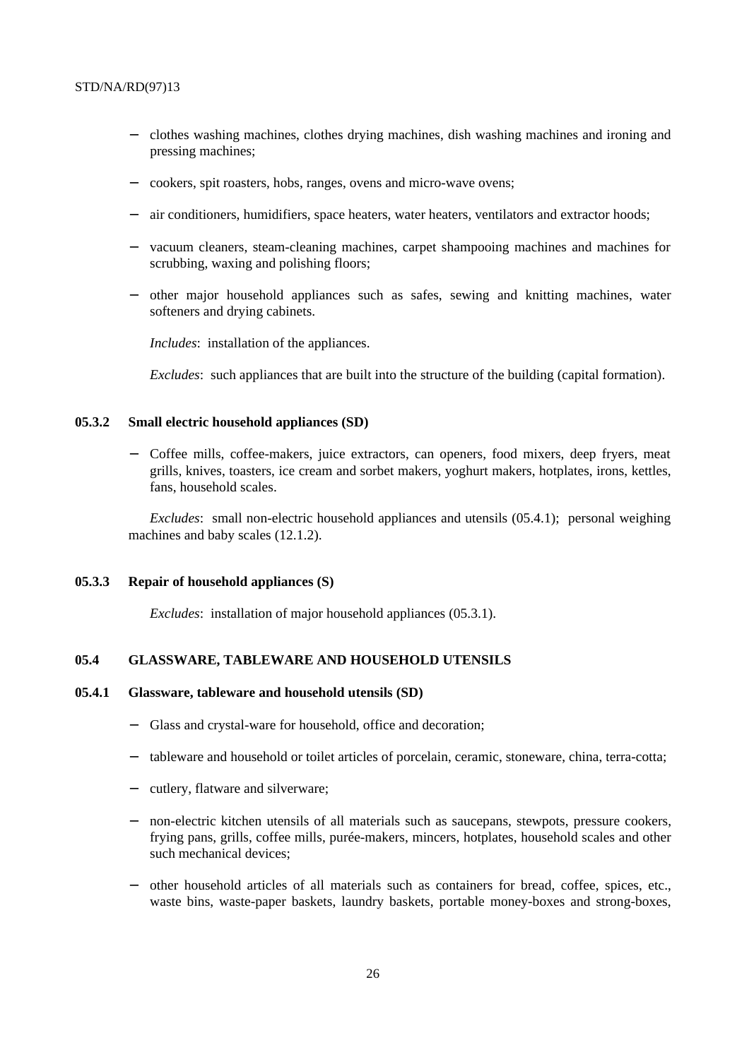- clothes washing machines, clothes drying machines, dish washing machines and ironing and pressing machines;

- cookers, spit roasters, hobs, ranges, ovens and micro-wave ovens;

- air conditioners, humidifiers, space heaters, water heaters, ventilators and extractor hoods;

- vacuum cleaners, steam-cleaning machines, carpet shampooing machines and machines for scrubbing, waxing and polishing floors;

- other major household appliances such as safes, sewing and knitting machines, water softeners and drying cabinets.

  *Includes*: installation of the appliances.

  *Excludes*: such appliances that are built into the structure of the building (capital formation).

### 05.3.2 Small electric household appliances (SD)

- Coffee mills, coffee-makers, juice extractors, can openers, food mixers, deep fryers, meat grills, knives, toasters, ice cream and sorbet makers, yoghurt makers, hotplates, irons, kettles, fans, household scales.

*Excludes*: small non-electric household appliances and utensils (05.4.1); personal weighing machines and baby scales (12.1.2).

### 05.3.3 Repair of household appliances (S)

*Excludes*: installation of major household appliances (05.3.1).

## 05.4 GLASSWARE, TABLEWARE AND HOUSEHOLD UTENSILS

### 05.4.1 Glassware, tableware and household utensils (SD)

- Glass and crystal-ware for household, office and decoration;

- tableware and household or toilet articles of porcelain, ceramic, stoneware, china, terra-cotta;

- cutlery, flatware and silverware;

- non-electric kitchen utensils of all materials such as saucepans, stewpots, pressure cookers, frying pans, grills, coffee mills, purée-makers, mincers, hotplates, household scales and other such mechanical devices;

- other household articles of all materials such as containers for bread, coffee, spices, etc., waste bins, waste-paper baskets, laundry baskets, portable money-boxes and strong-boxes,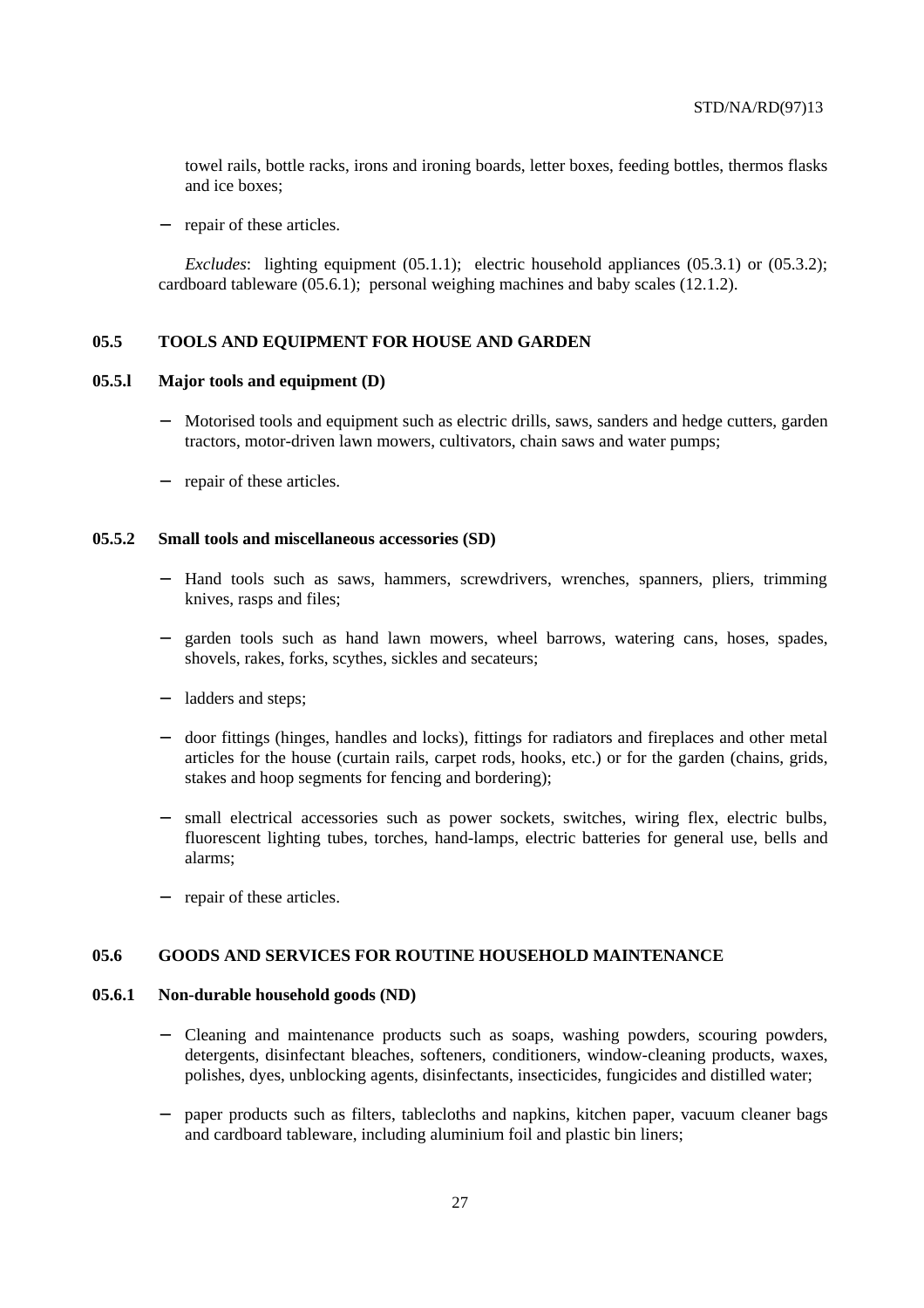towel rails, bottle racks, irons and ironing boards, letter boxes, feeding bottles, thermos flasks and ice boxes;

- repair of these articles.

*Excludes*: lighting equipment (05.1.1); electric household appliances (05.3.1) or (05.3.2); cardboard tableware (05.6.1); personal weighing machines and baby scales (12.1.2).

## 05.5 TOOLS AND EQUIPMENT FOR HOUSE AND GARDEN

### 05.5.l Major tools and equipment (D)

- Motorised tools and equipment such as electric drills, saws, sanders and hedge cutters, garden tractors, motor-driven lawn mowers, cultivators, chain saws and water pumps;
- repair of these articles.

### 05.5.2 Small tools and miscellaneous accessories (SD)

- Hand tools such as saws, hammers, screwdrivers, wrenches, spanners, pliers, trimming knives, rasps and files;
- garden tools such as hand lawn mowers, wheel barrows, watering cans, hoses, spades, shovels, rakes, forks, scythes, sickles and secateurs;
- ladders and steps;
- door fittings (hinges, handles and locks), fittings for radiators and fireplaces and other metal articles for the house (curtain rails, carpet rods, hooks, etc.) or for the garden (chains, grids, stakes and hoop segments for fencing and bordering);
- small electrical accessories such as power sockets, switches, wiring flex, electric bulbs, fluorescent lighting tubes, torches, hand-lamps, electric batteries for general use, bells and alarms;
- repair of these articles.

## 05.6 GOODS AND SERVICES FOR ROUTINE HOUSEHOLD MAINTENANCE

### 05.6.1 Non-durable household goods (ND)

- Cleaning and maintenance products such as soaps, washing powders, scouring powders, detergents, disinfectant bleaches, softeners, conditioners, window-cleaning products, waxes, polishes, dyes, unblocking agents, disinfectants, insecticides, fungicides and distilled water;
- paper products such as filters, tablecloths and napkins, kitchen paper, vacuum cleaner bags and cardboard tableware, including aluminium foil and plastic bin liners;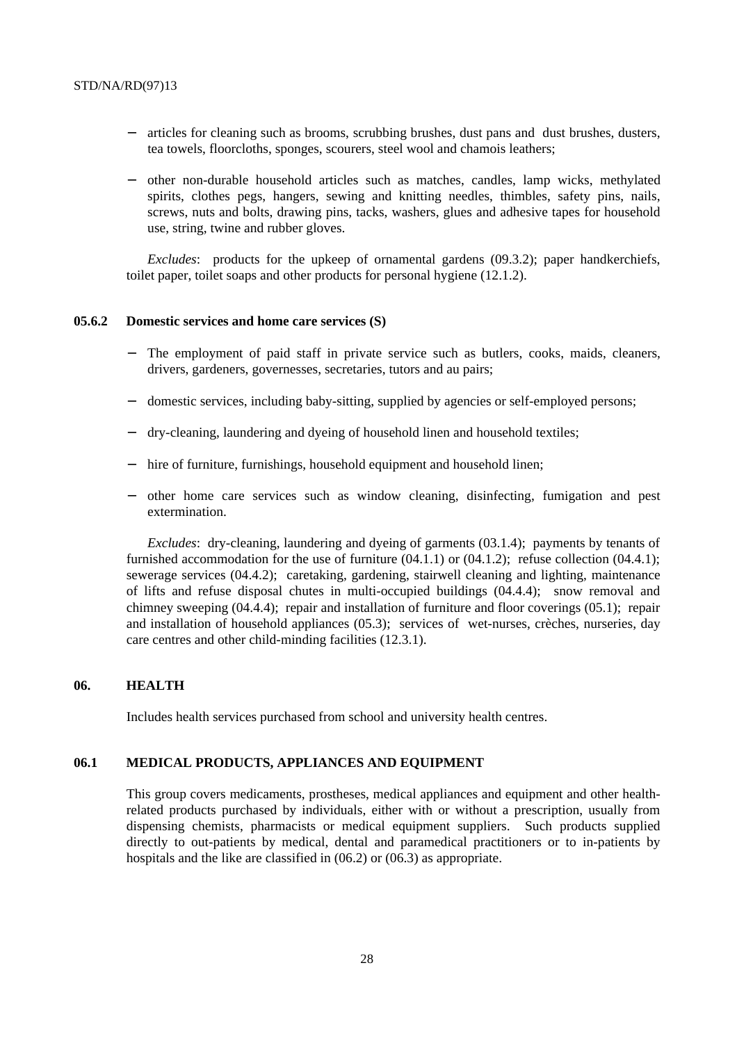- articles for cleaning such as brooms, scrubbing brushes, dust pans and dust brushes, dusters, tea towels, floorcloths, sponges, scourers, steel wool and chamois leathers;

- other non-durable household articles such as matches, candles, lamp wicks, methylated spirits, clothes pegs, hangers, sewing and knitting needles, thimbles, safety pins, nails, screws, nuts and bolts, drawing pins, tacks, washers, glues and adhesive tapes for household use, string, twine and rubber gloves.

*Excludes*: products for the upkeep of ornamental gardens (09.3.2); paper handkerchiefs, toilet paper, toilet soaps and other products for personal hygiene (12.1.2).

#### 05.6.2 Domestic services and home care services (S)

- The employment of paid staff in private service such as butlers, cooks, maids, cleaners, drivers, gardeners, governesses, secretaries, tutors and au pairs;

- domestic services, including baby-sitting, supplied by agencies or self-employed persons;

- dry-cleaning, laundering and dyeing of household linen and household textiles;

- hire of furniture, furnishings, household equipment and household linen;

- other home care services such as window cleaning, disinfecting, fumigation and pest extermination.

*Excludes*: dry-cleaning, laundering and dyeing of garments (03.1.4); payments by tenants of furnished accommodation for the use of furniture (04.1.1) or (04.1.2); refuse collection (04.4.1); sewerage services (04.4.2); caretaking, gardening, stairwell cleaning and lighting, maintenance of lifts and refuse disposal chutes in multi-occupied buildings (04.4.4); snow removal and chimney sweeping (04.4.4); repair and installation of furniture and floor coverings (05.1); repair and installation of household appliances (05.3); services of wet-nurses, crèches, nurseries, day care centres and other child-minding facilities (12.3.1).

## 06. HEALTH

Includes health services purchased from school and university health centres.

### 06.1 MEDICAL PRODUCTS, APPLIANCES AND EQUIPMENT

This group covers medicaments, prostheses, medical appliances and equipment and other health-related products purchased by individuals, either with or without a prescription, usually from dispensing chemists, pharmacists or medical equipment suppliers. Such products supplied directly to out-patients by medical, dental and paramedical practitioners or to in-patients by hospitals and the like are classified in (06.2) or (06.3) as appropriate.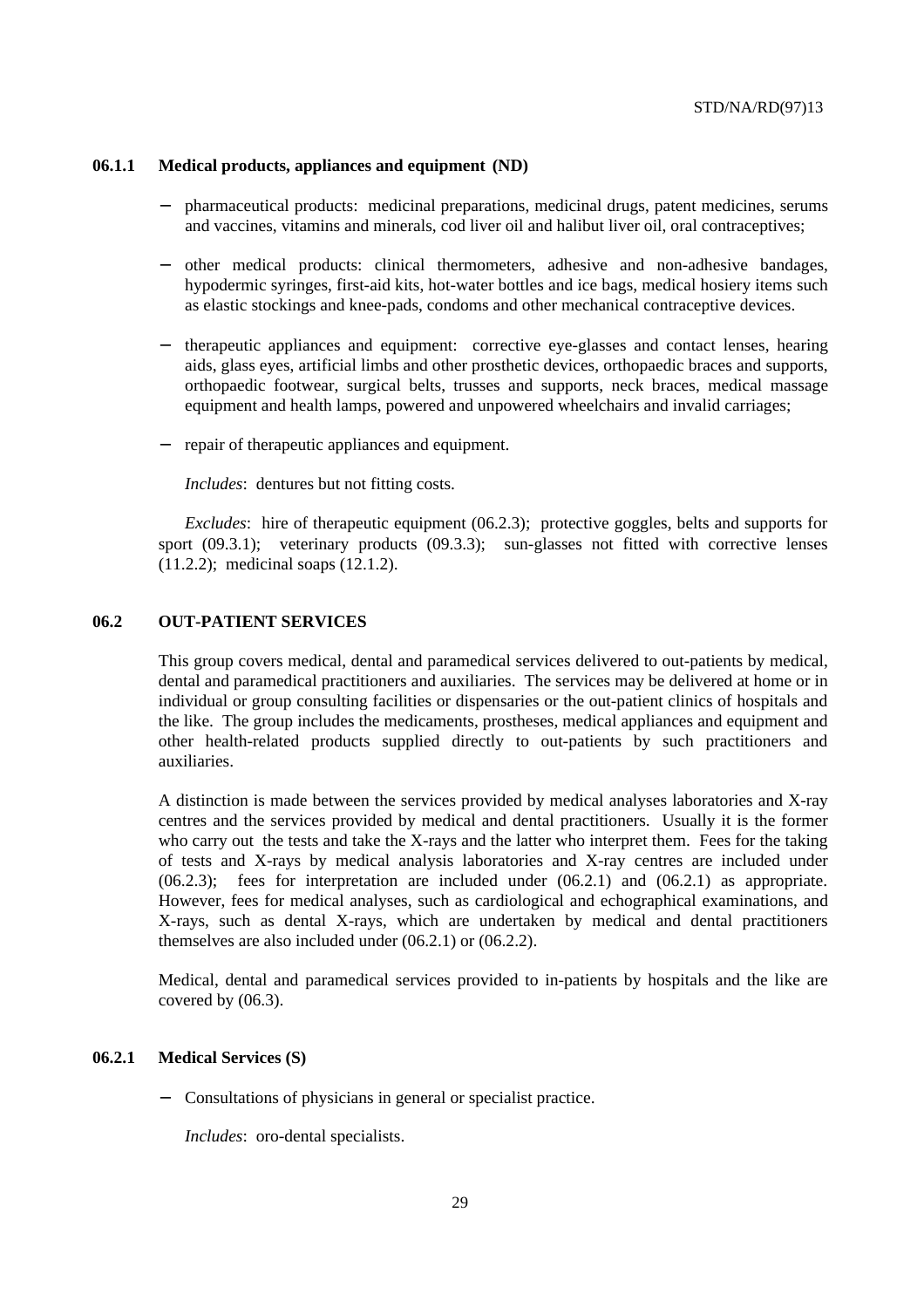### 06.1.1 Medical products, appliances and equipment (ND)

- pharmaceutical products: medicinal preparations, medicinal drugs, patent medicines, serums and vaccines, vitamins and minerals, cod liver oil and halibut liver oil, oral contraceptives;
- other medical products: clinical thermometers, adhesive and non-adhesive bandages, hypodermic syringes, first-aid kits, hot-water bottles and ice bags, medical hosiery items such as elastic stockings and knee-pads, condoms and other mechanical contraceptive devices.
- therapeutic appliances and equipment: corrective eye-glasses and contact lenses, hearing aids, glass eyes, artificial limbs and other prosthetic devices, orthopaedic braces and supports, orthopaedic footwear, surgical belts, trusses and supports, neck braces, medical massage equipment and health lamps, powered and unpowered wheelchairs and invalid carriages;
- repair of therapeutic appliances and equipment.

*Includes*: dentures but not fitting costs.

*Excludes*: hire of therapeutic equipment (06.2.3); protective goggles, belts and supports for sport (09.3.1); veterinary products (09.3.3); sun-glasses not fitted with corrective lenses (11.2.2); medicinal soaps (12.1.2).

## 06.2 OUT-PATIENT SERVICES

This group covers medical, dental and paramedical services delivered to out-patients by medical, dental and paramedical practitioners and auxiliaries. The services may be delivered at home or in individual or group consulting facilities or dispensaries or the out-patient clinics of hospitals and the like. The group includes the medicaments, prostheses, medical appliances and equipment and other health-related products supplied directly to out-patients by such practitioners and auxiliaries.

A distinction is made between the services provided by medical analyses laboratories and X-ray centres and the services provided by medical and dental practitioners. Usually it is the former who carry out the tests and take the X-rays and the latter who interpret them. Fees for the taking of tests and X-rays by medical analysis laboratories and X-ray centres are included under (06.2.3); fees for interpretation are included under (06.2.1) and (06.2.1) as appropriate. However, fees for medical analyses, such as cardiological and echographical examinations, and X-rays, such as dental X-rays, which are undertaken by medical and dental practitioners themselves are also included under (06.2.1) or (06.2.2).

Medical, dental and paramedical services provided to in-patients by hospitals and the like are covered by (06.3).

### 06.2.1 Medical Services (S)

- Consultations of physicians in general or specialist practice.

*Includes*: oro-dental specialists.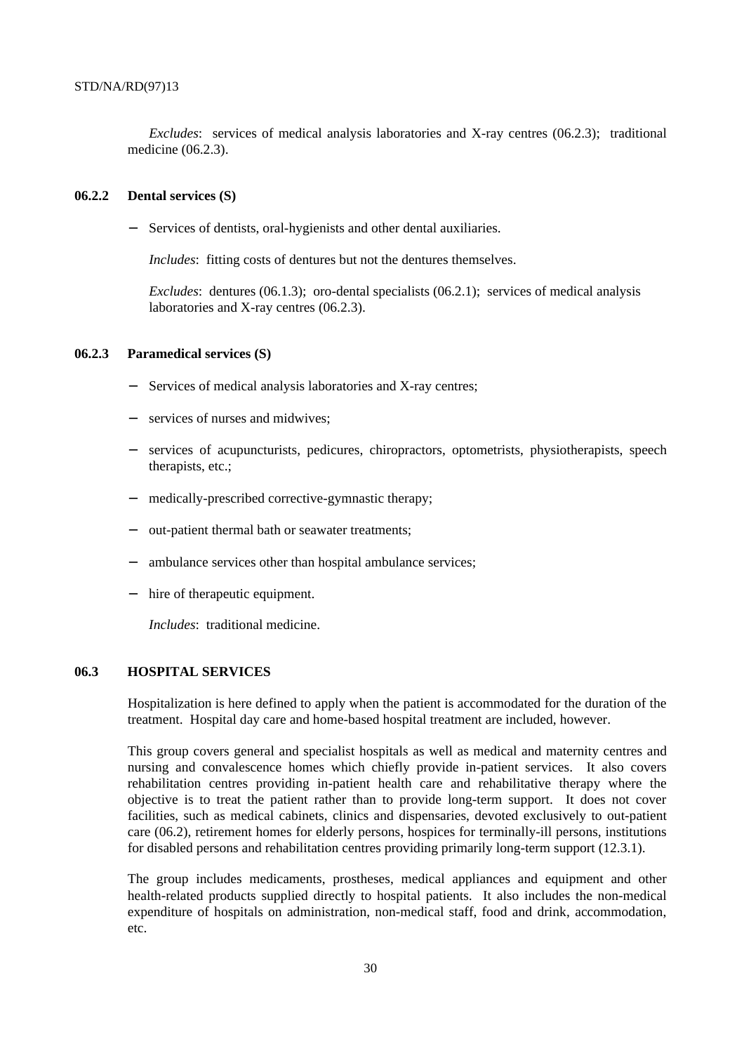*Excludes*: services of medical analysis laboratories and X-ray centres (06.2.3); traditional medicine (06.2.3).

### 06.2.2 Dental services (S)

- Services of dentists, oral-hygienists and other dental auxiliaries.

  *Includes*: fitting costs of dentures but not the dentures themselves.

  *Excludes*: dentures (06.1.3); oro-dental specialists (06.2.1); services of medical analysis laboratories and X-ray centres (06.2.3).

### 06.2.3 Paramedical services (S)

- Services of medical analysis laboratories and X-ray centres;
- services of nurses and midwives;
- services of acupuncturists, pedicures, chiropractors, optometrists, physiotherapists, speech therapists, etc.;
- medically-prescribed corrective-gymnastic therapy;
- out-patient thermal bath or seawater treatments;
- ambulance services other than hospital ambulance services;
- hire of therapeutic equipment.

  *Includes*: traditional medicine.

## 06.3 HOSPITAL SERVICES

Hospitalization is here defined to apply when the patient is accommodated for the duration of the treatment. Hospital day care and home-based hospital treatment are included, however.

This group covers general and specialist hospitals as well as medical and maternity centres and nursing and convalescence homes which chiefly provide in-patient services. It also covers rehabilitation centres providing in-patient health care and rehabilitative therapy where the objective is to treat the patient rather than to provide long-term support. It does not cover facilities, such as medical cabinets, clinics and dispensaries, devoted exclusively to out-patient care (06.2), retirement homes for elderly persons, hospices for terminally-ill persons, institutions for disabled persons and rehabilitation centres providing primarily long-term support (12.3.1).

The group includes medicaments, prostheses, medical appliances and equipment and other health-related products supplied directly to hospital patients. It also includes the non-medical expenditure of hospitals on administration, non-medical staff, food and drink, accommodation, etc.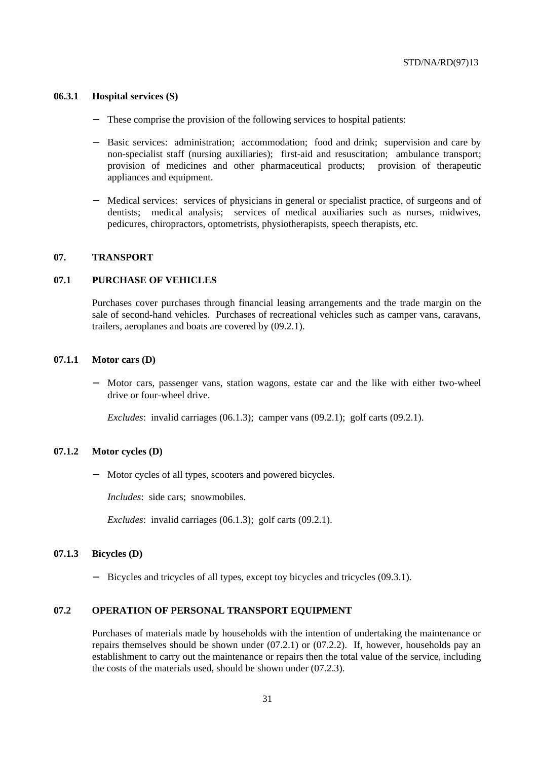#### 06.3.1 Hospital services (S)

- These comprise the provision of the following services to hospital patients:
- Basic services: administration; accommodation; food and drink; supervision and care by non-specialist staff (nursing auxiliaries); first-aid and resuscitation; ambulance transport; provision of medicines and other pharmaceutical products; provision of therapeutic appliances and equipment.
- Medical services: services of physicians in general or specialist practice, of surgeons and of dentists; medical analysis; services of medical auxiliaries such as nurses, midwives, pedicures, chiropractors, optometrists, physiotherapists, speech therapists, etc.

## 07. TRANSPORT

### 07.1 PURCHASE OF VEHICLES

Purchases cover purchases through financial leasing arrangements and the trade margin on the sale of second-hand vehicles. Purchases of recreational vehicles such as camper vans, caravans, trailers, aeroplanes and boats are covered by (09.2.1).

#### 07.1.1 Motor cars (D)

- Motor cars, passenger vans, station wagons, estate car and the like with either two-wheel drive or four-wheel drive.

*Excludes*: invalid carriages (06.1.3); camper vans (09.2.1); golf carts (09.2.1).

#### 07.1.2 Motor cycles (D)

- Motor cycles of all types, scooters and powered bicycles.

*Includes*: side cars; snowmobiles.

*Excludes*: invalid carriages (06.1.3); golf carts (09.2.1).

#### 07.1.3 Bicycles (D)

- Bicycles and tricycles of all types, except toy bicycles and tricycles (09.3.1).

### 07.2 OPERATION OF PERSONAL TRANSPORT EQUIPMENT

Purchases of materials made by households with the intention of undertaking the maintenance or repairs themselves should be shown under (07.2.1) or (07.2.2). If, however, households pay an establishment to carry out the maintenance or repairs then the total value of the service, including the costs of the materials used, should be shown under (07.2.3).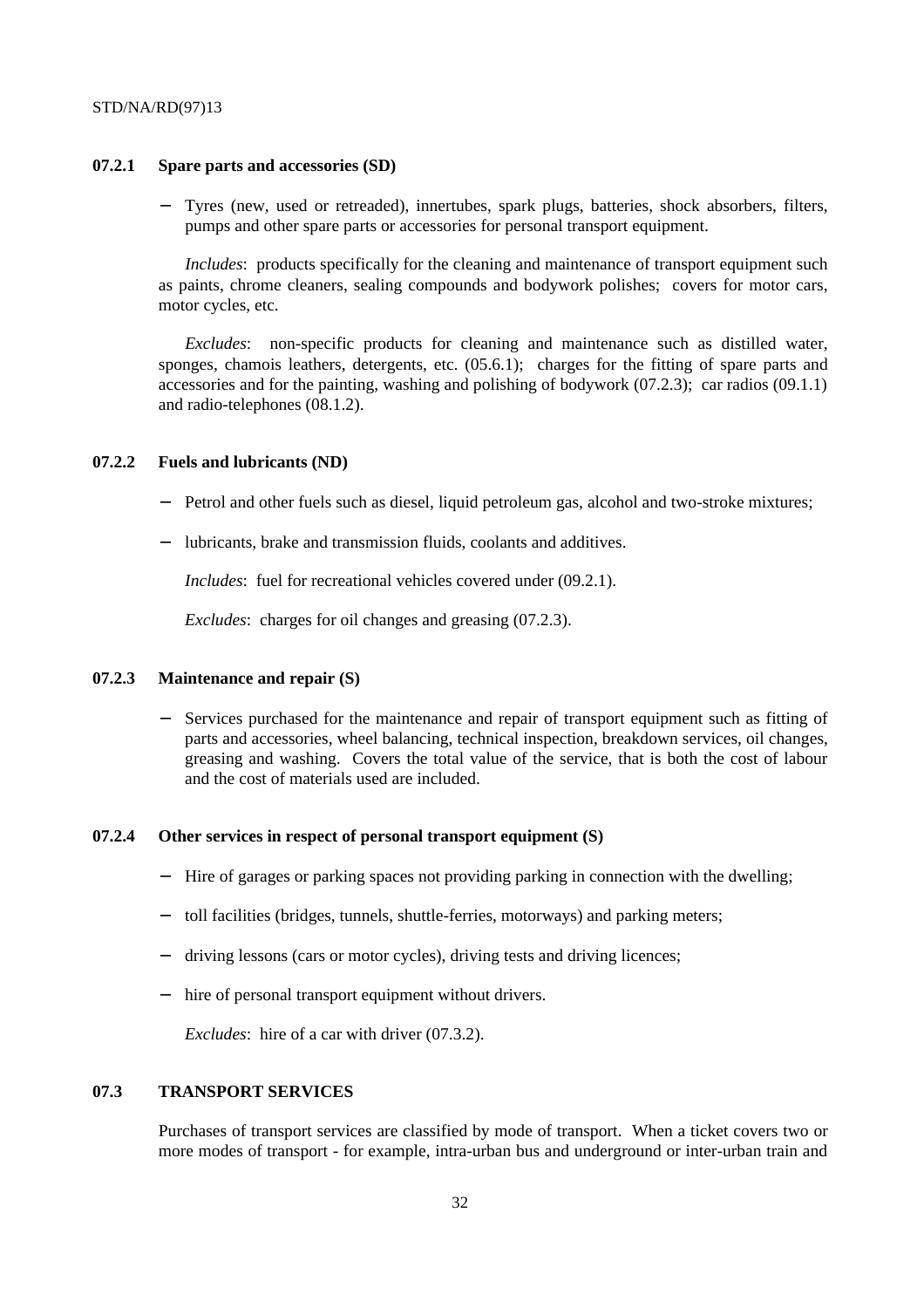#### 07.2.1 Spare parts and accessories (SD)

- Tyres (new, used or retreaded), innertubes, spark plugs, batteries, shock absorbers, filters, pumps and other spare parts or accessories for personal transport equipment.

*Includes*: products specifically for the cleaning and maintenance of transport equipment such as paints, chrome cleaners, sealing compounds and bodywork polishes; covers for motor cars, motor cycles, etc.

*Excludes*: non-specific products for cleaning and maintenance such as distilled water, sponges, chamois leathers, detergents, etc. (05.6.1); charges for the fitting of spare parts and accessories and for the painting, washing and polishing of bodywork (07.2.3); car radios (09.1.1) and radio-telephones (08.1.2).

#### 07.2.2 Fuels and lubricants (ND)

- Petrol and other fuels such as diesel, liquid petroleum gas, alcohol and two-stroke mixtures;
- lubricants, brake and transmission fluids, coolants and additives.

*Includes*: fuel for recreational vehicles covered under (09.2.1).

*Excludes*: charges for oil changes and greasing (07.2.3).

#### 07.2.3 Maintenance and repair (S)

- Services purchased for the maintenance and repair of transport equipment such as fitting of parts and accessories, wheel balancing, technical inspection, breakdown services, oil changes, greasing and washing. Covers the total value of the service, that is both the cost of labour and the cost of materials used are included.

#### 07.2.4 Other services in respect of personal transport equipment (S)

- Hire of garages or parking spaces not providing parking in connection with the dwelling;
- toll facilities (bridges, tunnels, shuttle-ferries, motorways) and parking meters;
- driving lessons (cars or motor cycles), driving tests and driving licences;
- hire of personal transport equipment without drivers.

*Excludes*: hire of a car with driver (07.3.2).

### 07.3 TRANSPORT SERVICES

Purchases of transport services are classified by mode of transport. When a ticket covers two or more modes of transport - for example, intra-urban bus and underground or inter-urban train and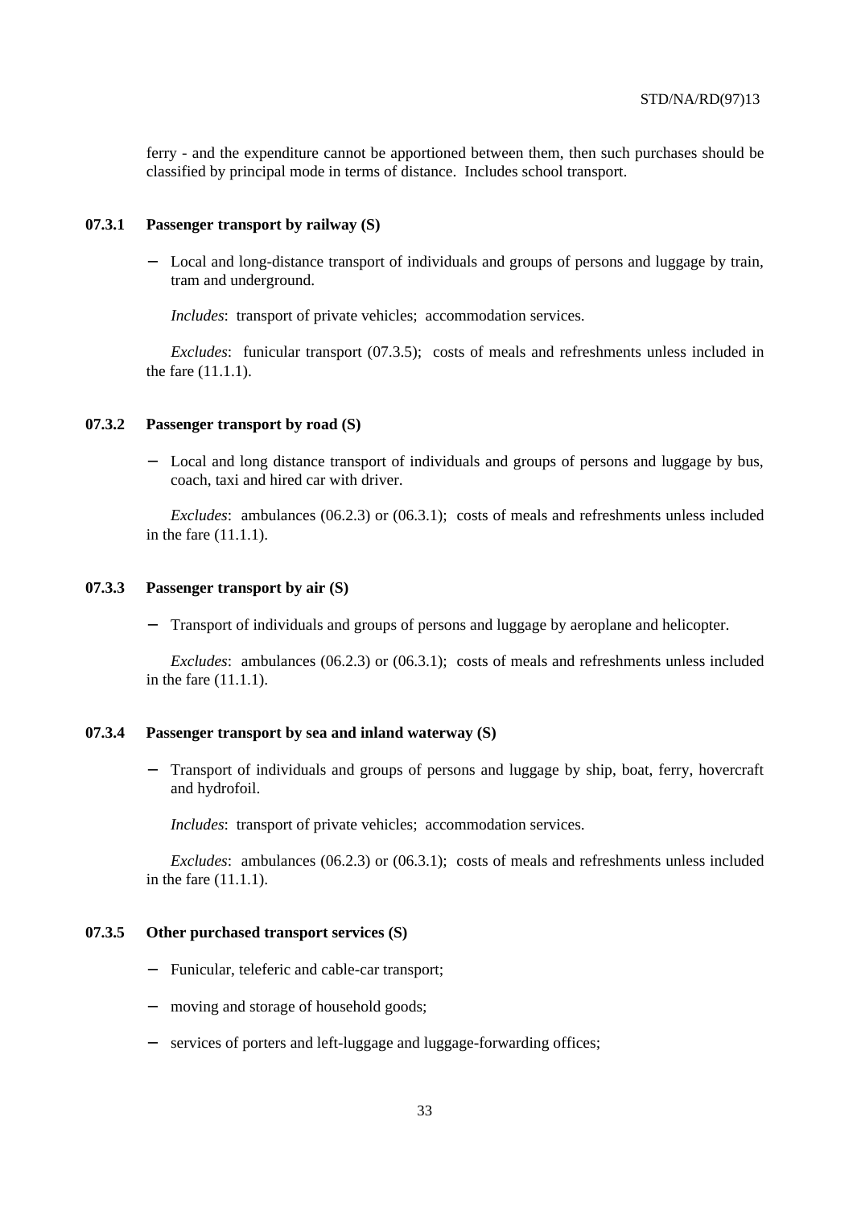ferry - and the expenditure cannot be apportioned between them, then such purchases should be classified by principal mode in terms of distance. Includes school transport.

### 07.3.1 Passenger transport by railway (S)

- Local and long-distance transport of individuals and groups of persons and luggage by train, tram and underground.

  *Includes*: transport of private vehicles; accommodation services.

*Excludes*: funicular transport (07.3.5); costs of meals and refreshments unless included in the fare (11.1.1).

### 07.3.2 Passenger transport by road (S)

- Local and long distance transport of individuals and groups of persons and luggage by bus, coach, taxi and hired car with driver.

*Excludes*: ambulances (06.2.3) or (06.3.1); costs of meals and refreshments unless included in the fare (11.1.1).

### 07.3.3 Passenger transport by air (S)

- Transport of individuals and groups of persons and luggage by aeroplane and helicopter.

*Excludes*: ambulances (06.2.3) or (06.3.1); costs of meals and refreshments unless included in the fare (11.1.1).

### 07.3.4 Passenger transport by sea and inland waterway (S)

- Transport of individuals and groups of persons and luggage by ship, boat, ferry, hovercraft and hydrofoil.

  *Includes*: transport of private vehicles; accommodation services.

*Excludes*: ambulances (06.2.3) or (06.3.1); costs of meals and refreshments unless included in the fare (11.1.1).

### 07.3.5 Other purchased transport services (S)

- Funicular, teleferic and cable-car transport;
- moving and storage of household goods;
- services of porters and left-luggage and luggage-forwarding offices;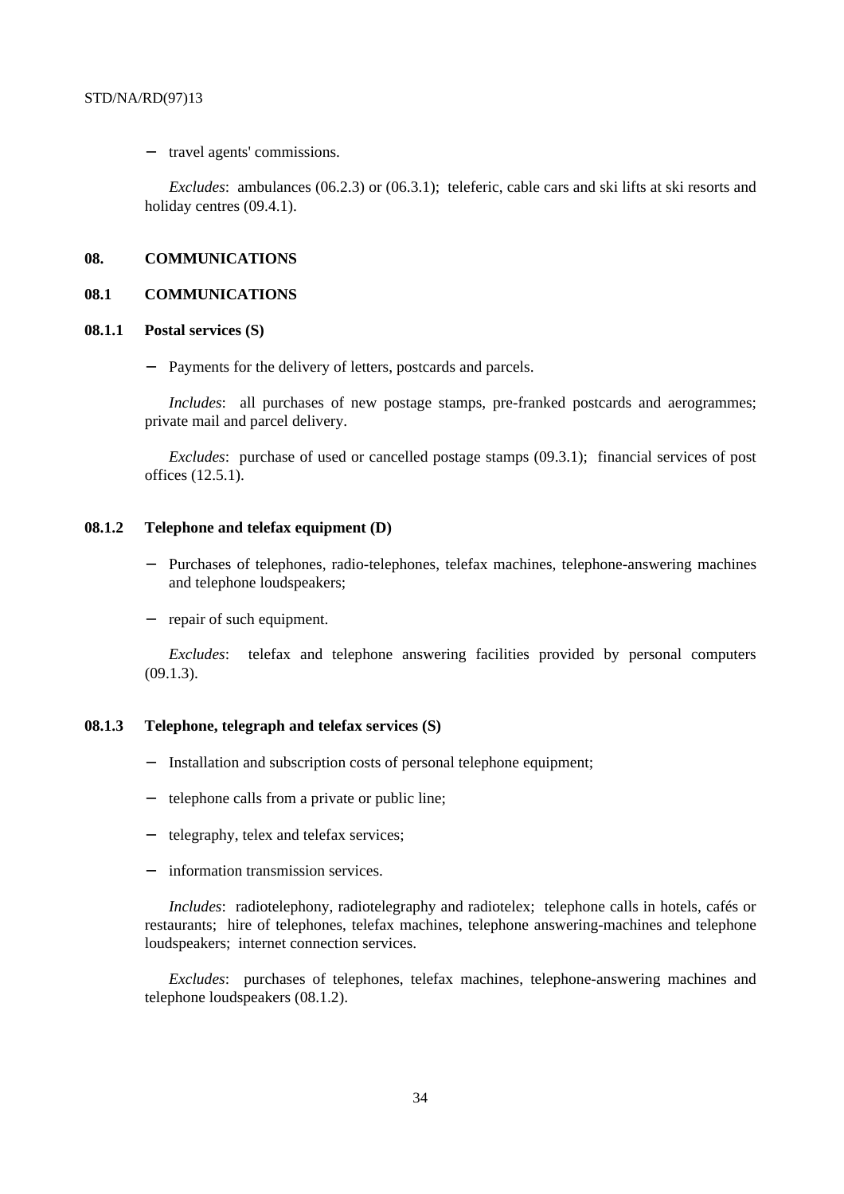- travel agents' commissions.

*Excludes*: ambulances (06.2.3) or (06.3.1); teleferic, cable cars and ski lifts at ski resorts and holiday centres (09.4.1).

## 08. COMMUNICATIONS

### 08.1 COMMUNICATIONS

#### 08.1.1 Postal services (S)

- Payments for the delivery of letters, postcards and parcels.

*Includes*: all purchases of new postage stamps, pre-franked postcards and aerogrammes; private mail and parcel delivery.

*Excludes*: purchase of used or cancelled postage stamps (09.3.1); financial services of post offices (12.5.1).

#### 08.1.2 Telephone and telefax equipment (D)

- Purchases of telephones, radio-telephones, telefax machines, telephone-answering machines and telephone loudspeakers;
- repair of such equipment.

*Excludes*: telefax and telephone answering facilities provided by personal computers (09.1.3).

#### 08.1.3 Telephone, telegraph and telefax services (S)

- Installation and subscription costs of personal telephone equipment;
- telephone calls from a private or public line;
- telegraphy, telex and telefax services;
- information transmission services.

*Includes*: radiotelephony, radiotelegraphy and radiotelex; telephone calls in hotels, cafés or restaurants; hire of telephones, telefax machines, telephone answering-machines and telephone loudspeakers; internet connection services.

*Excludes*: purchases of telephones, telefax machines, telephone-answering machines and telephone loudspeakers (08.1.2).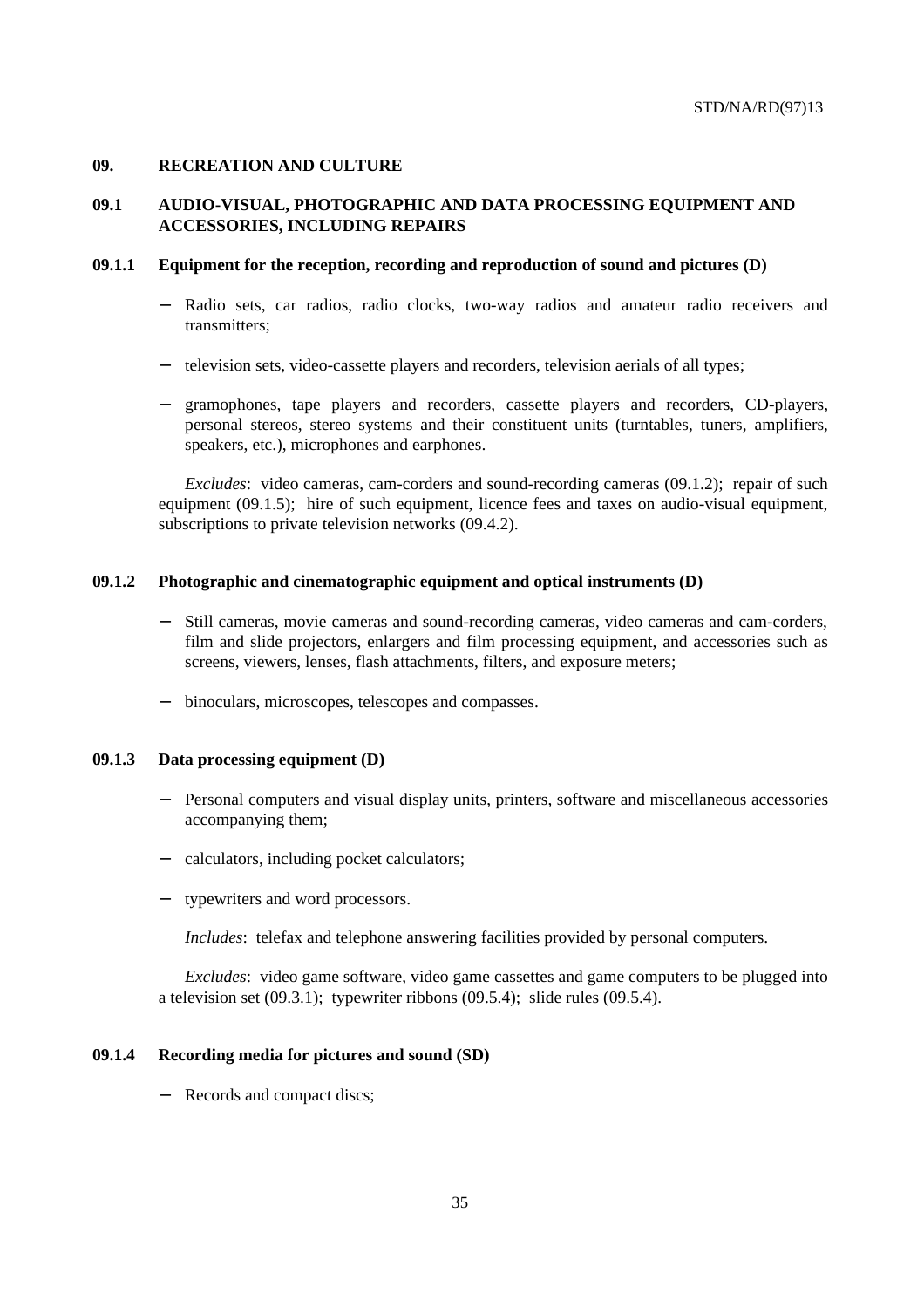## 09. RECREATION AND CULTURE

### 09.1 AUDIO-VISUAL, PHOTOGRAPHIC AND DATA PROCESSING EQUIPMENT AND ACCESSORIES, INCLUDING REPAIRS

#### 09.1.1 Equipment for the reception, recording and reproduction of sound and pictures (D)

- Radio sets, car radios, radio clocks, two-way radios and amateur radio receivers and transmitters;
- television sets, video-cassette players and recorders, television aerials of all types;
- gramophones, tape players and recorders, cassette players and recorders, CD-players, personal stereos, stereo systems and their constituent units (turntables, tuners, amplifiers, speakers, etc.), microphones and earphones.

*Excludes*: video cameras, cam-corders and sound-recording cameras (09.1.2); repair of such equipment (09.1.5); hire of such equipment, licence fees and taxes on audio-visual equipment, subscriptions to private television networks (09.4.2).

#### 09.1.2 Photographic and cinematographic equipment and optical instruments (D)

- Still cameras, movie cameras and sound-recording cameras, video cameras and cam-corders, film and slide projectors, enlargers and film processing equipment, and accessories such as screens, viewers, lenses, flash attachments, filters, and exposure meters;
- binoculars, microscopes, telescopes and compasses.

#### 09.1.3 Data processing equipment (D)

- Personal computers and visual display units, printers, software and miscellaneous accessories accompanying them;
- calculators, including pocket calculators;
- typewriters and word processors.

*Includes*: telefax and telephone answering facilities provided by personal computers.

*Excludes*: video game software, video game cassettes and game computers to be plugged into a television set (09.3.1); typewriter ribbons (09.5.4); slide rules (09.5.4).

#### 09.1.4 Recording media for pictures and sound (SD)

- Records and compact discs;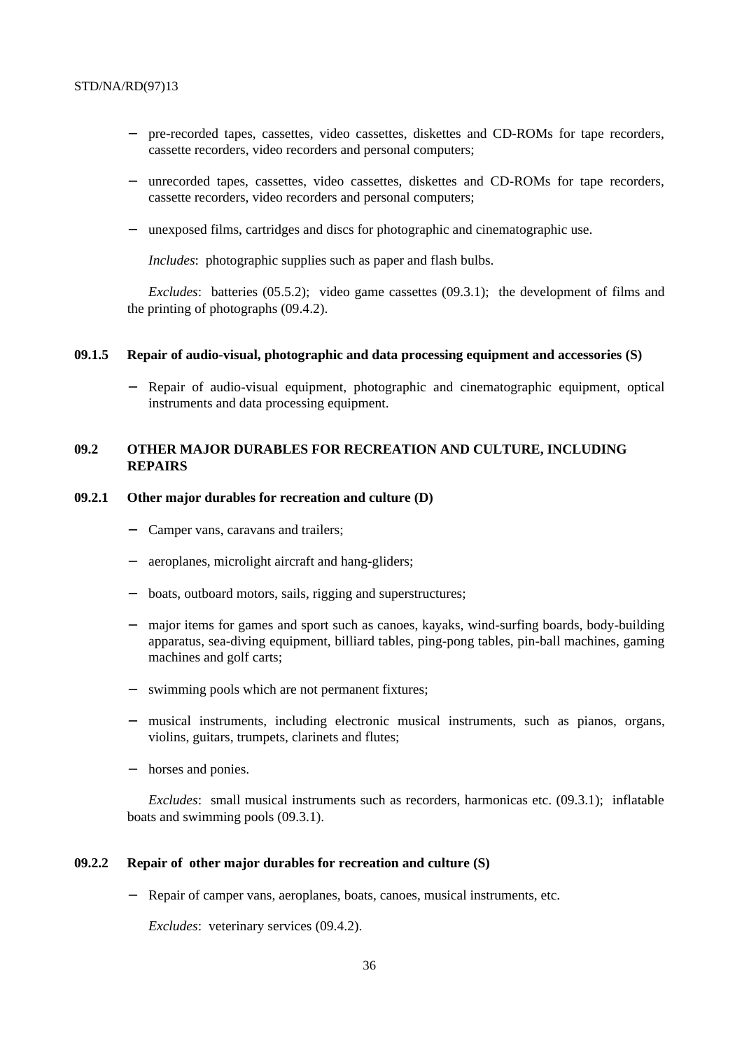- pre-recorded tapes, cassettes, video cassettes, diskettes and CD-ROMs for tape recorders, cassette recorders, video recorders and personal computers;
- unrecorded tapes, cassettes, video cassettes, diskettes and CD-ROMs for tape recorders, cassette recorders, video recorders and personal computers;
- unexposed films, cartridges and discs for photographic and cinematographic use.

*Includes*: photographic supplies such as paper and flash bulbs.

*Excludes*: batteries (05.5.2); video game cassettes (09.3.1); the development of films and the printing of photographs (09.4.2).

#### 09.1.5 Repair of audio-visual, photographic and data processing equipment and accessories (S)

- Repair of audio-visual equipment, photographic and cinematographic equipment, optical instruments and data processing equipment.

### 09.2 OTHER MAJOR DURABLES FOR RECREATION AND CULTURE, INCLUDING REPAIRS

#### 09.2.1 Other major durables for recreation and culture (D)

- Camper vans, caravans and trailers;
- aeroplanes, microlight aircraft and hang-gliders;
- boats, outboard motors, sails, rigging and superstructures;
- major items for games and sport such as canoes, kayaks, wind-surfing boards, body-building apparatus, sea-diving equipment, billiard tables, ping-pong tables, pin-ball machines, gaming machines and golf carts;
- swimming pools which are not permanent fixtures;
- musical instruments, including electronic musical instruments, such as pianos, organs, violins, guitars, trumpets, clarinets and flutes;
- horses and ponies.

*Excludes*: small musical instruments such as recorders, harmonicas etc. (09.3.1); inflatable boats and swimming pools (09.3.1).

#### 09.2.2 Repair of other major durables for recreation and culture (S)

- Repair of camper vans, aeroplanes, boats, canoes, musical instruments, etc.

*Excludes*: veterinary services (09.4.2).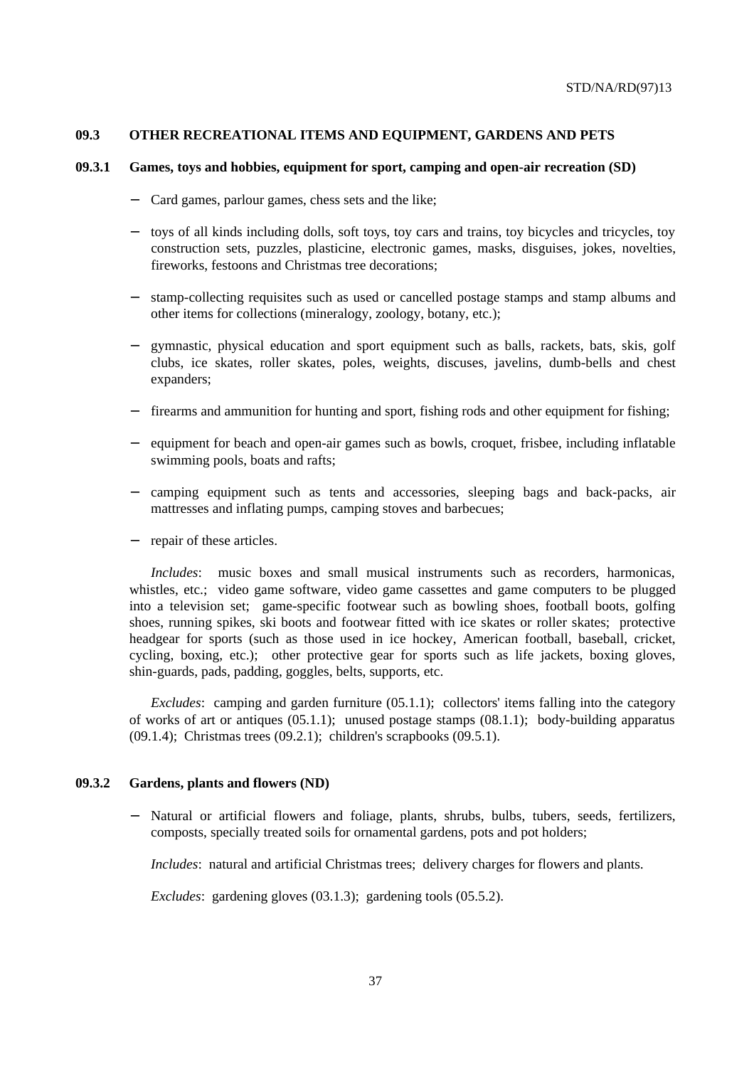## 09.3 OTHER RECREATIONAL ITEMS AND EQUIPMENT, GARDENS AND PETS

### 09.3.1 Games, toys and hobbies, equipment for sport, camping and open-air recreation (SD)

- Card games, parlour games, chess sets and the like;
- toys of all kinds including dolls, soft toys, toy cars and trains, toy bicycles and tricycles, toy construction sets, puzzles, plasticine, electronic games, masks, disguises, jokes, novelties, fireworks, festoons and Christmas tree decorations;
- stamp-collecting requisites such as used or cancelled postage stamps and stamp albums and other items for collections (mineralogy, zoology, botany, etc.);
- gymnastic, physical education and sport equipment such as balls, rackets, bats, skis, golf clubs, ice skates, roller skates, poles, weights, discuses, javelins, dumb-bells and chest expanders;
- firearms and ammunition for hunting and sport, fishing rods and other equipment for fishing;
- equipment for beach and open-air games such as bowls, croquet, frisbee, including inflatable swimming pools, boats and rafts;
- camping equipment such as tents and accessories, sleeping bags and back-packs, air mattresses and inflating pumps, camping stoves and barbecues;
- repair of these articles.

*Includes*: music boxes and small musical instruments such as recorders, harmonicas, whistles, etc.; video game software, video game cassettes and game computers to be plugged into a television set; game-specific footwear such as bowling shoes, football boots, golfing shoes, running spikes, ski boots and footwear fitted with ice skates or roller skates; protective headgear for sports (such as those used in ice hockey, American football, baseball, cricket, cycling, boxing, etc.); other protective gear for sports such as life jackets, boxing gloves, shin-guards, pads, padding, goggles, belts, supports, etc.

*Excludes*: camping and garden furniture (05.1.1); collectors' items falling into the category of works of art or antiques (05.1.1); unused postage stamps (08.1.1); body-building apparatus (09.1.4); Christmas trees (09.2.1); children's scrapbooks (09.5.1).

### 09.3.2 Gardens, plants and flowers (ND)

- Natural or artificial flowers and foliage, plants, shrubs, bulbs, tubers, seeds, fertilizers, composts, specially treated soils for ornamental gardens, pots and pot holders;

*Includes*: natural and artificial Christmas trees; delivery charges for flowers and plants.

*Excludes*: gardening gloves (03.1.3); gardening tools (05.5.2).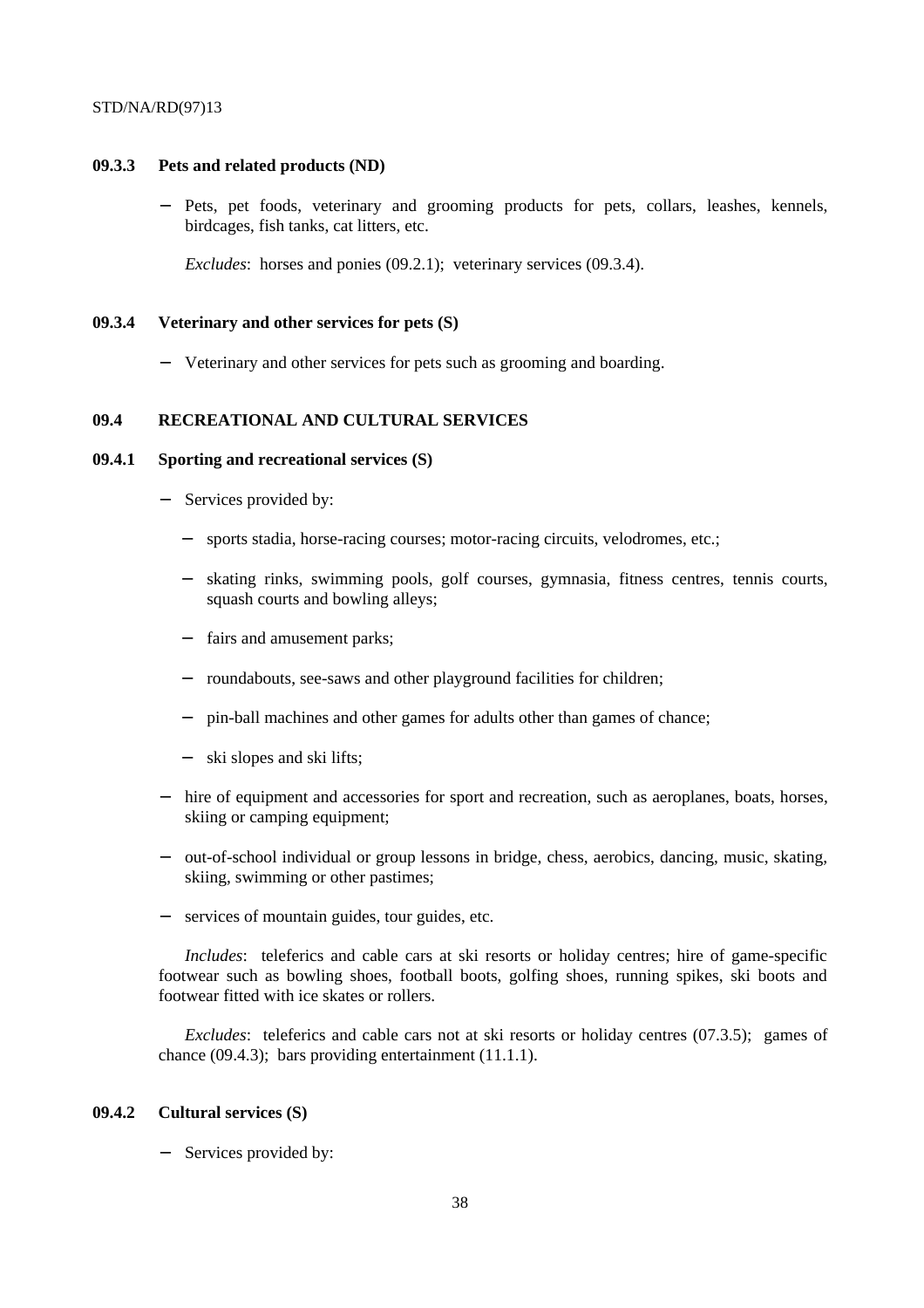### 09.3.3 Pets and related products (ND)

- Pets, pet foods, veterinary and grooming products for pets, collars, leashes, kennels, birdcages, fish tanks, cat litters, etc.

  *Excludes*: horses and ponies (09.2.1); veterinary services (09.3.4).

### 09.3.4 Veterinary and other services for pets (S)

- Veterinary and other services for pets such as grooming and boarding.

## 09.4 RECREATIONAL AND CULTURAL SERVICES

### 09.4.1 Sporting and recreational services (S)

- Services provided by:
  - sports stadia, horse-racing courses; motor-racing circuits, velodromes, etc.;
  - skating rinks, swimming pools, golf courses, gymnasia, fitness centres, tennis courts, squash courts and bowling alleys;
  - fairs and amusement parks;
  - roundabouts, see-saws and other playground facilities for children;
  - pin-ball machines and other games for adults other than games of chance;
  - ski slopes and ski lifts;
- hire of equipment and accessories for sport and recreation, such as aeroplanes, boats, horses, skiing or camping equipment;
- out-of-school individual or group lessons in bridge, chess, aerobics, dancing, music, skating, skiing, swimming or other pastimes;
- services of mountain guides, tour guides, etc.

*Includes*: teleferics and cable cars at ski resorts or holiday centres; hire of game-specific footwear such as bowling shoes, football boots, golfing shoes, running spikes, ski boots and footwear fitted with ice skates or rollers.

*Excludes*: teleferics and cable cars not at ski resorts or holiday centres (07.3.5); games of chance (09.4.3); bars providing entertainment (11.1.1).

### 09.4.2 Cultural services (S)

- Services provided by: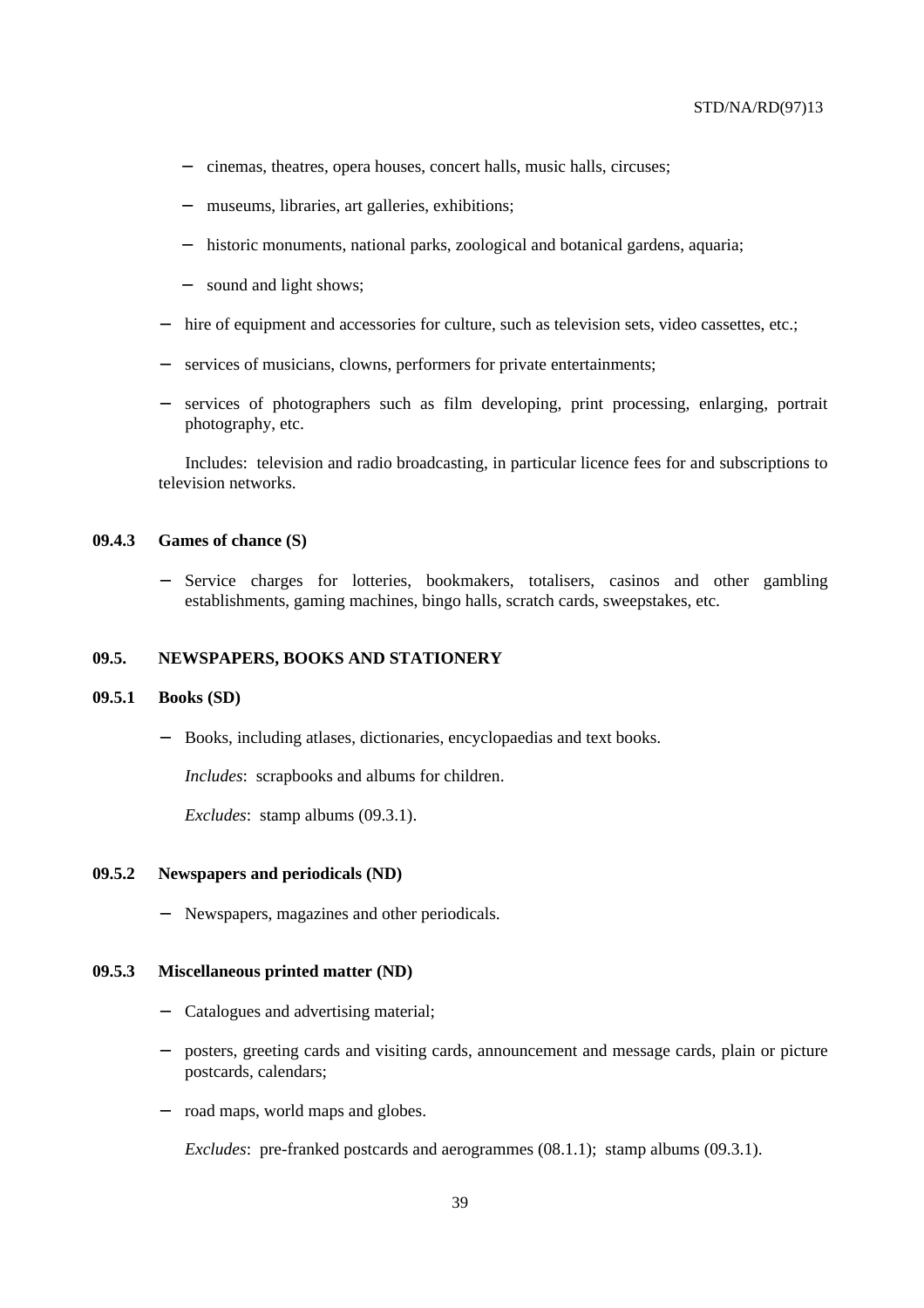- cinemas, theatres, opera houses, concert halls, music halls, circuses;
   - museums, libraries, art galleries, exhibitions;
   - historic monuments, national parks, zoological and botanical gardens, aquaria;
   - sound and light shows;
- hire of equipment and accessories for culture, such as television sets, video cassettes, etc.;
- services of musicians, clowns, performers for private entertainments;
- services of photographers such as film developing, print processing, enlarging, portrait photography, etc.

Includes: television and radio broadcasting, in particular licence fees for and subscriptions to television networks.

**09.4.3 Games of chance (S)**

- Service charges for lotteries, bookmakers, totalisers, casinos and other gambling establishments, gaming machines, bingo halls, scratch cards, sweepstakes, etc.

**09.5. NEWSPAPERS, BOOKS AND STATIONERY**

**09.5.1 Books (SD)**

- Books, including atlases, dictionaries, encyclopaedias and text books.

*Includes*: scrapbooks and albums for children.

*Excludes*: stamp albums (09.3.1).

**09.5.2 Newspapers and periodicals (ND)**

- Newspapers, magazines and other periodicals.

**09.5.3 Miscellaneous printed matter (ND)**

- Catalogues and advertising material;
- posters, greeting cards and visiting cards, announcement and message cards, plain or picture postcards, calendars;
- road maps, world maps and globes.

*Excludes*: pre-franked postcards and aerogrammes (08.1.1); stamp albums (09.3.1).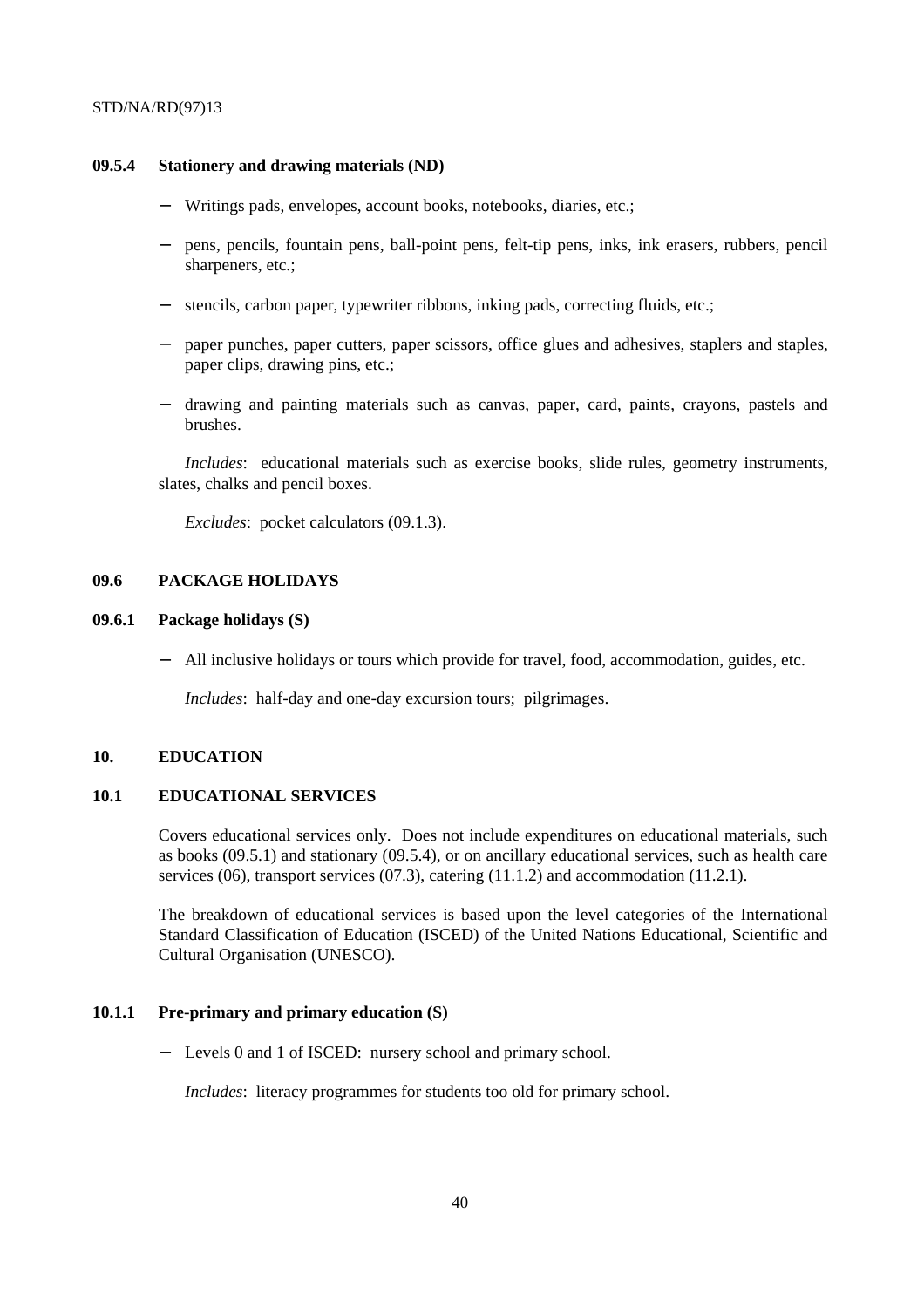### 09.5.4 Stationery and drawing materials (ND)

- Writings pads, envelopes, account books, notebooks, diaries, etc.;
- pens, pencils, fountain pens, ball-point pens, felt-tip pens, inks, ink erasers, rubbers, pencil sharpeners, etc.;
- stencils, carbon paper, typewriter ribbons, inking pads, correcting fluids, etc.;
- paper punches, paper cutters, paper scissors, office glues and adhesives, staplers and staples, paper clips, drawing pins, etc.;
- drawing and painting materials such as canvas, paper, card, paints, crayons, pastels and brushes.

*Includes*: educational materials such as exercise books, slide rules, geometry instruments, slates, chalks and pencil boxes.

*Excludes*: pocket calculators (09.1.3).

## 09.6 PACKAGE HOLIDAYS

### 09.6.1 Package holidays (S)

- All inclusive holidays or tours which provide for travel, food, accommodation, guides, etc.

*Includes*: half-day and one-day excursion tours; pilgrimages.

# 10. EDUCATION

## 10.1 EDUCATIONAL SERVICES

Covers educational services only. Does not include expenditures on educational materials, such as books (09.5.1) and stationary (09.5.4), or on ancillary educational services, such as health care services (06), transport services (07.3), catering (11.1.2) and accommodation (11.2.1).

The breakdown of educational services is based upon the level categories of the International Standard Classification of Education (ISCED) of the United Nations Educational, Scientific and Cultural Organisation (UNESCO).

### 10.1.1 Pre-primary and primary education (S)

- Levels 0 and 1 of ISCED: nursery school and primary school.

*Includes*: literacy programmes for students too old for primary school.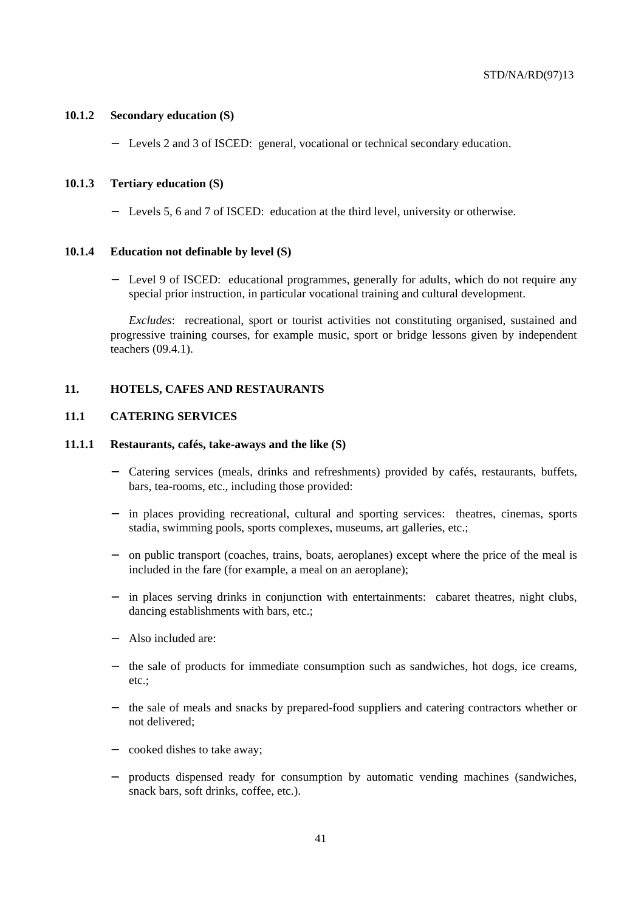### 10.1.2 Secondary education (S)

- Levels 2 and 3 of ISCED: general, vocational or technical secondary education.

### 10.1.3 Tertiary education (S)

- Levels 5, 6 and 7 of ISCED: education at the third level, university or otherwise.

### 10.1.4 Education not definable by level (S)

- Level 9 of ISCED: educational programmes, generally for adults, which do not require any special prior instruction, in particular vocational training and cultural development.

*Excludes*: recreational, sport or tourist activities not constituting organised, sustained and progressive training courses, for example music, sport or bridge lessons given by independent teachers (09.4.1).

## 11. HOTELS, CAFES AND RESTAURANTS

### 11.1 CATERING SERVICES

### 11.1.1 Restaurants, cafés, take-aways and the like (S)

- Catering services (meals, drinks and refreshments) provided by cafés, restaurants, buffets, bars, tea-rooms, etc., including those provided:
- in places providing recreational, cultural and sporting services: theatres, cinemas, sports stadia, swimming pools, sports complexes, museums, art galleries, etc.;
- on public transport (coaches, trains, boats, aeroplanes) except where the price of the meal is included in the fare (for example, a meal on an aeroplane);
- in places serving drinks in conjunction with entertainments: cabaret theatres, night clubs, dancing establishments with bars, etc.;
- Also included are:
- the sale of products for immediate consumption such as sandwiches, hot dogs, ice creams, etc.;
- the sale of meals and snacks by prepared-food suppliers and catering contractors whether or not delivered;
- cooked dishes to take away;
- products dispensed ready for consumption by automatic vending machines (sandwiches, snack bars, soft drinks, coffee, etc.).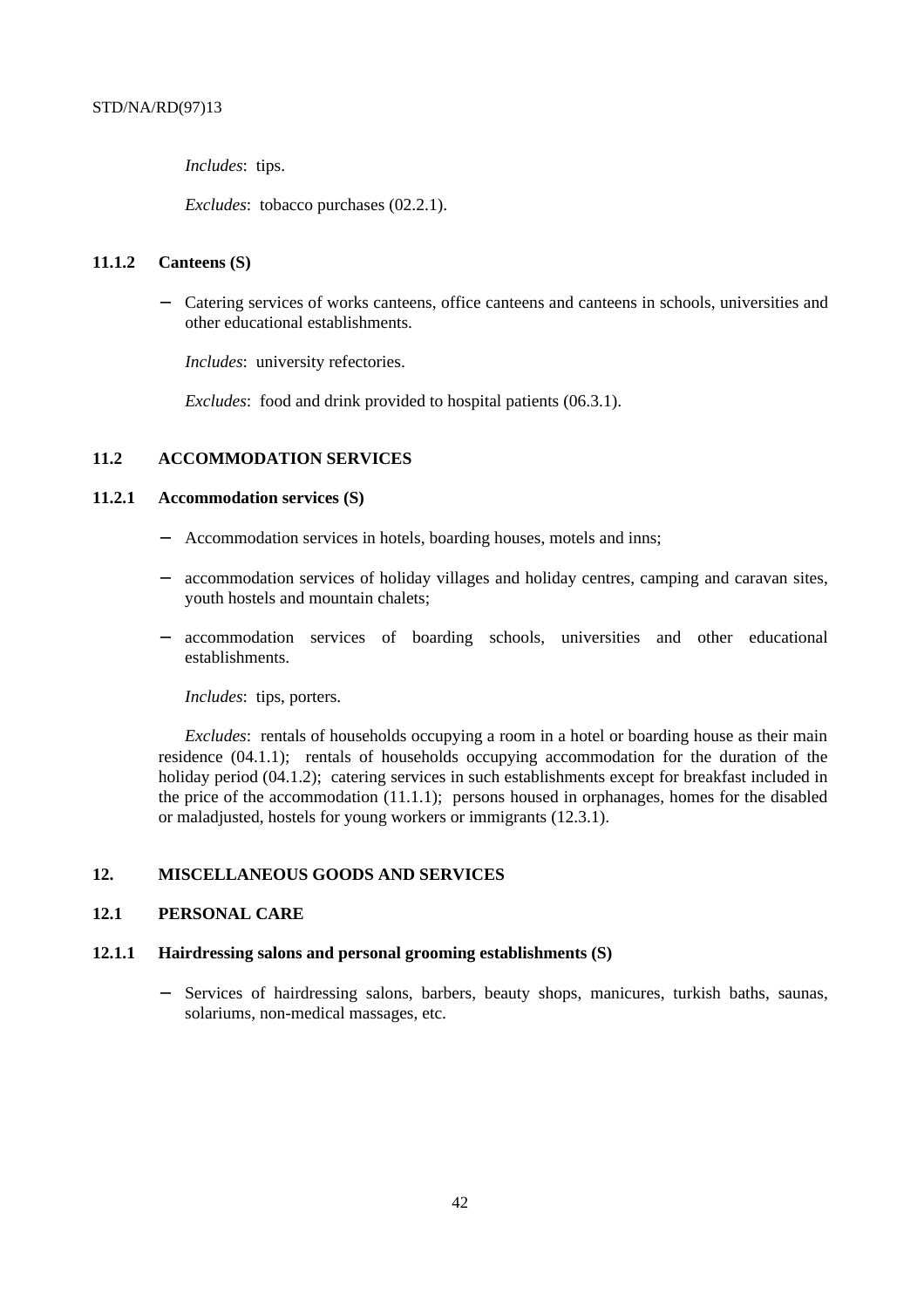*Includes*: tips.

*Excludes*: tobacco purchases (02.2.1).

### 11.1.2 Canteens (S)

- Catering services of works canteens, office canteens and canteens in schools, universities and other educational establishments.

  *Includes*: university refectories.

  *Excludes*: food and drink provided to hospital patients (06.3.1).

## 11.2 ACCOMMODATION SERVICES

### 11.2.1 Accommodation services (S)

- Accommodation services in hotels, boarding houses, motels and inns;
- accommodation services of holiday villages and holiday centres, camping and caravan sites, youth hostels and mountain chalets;
- accommodation services of boarding schools, universities and other educational establishments.

  *Includes*: tips, porters.

  *Excludes*: rentals of households occupying a room in a hotel or boarding house as their main residence (04.1.1); rentals of households occupying accommodation for the duration of the holiday period (04.1.2); catering services in such establishments except for breakfast included in the price of the accommodation (11.1.1); persons housed in orphanages, homes for the disabled or maladjusted, hostels for young workers or immigrants (12.3.1).

# 12. MISCELLANEOUS GOODS AND SERVICES

## 12.1 PERSONAL CARE

### 12.1.1 Hairdressing salons and personal grooming establishments (S)

- Services of hairdressing salons, barbers, beauty shops, manicures, turkish baths, saunas, solariums, non-medical massages, etc.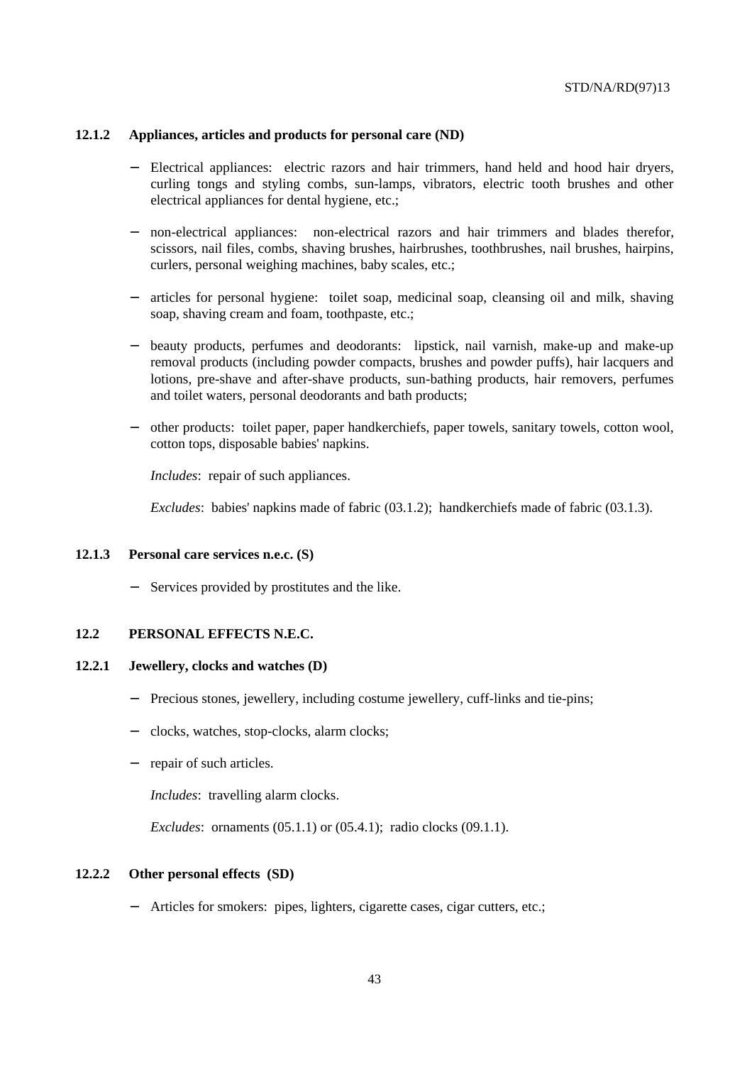### 12.1.2 Appliances, articles and products for personal care (ND)

- Electrical appliances: electric razors and hair trimmers, hand held and hood hair dryers, curling tongs and styling combs, sun-lamps, vibrators, electric tooth brushes and other electrical appliances for dental hygiene, etc.;

- non-electrical appliances: non-electrical razors and hair trimmers and blades therefor, scissors, nail files, combs, shaving brushes, hairbrushes, toothbrushes, nail brushes, hairpins, curlers, personal weighing machines, baby scales, etc.;

- articles for personal hygiene: toilet soap, medicinal soap, cleansing oil and milk, shaving soap, shaving cream and foam, toothpaste, etc.;

- beauty products, perfumes and deodorants: lipstick, nail varnish, make-up and make-up removal products (including powder compacts, brushes and powder puffs), hair lacquers and lotions, pre-shave and after-shave products, sun-bathing products, hair removers, perfumes and toilet waters, personal deodorants and bath products;

- other products: toilet paper, paper handkerchiefs, paper towels, sanitary towels, cotton wool, cotton tops, disposable babies' napkins.

  *Includes*: repair of such appliances.

  *Excludes*: babies' napkins made of fabric (03.1.2); handkerchiefs made of fabric (03.1.3).

### 12.1.3 Personal care services n.e.c. (S)

- Services provided by prostitutes and the like.

## 12.2 PERSONAL EFFECTS N.E.C.

### 12.2.1 Jewellery, clocks and watches (D)

- Precious stones, jewellery, including costume jewellery, cuff-links and tie-pins;

- clocks, watches, stop-clocks, alarm clocks;

- repair of such articles.

  *Includes*: travelling alarm clocks.

  *Excludes*: ornaments (05.1.1) or (05.4.1); radio clocks (09.1.1).

### 12.2.2 Other personal effects (SD)

- Articles for smokers: pipes, lighters, cigarette cases, cigar cutters, etc.;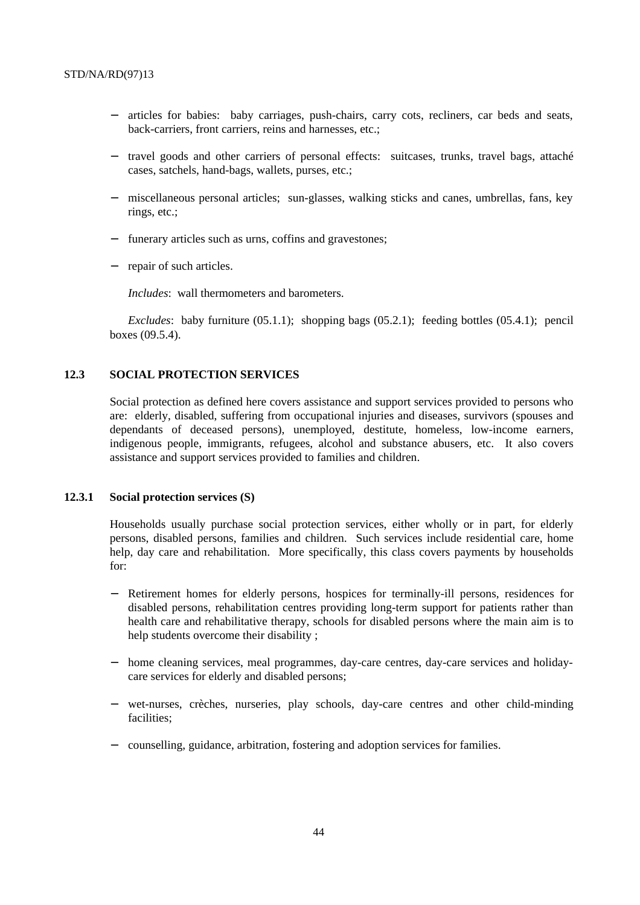- articles for babies: baby carriages, push-chairs, carry cots, recliners, car beds and seats, back-carriers, front carriers, reins and harnesses, etc.;
- travel goods and other carriers of personal effects: suitcases, trunks, travel bags, attaché cases, satchels, hand-bags, wallets, purses, etc.;
- miscellaneous personal articles; sun-glasses, walking sticks and canes, umbrellas, fans, key rings, etc.;
- funerary articles such as urns, coffins and gravestones;
- repair of such articles.

*Includes*: wall thermometers and barometers.

*Excludes*: baby furniture (05.1.1); shopping bags (05.2.1); feeding bottles (05.4.1); pencil boxes (09.5.4).

## 12.3 SOCIAL PROTECTION SERVICES

Social protection as defined here covers assistance and support services provided to persons who are: elderly, disabled, suffering from occupational injuries and diseases, survivors (spouses and dependants of deceased persons), unemployed, destitute, homeless, low-income earners, indigenous people, immigrants, refugees, alcohol and substance abusers, etc. It also covers assistance and support services provided to families and children.

### 12.3.1 Social protection services (S)

Households usually purchase social protection services, either wholly or in part, for elderly persons, disabled persons, families and children. Such services include residential care, home help, day care and rehabilitation. More specifically, this class covers payments by households for:

- Retirement homes for elderly persons, hospices for terminally-ill persons, residences for disabled persons, rehabilitation centres providing long-term support for patients rather than health care and rehabilitative therapy, schools for disabled persons where the main aim is to help students overcome their disability ;
- home cleaning services, meal programmes, day-care centres, day-care services and holiday-care services for elderly and disabled persons;
- wet-nurses, crèches, nurseries, play schools, day-care centres and other child-minding facilities;
- counselling, guidance, arbitration, fostering and adoption services for families.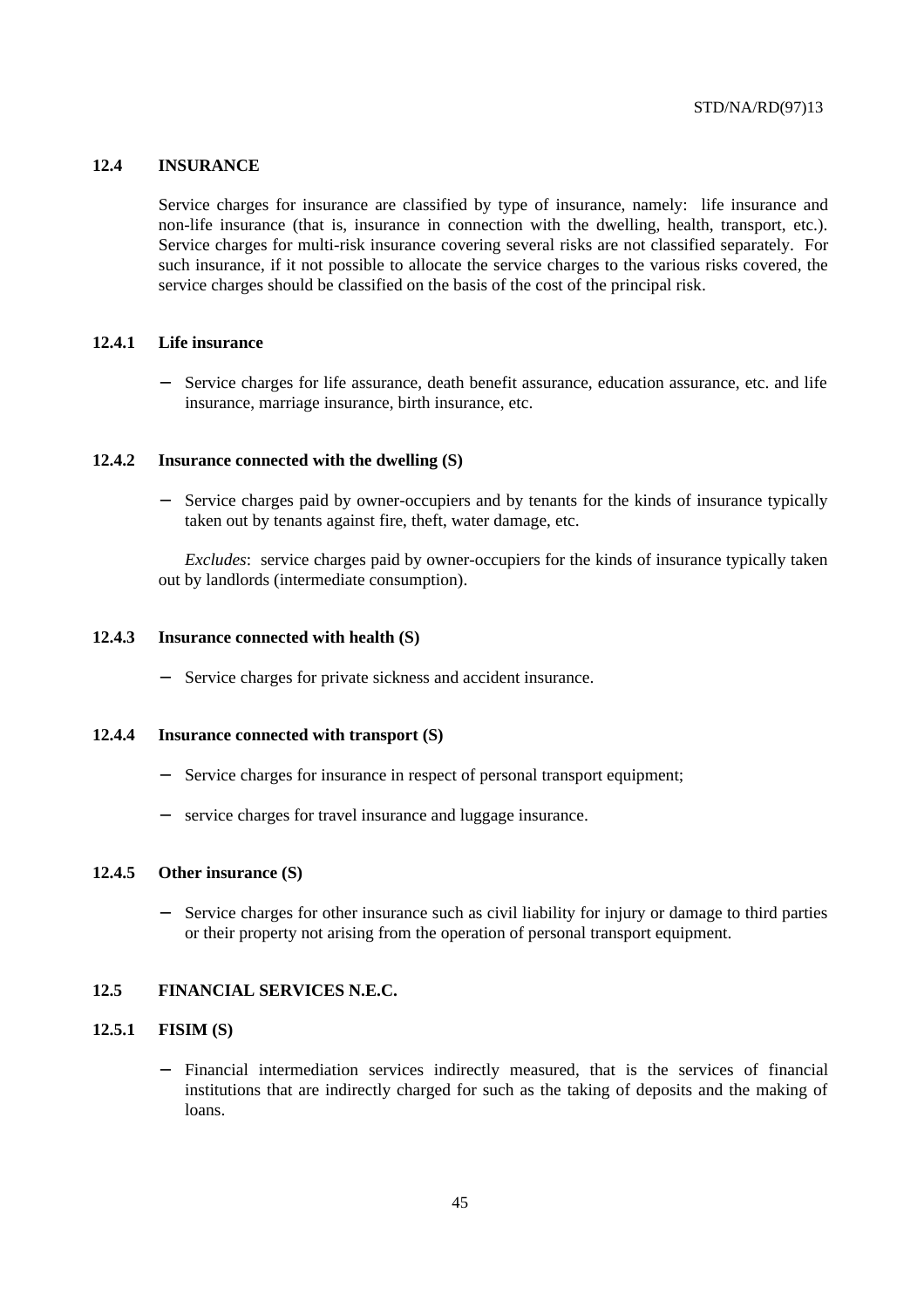## 12.4 INSURANCE

Service charges for insurance are classified by type of insurance, namely: life insurance and non-life insurance (that is, insurance in connection with the dwelling, health, transport, etc.). Service charges for multi-risk insurance covering several risks are not classified separately. For such insurance, if it not possible to allocate the service charges to the various risks covered, the service charges should be classified on the basis of the cost of the principal risk.

### 12.4.1 Life insurance

- Service charges for life assurance, death benefit assurance, education assurance, etc. and life insurance, marriage insurance, birth insurance, etc.

### 12.4.2 Insurance connected with the dwelling (S)

- Service charges paid by owner-occupiers and by tenants for the kinds of insurance typically taken out by tenants against fire, theft, water damage, etc.

*Excludes*: service charges paid by owner-occupiers for the kinds of insurance typically taken out by landlords (intermediate consumption).

### 12.4.3 Insurance connected with health (S)

- Service charges for private sickness and accident insurance.

### 12.4.4 Insurance connected with transport (S)

- Service charges for insurance in respect of personal transport equipment;
- service charges for travel insurance and luggage insurance.

### 12.4.5 Other insurance (S)

- Service charges for other insurance such as civil liability for injury or damage to third parties or their property not arising from the operation of personal transport equipment.

## 12.5 FINANCIAL SERVICES N.E.C.

### 12.5.1 FISIM (S)

- Financial intermediation services indirectly measured, that is the services of financial institutions that are indirectly charged for such as the taking of deposits and the making of loans.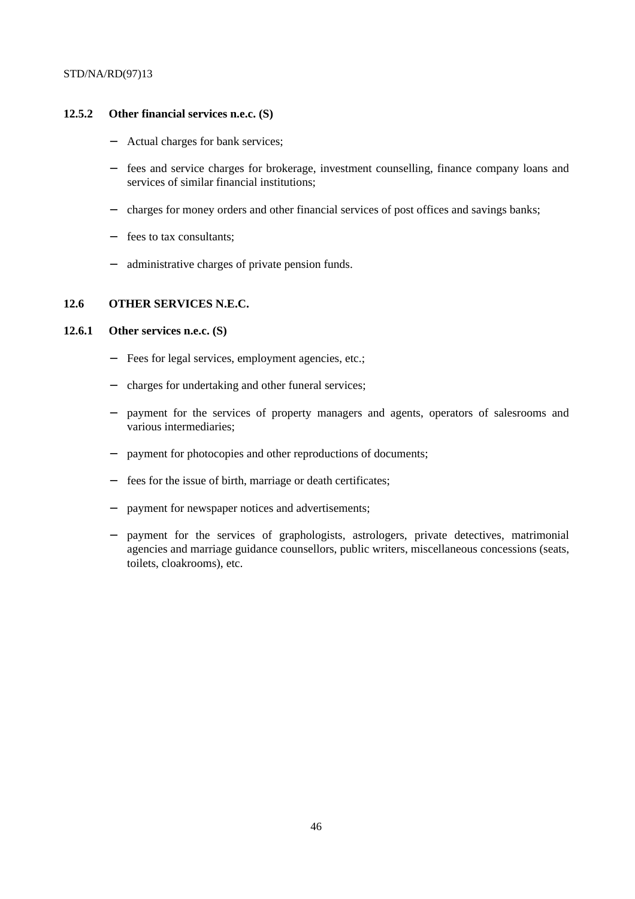### 12.5.2 Other financial services n.e.c. (S)

- Actual charges for bank services;
- fees and service charges for brokerage, investment counselling, finance company loans and services of similar financial institutions;
- charges for money orders and other financial services of post offices and savings banks;
- fees to tax consultants;
- administrative charges of private pension funds.

## 12.6 OTHER SERVICES N.E.C.

### 12.6.1 Other services n.e.c. (S)

- Fees for legal services, employment agencies, etc.;
- charges for undertaking and other funeral services;
- payment for the services of property managers and agents, operators of salesrooms and various intermediaries;
- payment for photocopies and other reproductions of documents;
- fees for the issue of birth, marriage or death certificates;
- payment for newspaper notices and advertisements;
- payment for the services of graphologists, astrologers, private detectives, matrimonial agencies and marriage guidance counsellors, public writers, miscellaneous concessions (seats, toilets, cloakrooms), etc.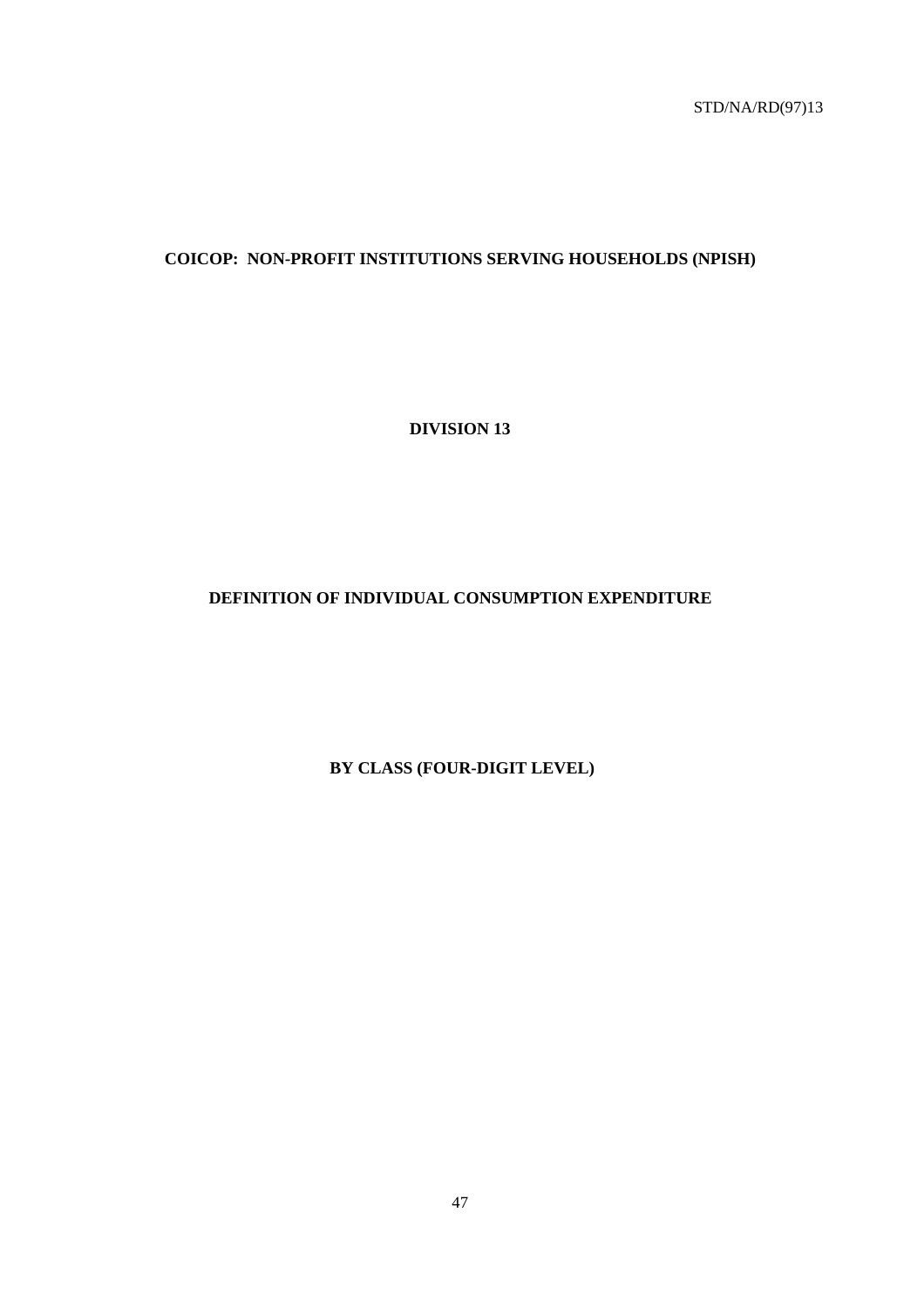# COICOP: NON-PROFIT INSTITUTIONS SERVING HOUSEHOLDS (NPISH)

## DIVISION 13

## DEFINITION OF INDIVIDUAL CONSUMPTION EXPENDITURE

## BY CLASS (FOUR-DIGIT LEVEL)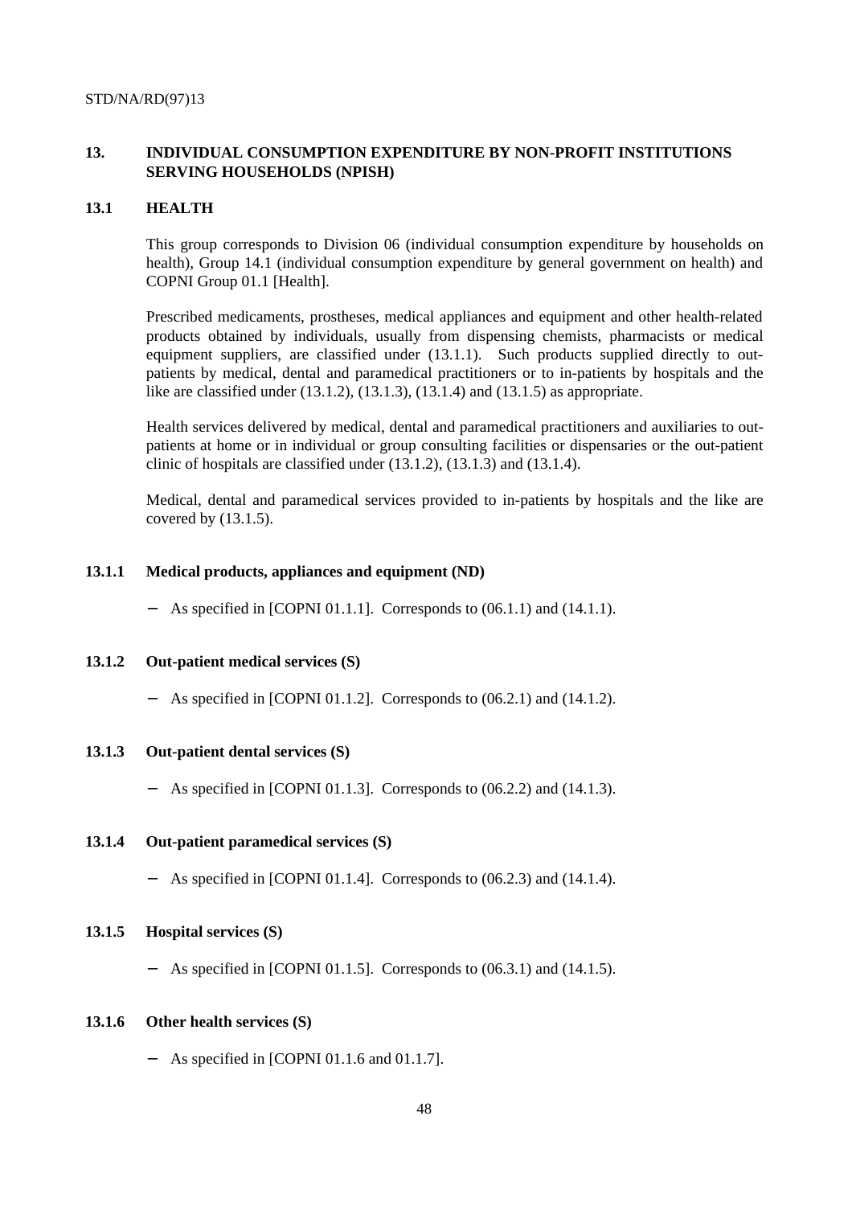## 13. INDIVIDUAL CONSUMPTION EXPENDITURE BY NON-PROFIT INSTITUTIONS SERVING HOUSEHOLDS (NPISH)

### 13.1 HEALTH

This group corresponds to Division 06 (individual consumption expenditure by households on health), Group 14.1 (individual consumption expenditure by general government on health) and COPNI Group 01.1 [Health].

Prescribed medicaments, prostheses, medical appliances and equipment and other health-related products obtained by individuals, usually from dispensing chemists, pharmacists or medical equipment suppliers, are classified under (13.1.1). Such products supplied directly to out-patients by medical, dental and paramedical practitioners or to in-patients by hospitals and the like are classified under (13.1.2), (13.1.3), (13.1.4) and (13.1.5) as appropriate.

Health services delivered by medical, dental and paramedical practitioners and auxiliaries to out-patients at home or in individual or group consulting facilities or dispensaries or the out-patient clinic of hospitals are classified under (13.1.2), (13.1.3) and (13.1.4).

Medical, dental and paramedical services provided to in-patients by hospitals and the like are covered by (13.1.5).

#### 13.1.1 Medical products, appliances and equipment (ND)

- As specified in [COPNI 01.1.1]. Corresponds to (06.1.1) and (14.1.1).

#### 13.1.2 Out-patient medical services (S)

- As specified in [COPNI 01.1.2]. Corresponds to (06.2.1) and (14.1.2).

#### 13.1.3 Out-patient dental services (S)

- As specified in [COPNI 01.1.3]. Corresponds to (06.2.2) and (14.1.3).

#### 13.1.4 Out-patient paramedical services (S)

- As specified in [COPNI 01.1.4]. Corresponds to (06.2.3) and (14.1.4).

#### 13.1.5 Hospital services (S)

- As specified in [COPNI 01.1.5]. Corresponds to (06.3.1) and (14.1.5).

#### 13.1.6 Other health services (S)

- As specified in [COPNI 01.1.6 and 01.1.7].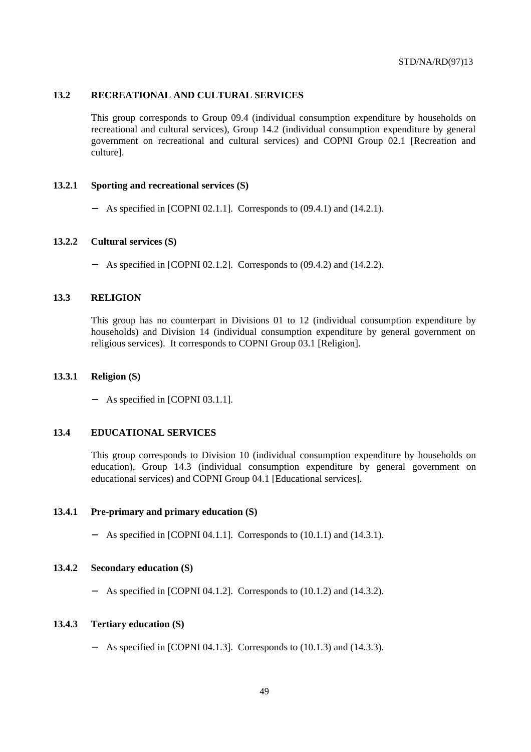## 13.2 RECREATIONAL AND CULTURAL SERVICES

This group corresponds to Group 09.4 (individual consumption expenditure by households on recreational and cultural services), Group 14.2 (individual consumption expenditure by general government on recreational and cultural services) and COPNI Group 02.1 [Recreation and culture].

### 13.2.1 Sporting and recreational services (S)

- As specified in [COPNI 02.1.1]. Corresponds to (09.4.1) and (14.2.1).

### 13.2.2 Cultural services (S)

- As specified in [COPNI 02.1.2]. Corresponds to (09.4.2) and (14.2.2).

## 13.3 RELIGION

This group has no counterpart in Divisions 01 to 12 (individual consumption expenditure by households) and Division 14 (individual consumption expenditure by general government on religious services). It corresponds to COPNI Group 03.1 [Religion].

### 13.3.1 Religion (S)

- As specified in [COPNI 03.1.1].

## 13.4 EDUCATIONAL SERVICES

This group corresponds to Division 10 (individual consumption expenditure by households on education), Group 14.3 (individual consumption expenditure by general government on educational services) and COPNI Group 04.1 [Educational services].

### 13.4.1 Pre-primary and primary education (S)

- As specified in [COPNI 04.1.1]. Corresponds to (10.1.1) and (14.3.1).

### 13.4.2 Secondary education (S)

- As specified in [COPNI 04.1.2]. Corresponds to (10.1.2) and (14.3.2).

### 13.4.3 Tertiary education (S)

- As specified in [COPNI 04.1.3]. Corresponds to (10.1.3) and (14.3.3).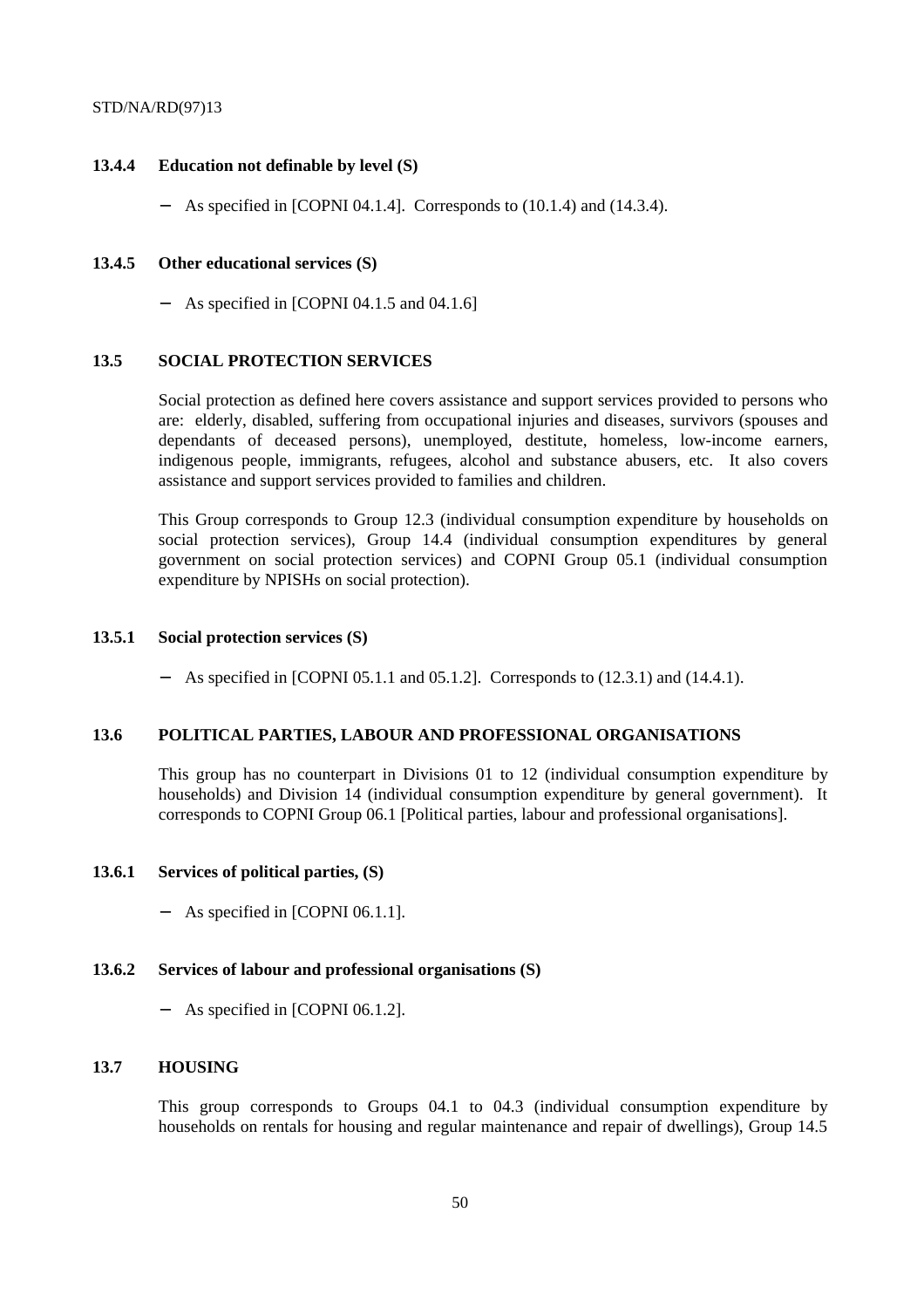### 13.4.4 Education not definable by level (S)

- As specified in [COPNI 04.1.4]. Corresponds to (10.1.4) and (14.3.4).

### 13.4.5 Other educational services (S)

- As specified in [COPNI 04.1.5 and 04.1.6]

## 13.5 SOCIAL PROTECTION SERVICES

Social protection as defined here covers assistance and support services provided to persons who are: elderly, disabled, suffering from occupational injuries and diseases, survivors (spouses and dependants of deceased persons), unemployed, destitute, homeless, low-income earners, indigenous people, immigrants, refugees, alcohol and substance abusers, etc. It also covers assistance and support services provided to families and children.

This Group corresponds to Group 12.3 (individual consumption expenditure by households on social protection services), Group 14.4 (individual consumption expenditures by general government on social protection services) and COPNI Group 05.1 (individual consumption expenditure by NPISHs on social protection).

### 13.5.1 Social protection services (S)

- As specified in [COPNI 05.1.1 and 05.1.2]. Corresponds to (12.3.1) and (14.4.1).

## 13.6 POLITICAL PARTIES, LABOUR AND PROFESSIONAL ORGANISATIONS

This group has no counterpart in Divisions 01 to 12 (individual consumption expenditure by households) and Division 14 (individual consumption expenditure by general government). It corresponds to COPNI Group 06.1 [Political parties, labour and professional organisations].

### 13.6.1 Services of political parties, (S)

- As specified in [COPNI 06.1.1].

### 13.6.2 Services of labour and professional organisations (S)

- As specified in [COPNI 06.1.2].

## 13.7 HOUSING

This group corresponds to Groups 04.1 to 04.3 (individual consumption expenditure by households on rentals for housing and regular maintenance and repair of dwellings), Group 14.5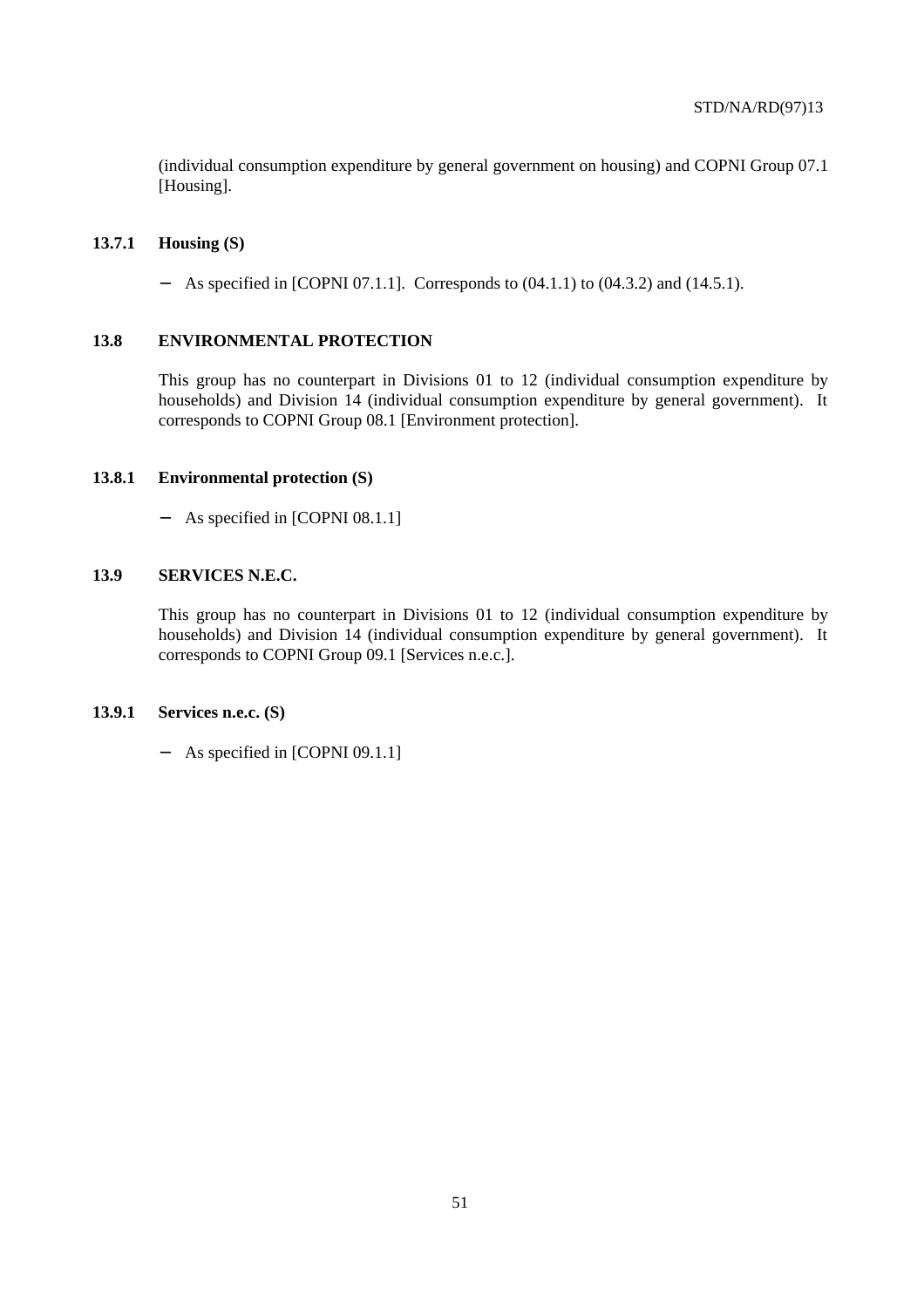(individual consumption expenditure by general government on housing) and COPNI Group 07.1 [Housing].

### 13.7.1 Housing (S)

- As specified in [COPNI 07.1.1]. Corresponds to (04.1.1) to (04.3.2) and (14.5.1).

## 13.8 ENVIRONMENTAL PROTECTION

This group has no counterpart in Divisions 01 to 12 (individual consumption expenditure by households) and Division 14 (individual consumption expenditure by general government). It corresponds to COPNI Group 08.1 [Environment protection].

### 13.8.1 Environmental protection (S)

- As specified in [COPNI 08.1.1]

## 13.9 SERVICES N.E.C.

This group has no counterpart in Divisions 01 to 12 (individual consumption expenditure by households) and Division 14 (individual consumption expenditure by general government). It corresponds to COPNI Group 09.1 [Services n.e.c.].

### 13.9.1 Services n.e.c. (S)

- As specified in [COPNI 09.1.1]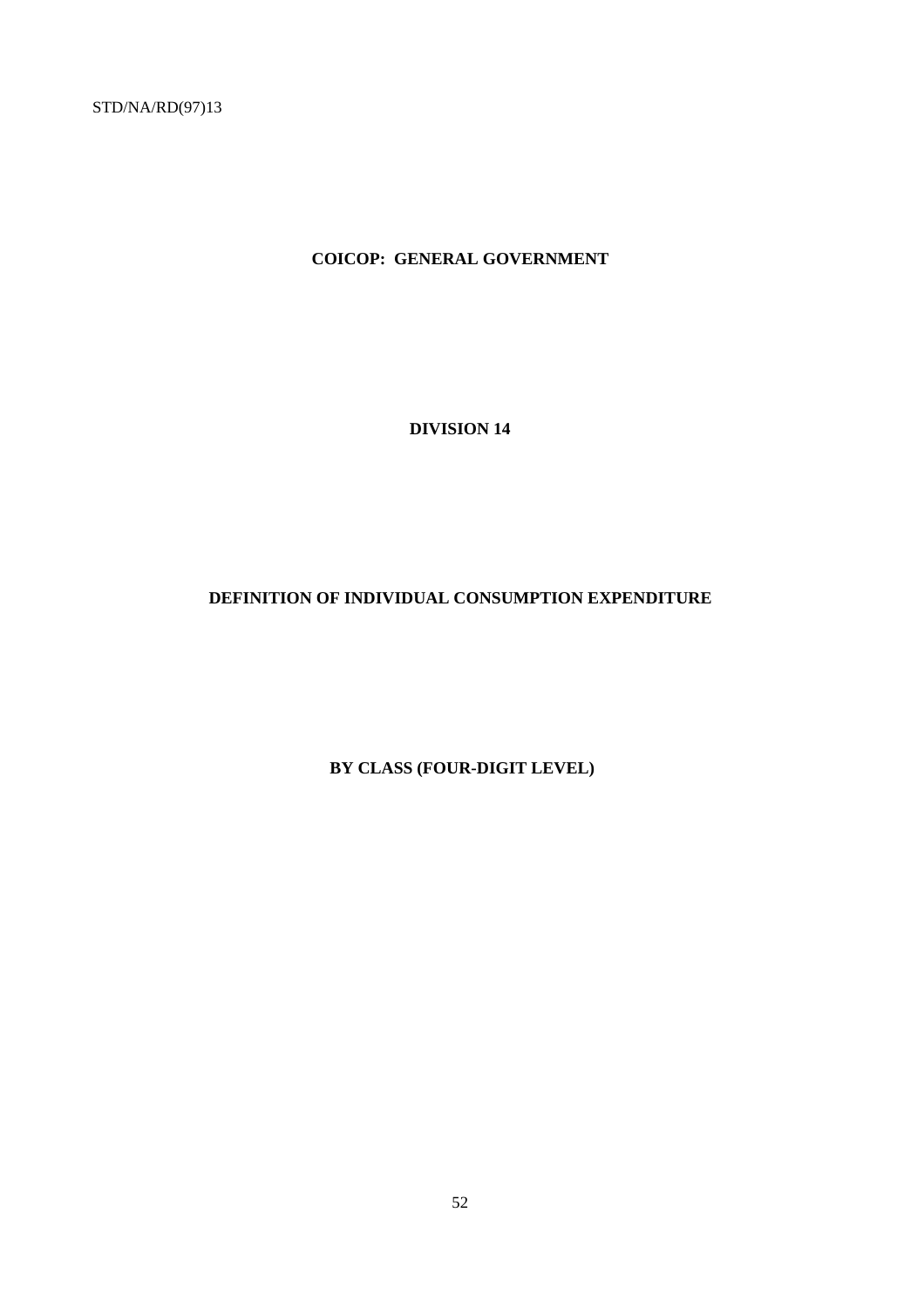# COICOP: GENERAL GOVERNMENT

## DIVISION 14

## DEFINITION OF INDIVIDUAL CONSUMPTION EXPENDITURE

## BY CLASS (FOUR-DIGIT LEVEL)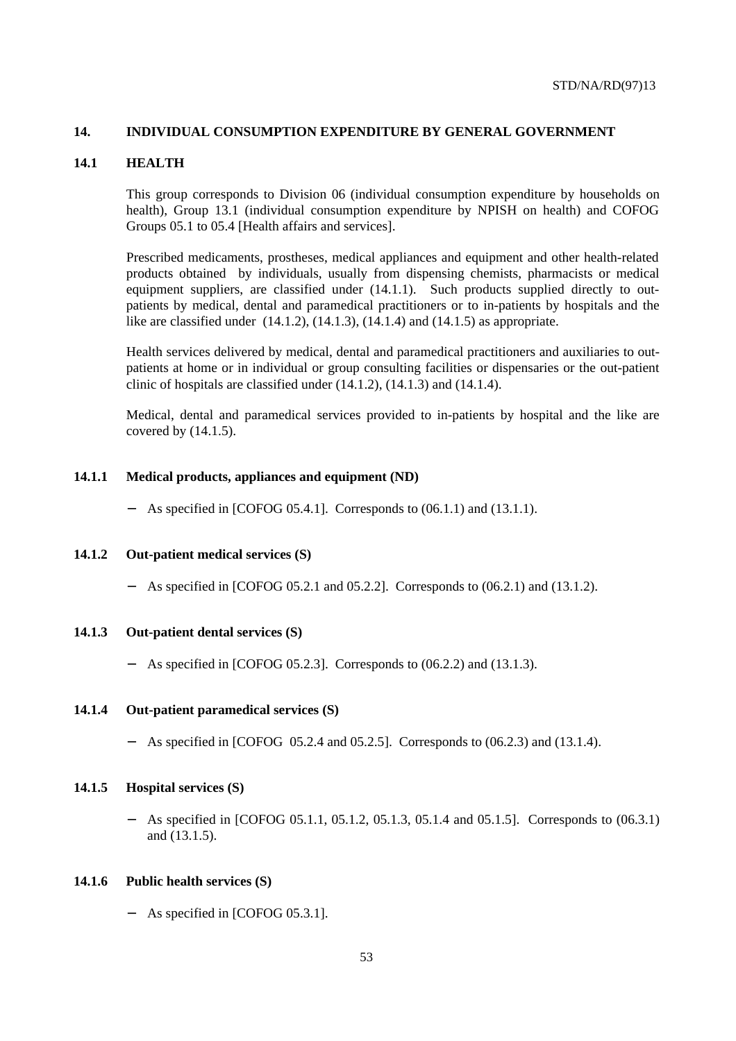## 14. INDIVIDUAL CONSUMPTION EXPENDITURE BY GENERAL GOVERNMENT

### 14.1 HEALTH

This group corresponds to Division 06 (individual consumption expenditure by households on health), Group 13.1 (individual consumption expenditure by NPISH on health) and COFOG Groups 05.1 to 05.4 [Health affairs and services].

Prescribed medicaments, prostheses, medical appliances and equipment and other health-related products obtained by individuals, usually from dispensing chemists, pharmacists or medical equipment suppliers, are classified under (14.1.1). Such products supplied directly to out-patients by medical, dental and paramedical practitioners or to in-patients by hospitals and the like are classified under (14.1.2), (14.1.3), (14.1.4) and (14.1.5) as appropriate.

Health services delivered by medical, dental and paramedical practitioners and auxiliaries to out-patients at home or in individual or group consulting facilities or dispensaries or the out-patient clinic of hospitals are classified under (14.1.2), (14.1.3) and (14.1.4).

Medical, dental and paramedical services provided to in-patients by hospital and the like are covered by (14.1.5).

#### 14.1.1 Medical products, appliances and equipment (ND)

- As specified in [COFOG 05.4.1]. Corresponds to (06.1.1) and (13.1.1).

#### 14.1.2 Out-patient medical services (S)

- As specified in [COFOG 05.2.1 and 05.2.2]. Corresponds to (06.2.1) and (13.1.2).

#### 14.1.3 Out-patient dental services (S)

- As specified in [COFOG 05.2.3]. Corresponds to (06.2.2) and (13.1.3).

#### 14.1.4 Out-patient paramedical services (S)

- As specified in [COFOG 05.2.4 and 05.2.5]. Corresponds to (06.2.3) and (13.1.4).

#### 14.1.5 Hospital services (S)

- As specified in [COFOG 05.1.1, 05.1.2, 05.1.3, 05.1.4 and 05.1.5]. Corresponds to (06.3.1) and (13.1.5).

#### 14.1.6 Public health services (S)

- As specified in [COFOG 05.3.1].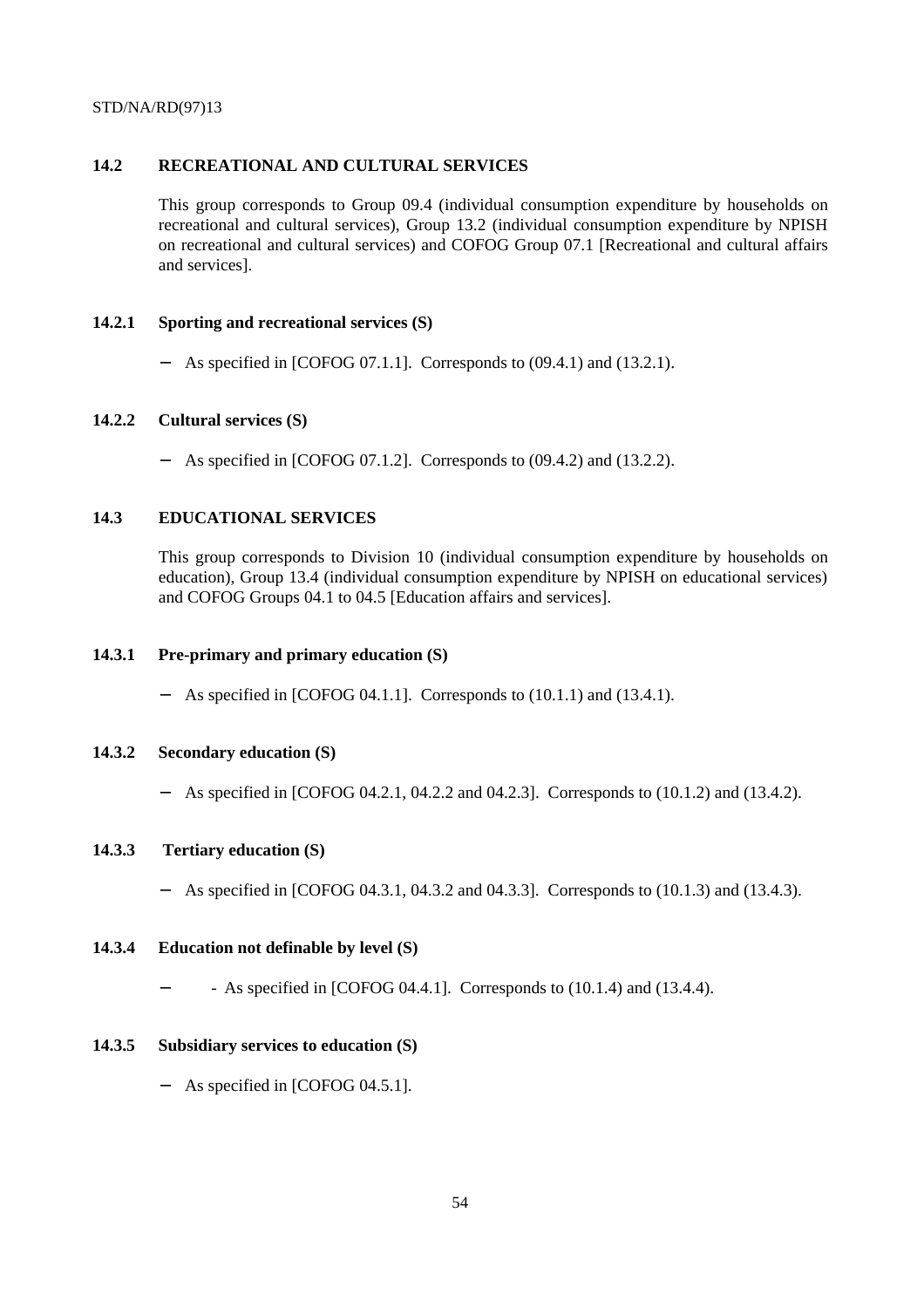## 14.2 RECREATIONAL AND CULTURAL SERVICES

This group corresponds to Group 09.4 (individual consumption expenditure by households on recreational and cultural services), Group 13.2 (individual consumption expenditure by NPISH on recreational and cultural services) and COFOG Group 07.1 [Recreational and cultural affairs and services].

### 14.2.1 Sporting and recreational services (S)

- As specified in [COFOG 07.1.1]. Corresponds to (09.4.1) and (13.2.1).

### 14.2.2 Cultural services (S)

- As specified in [COFOG 07.1.2]. Corresponds to (09.4.2) and (13.2.2).

## 14.3 EDUCATIONAL SERVICES

This group corresponds to Division 10 (individual consumption expenditure by households on education), Group 13.4 (individual consumption expenditure by NPISH on educational services) and COFOG Groups 04.1 to 04.5 [Education affairs and services].

### 14.3.1 Pre-primary and primary education (S)

- As specified in [COFOG 04.1.1]. Corresponds to (10.1.1) and (13.4.1).

### 14.3.2 Secondary education (S)

- As specified in [COFOG 04.2.1, 04.2.2 and 04.2.3]. Corresponds to (10.1.2) and (13.4.2).

### 14.3.3 Tertiary education (S)

- As specified in [COFOG 04.3.1, 04.3.2 and 04.3.3]. Corresponds to (10.1.3) and (13.4.3).

### 14.3.4 Education not definable by level (S)

- \- As specified in [COFOG 04.4.1]. Corresponds to (10.1.4) and (13.4.4).

### 14.3.5 Subsidiary services to education (S)

- As specified in [COFOG 04.5.1].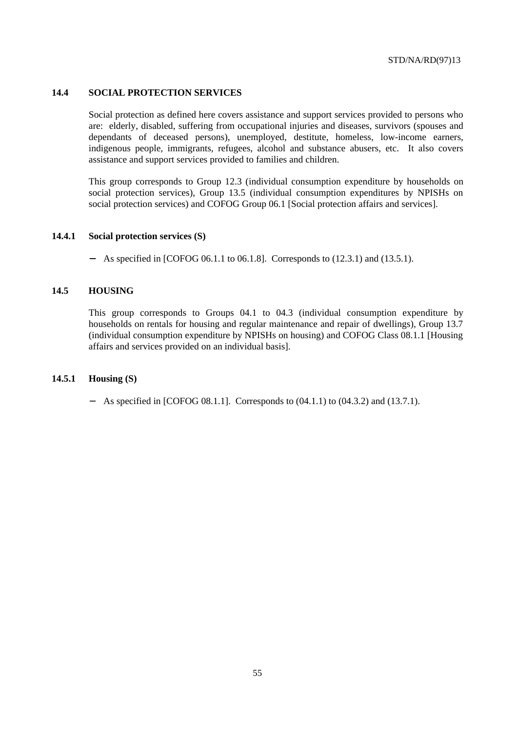## 14.4 SOCIAL PROTECTION SERVICES

Social protection as defined here covers assistance and support services provided to persons who are: elderly, disabled, suffering from occupational injuries and diseases, survivors (spouses and dependants of deceased persons), unemployed, destitute, homeless, low-income earners, indigenous people, immigrants, refugees, alcohol and substance abusers, etc. It also covers assistance and support services provided to families and children.

This group corresponds to Group 12.3 (individual consumption expenditure by households on social protection services), Group 13.5 (individual consumption expenditures by NPISHs on social protection services) and COFOG Group 06.1 [Social protection affairs and services].

### 14.4.1 Social protection services (S)

- As specified in [COFOG 06.1.1 to 06.1.8]. Corresponds to (12.3.1) and (13.5.1).

## 14.5 HOUSING

This group corresponds to Groups 04.1 to 04.3 (individual consumption expenditure by households on rentals for housing and regular maintenance and repair of dwellings), Group 13.7 (individual consumption expenditure by NPISHs on housing) and COFOG Class 08.1.1 [Housing affairs and services provided on an individual basis].

### 14.5.1 Housing (S)

- As specified in [COFOG 08.1.1]. Corresponds to (04.1.1) to (04.3.2) and (13.7.1).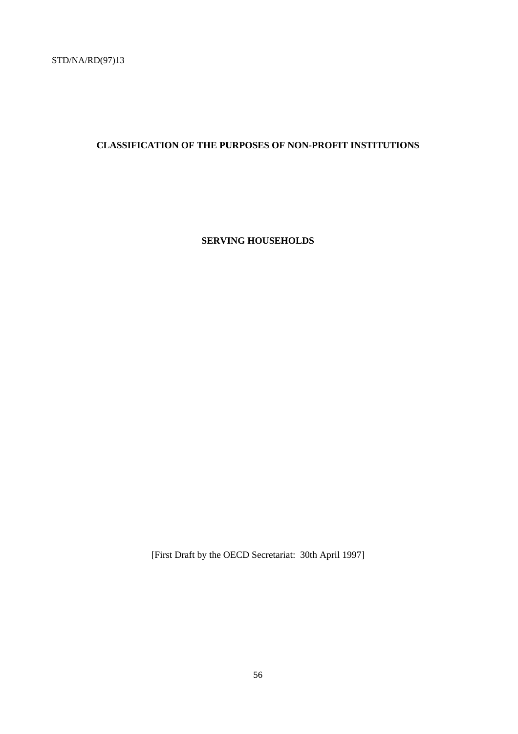STD/NA/RD(97)13

**CLASSIFICATION OF THE PURPOSES OF NON-PROFIT INSTITUTIONS**

**SERVING HOUSEHOLDS**

[First Draft by the OECD Secretariat: 30th April 1997]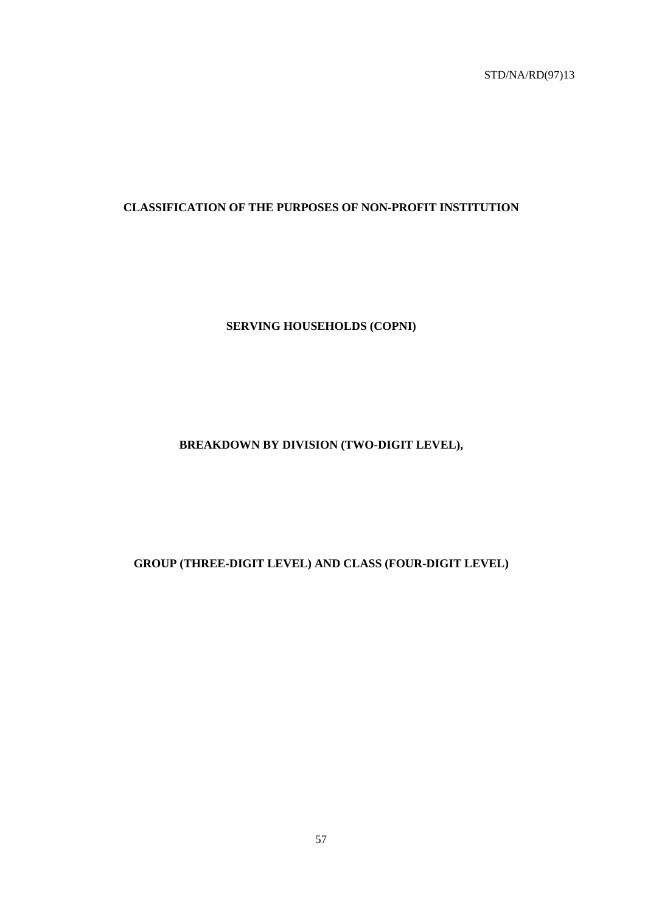# CLASSIFICATION OF THE PURPOSES OF NON-PROFIT INSTITUTION

# SERVING HOUSEHOLDS (COPNI)

## BREAKDOWN BY DIVISION (TWO-DIGIT LEVEL),

## GROUP (THREE-DIGIT LEVEL) AND CLASS (FOUR-DIGIT LEVEL)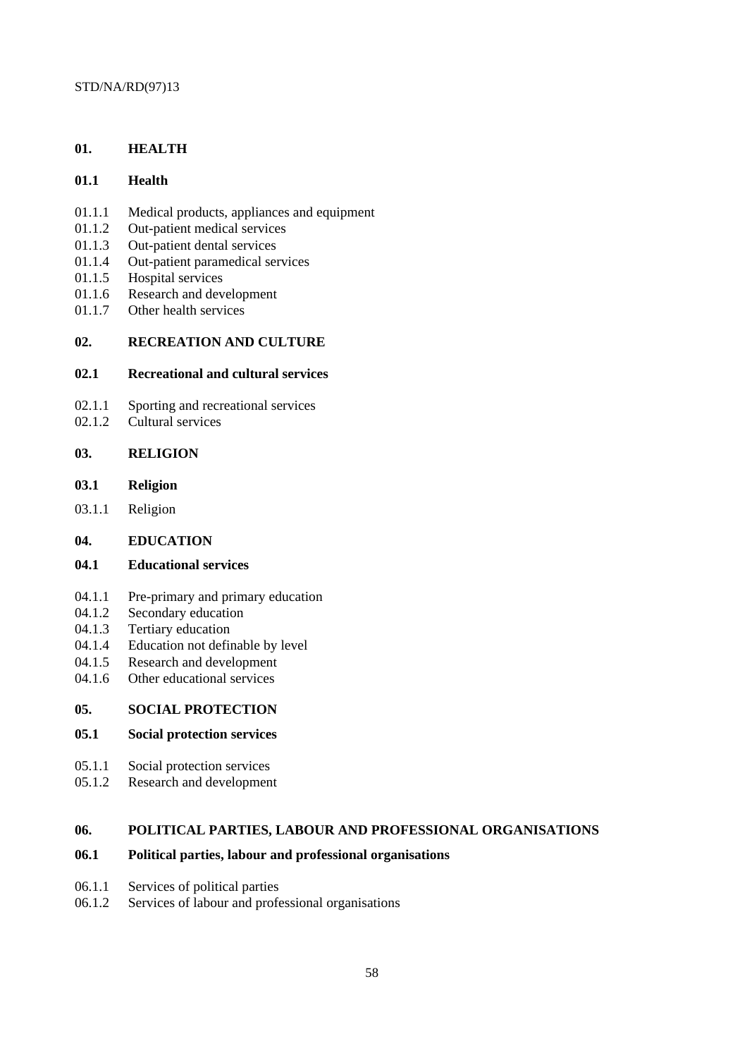## 01. HEALTH

### 01.1 Health

01.1.1 Medical products, appliances and equipment
01.1.2 Out-patient medical services
01.1.3 Out-patient dental services
01.1.4 Out-patient paramedical services
01.1.5 Hospital services
01.1.6 Research and development
01.1.7 Other health services

## 02. RECREATION AND CULTURE

### 02.1 Recreational and cultural services

02.1.1 Sporting and recreational services
02.1.2 Cultural services

## 03. RELIGION

### 03.1 Religion

03.1.1 Religion

## 04. EDUCATION

### 04.1 Educational services

04.1.1 Pre-primary and primary education
04.1.2 Secondary education
04.1.3 Tertiary education
04.1.4 Education not definable by level
04.1.5 Research and development
04.1.6 Other educational services

## 05. SOCIAL PROTECTION

### 05.1 Social protection services

05.1.1 Social protection services
05.1.2 Research and development

## 06. POLITICAL PARTIES, LABOUR AND PROFESSIONAL ORGANISATIONS

### 06.1 Political parties, labour and professional organisations

06.1.1 Services of political parties
06.1.2 Services of labour and professional organisations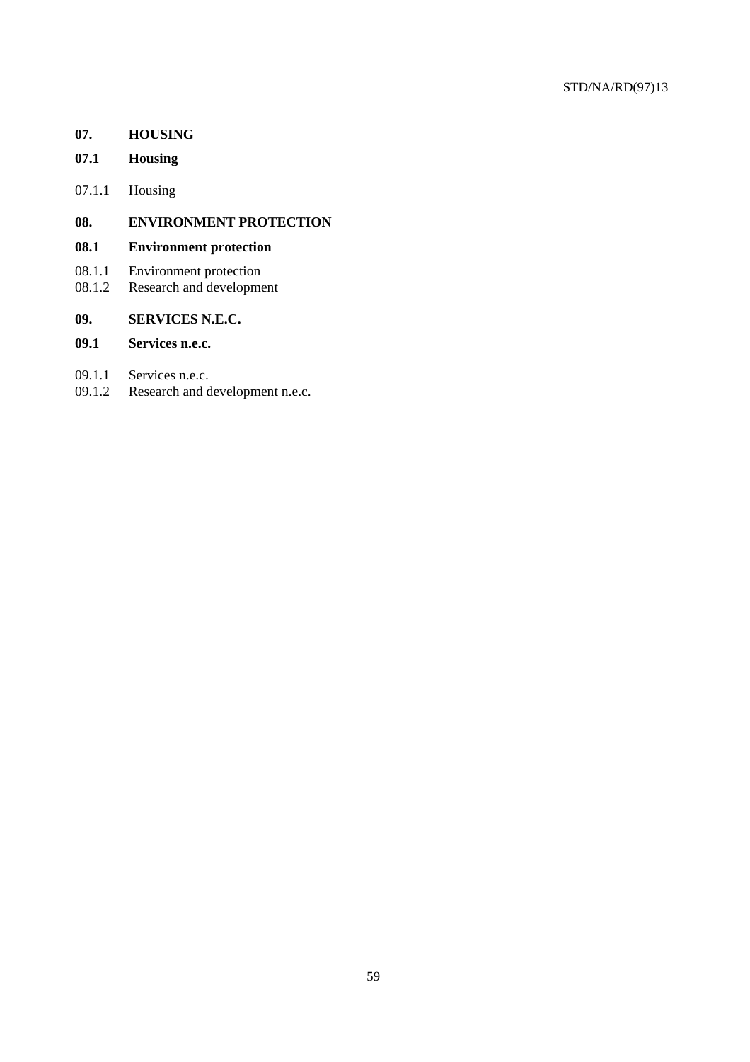## 07. HOUSING

### 07.1 Housing

07.1.1 Housing

## 08. ENVIRONMENT PROTECTION

### 08.1 Environment protection

08.1.1 Environment protection
08.1.2 Research and development

## 09. SERVICES N.E.C.

### 09.1 Services n.e.c.

09.1.1 Services n.e.c.
09.1.2 Research and development n.e.c.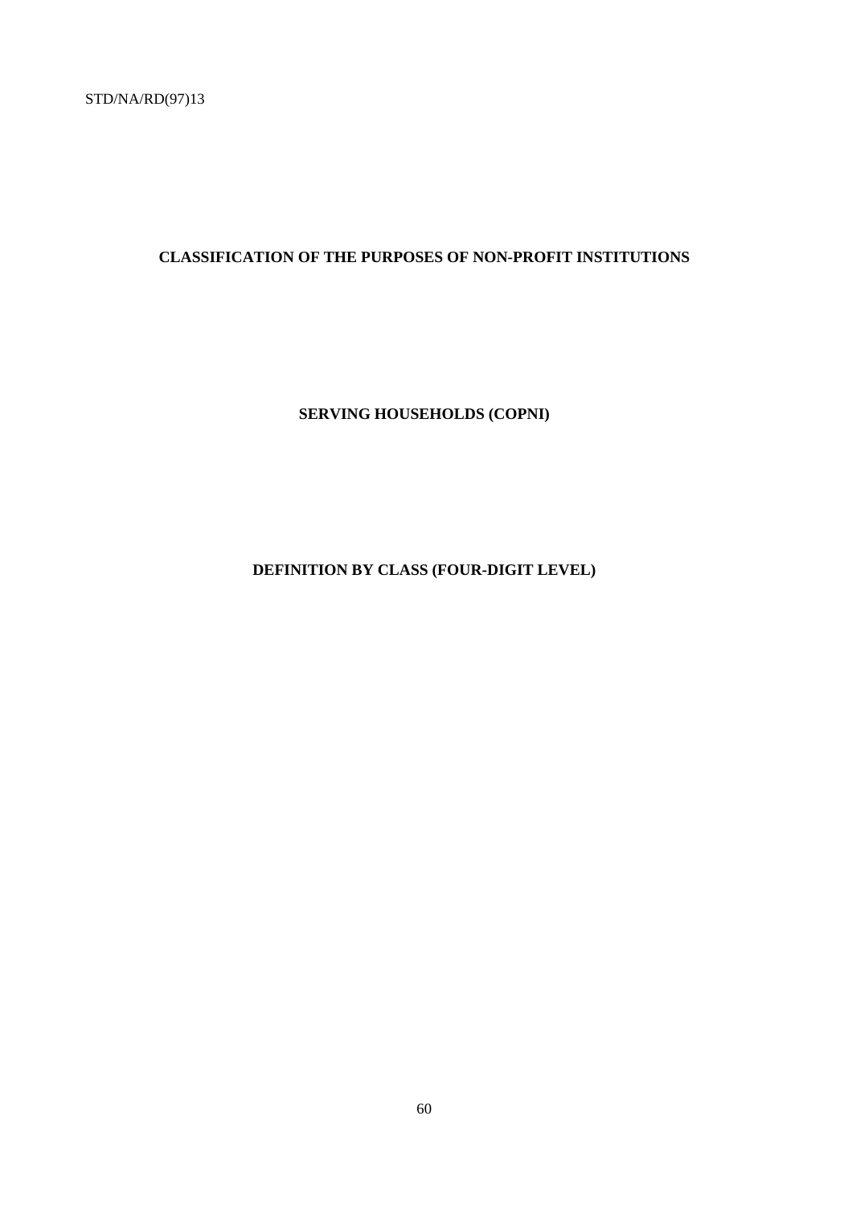# CLASSIFICATION OF THE PURPOSES OF NON-PROFIT INSTITUTIONS

# SERVING HOUSEHOLDS (COPNI)

## DEFINITION BY CLASS (FOUR-DIGIT LEVEL)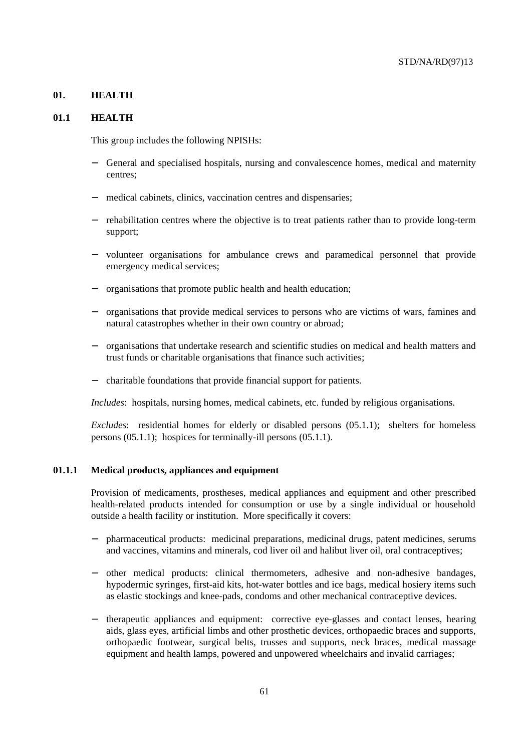## 01. HEALTH

### 01.1 HEALTH

This group includes the following NPISHs:

- General and specialised hospitals, nursing and convalescence homes, medical and maternity centres;
- medical cabinets, clinics, vaccination centres and dispensaries;
- rehabilitation centres where the objective is to treat patients rather than to provide long-term support;
- volunteer organisations for ambulance crews and paramedical personnel that provide emergency medical services;
- organisations that promote public health and health education;
- organisations that provide medical services to persons who are victims of wars, famines and natural catastrophes whether in their own country or abroad;
- organisations that undertake research and scientific studies on medical and health matters and trust funds or charitable organisations that finance such activities;
- charitable foundations that provide financial support for patients.

*Includes*: hospitals, nursing homes, medical cabinets, etc. funded by religious organisations.

*Excludes*: residential homes for elderly or disabled persons (05.1.1); shelters for homeless persons (05.1.1); hospices for terminally-ill persons (05.1.1).

#### 01.1.1 Medical products, appliances and equipment

Provision of medicaments, prostheses, medical appliances and equipment and other prescribed health-related products intended for consumption or use by a single individual or household outside a health facility or institution. More specifically it covers:

- pharmaceutical products: medicinal preparations, medicinal drugs, patent medicines, serums and vaccines, vitamins and minerals, cod liver oil and halibut liver oil, oral contraceptives;
- other medical products: clinical thermometers, adhesive and non-adhesive bandages, hypodermic syringes, first-aid kits, hot-water bottles and ice bags, medical hosiery items such as elastic stockings and knee-pads, condoms and other mechanical contraceptive devices.
- therapeutic appliances and equipment: corrective eye-glasses and contact lenses, hearing aids, glass eyes, artificial limbs and other prosthetic devices, orthopaedic braces and supports, orthopaedic footwear, surgical belts, trusses and supports, neck braces, medical massage equipment and health lamps, powered and unpowered wheelchairs and invalid carriages;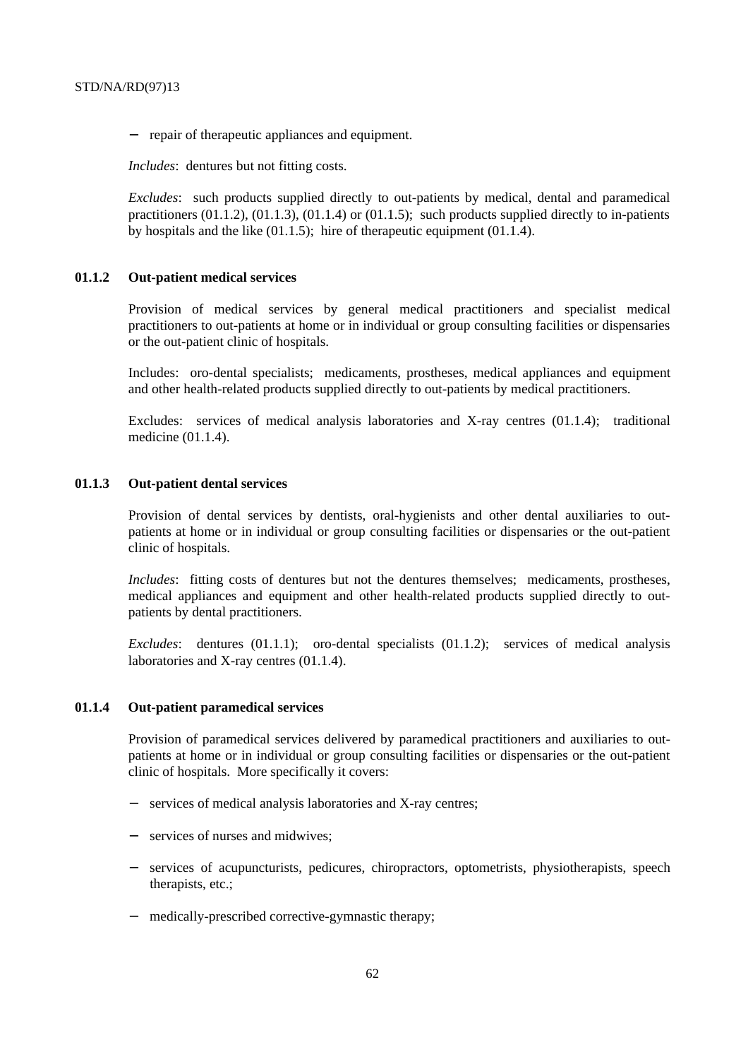- repair of therapeutic appliances and equipment.

*Includes*: dentures but not fitting costs.

*Excludes*: such products supplied directly to out-patients by medical, dental and paramedical practitioners (01.1.2), (01.1.3), (01.1.4) or (01.1.5); such products supplied directly to in-patients by hospitals and the like (01.1.5); hire of therapeutic equipment (01.1.4).

### 01.1.2 Out-patient medical services

Provision of medical services by general medical practitioners and specialist medical practitioners to out-patients at home or in individual or group consulting facilities or dispensaries or the out-patient clinic of hospitals.

Includes: oro-dental specialists; medicaments, prostheses, medical appliances and equipment and other health-related products supplied directly to out-patients by medical practitioners.

Excludes: services of medical analysis laboratories and X-ray centres (01.1.4); traditional medicine (01.1.4).

### 01.1.3 Out-patient dental services

Provision of dental services by dentists, oral-hygienists and other dental auxiliaries to out-patients at home or in individual or group consulting facilities or dispensaries or the out-patient clinic of hospitals.

*Includes*: fitting costs of dentures but not the dentures themselves; medicaments, prostheses, medical appliances and equipment and other health-related products supplied directly to out-patients by dental practitioners.

*Excludes*: dentures (01.1.1); oro-dental specialists (01.1.2); services of medical analysis laboratories and X-ray centres (01.1.4).

### 01.1.4 Out-patient paramedical services

Provision of paramedical services delivered by paramedical practitioners and auxiliaries to out-patients at home or in individual or group consulting facilities or dispensaries or the out-patient clinic of hospitals. More specifically it covers:

- services of medical analysis laboratories and X-ray centres;
- services of nurses and midwives;
- services of acupuncturists, pedicures, chiropractors, optometrists, physiotherapists, speech therapists, etc.;
- medically-prescribed corrective-gymnastic therapy;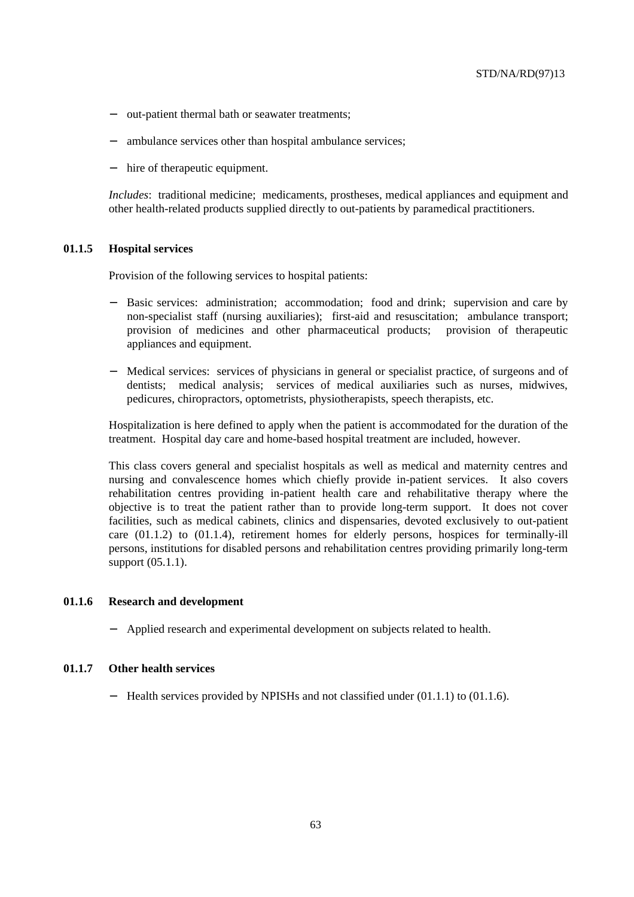- out-patient thermal bath or seawater treatments;
- ambulance services other than hospital ambulance services;
- hire of therapeutic equipment.

*Includes*: traditional medicine; medicaments, prostheses, medical appliances and equipment and other health-related products supplied directly to out-patients by paramedical practitioners.

### 01.1.5 Hospital services

Provision of the following services to hospital patients:

- Basic services: administration; accommodation; food and drink; supervision and care by non-specialist staff (nursing auxiliaries); first-aid and resuscitation; ambulance transport; provision of medicines and other pharmaceutical products; provision of therapeutic appliances and equipment.
- Medical services: services of physicians in general or specialist practice, of surgeons and of dentists; medical analysis; services of medical auxiliaries such as nurses, midwives, pedicures, chiropractors, optometrists, physiotherapists, speech therapists, etc.

Hospitalization is here defined to apply when the patient is accommodated for the duration of the treatment. Hospital day care and home-based hospital treatment are included, however.

This class covers general and specialist hospitals as well as medical and maternity centres and nursing and convalescence homes which chiefly provide in-patient services. It also covers rehabilitation centres providing in-patient health care and rehabilitative therapy where the objective is to treat the patient rather than to provide long-term support. It does not cover facilities, such as medical cabinets, clinics and dispensaries, devoted exclusively to out-patient care (01.1.2) to (01.1.4), retirement homes for elderly persons, hospices for terminally-ill persons, institutions for disabled persons and rehabilitation centres providing primarily long-term support (05.1.1).

### 01.1.6 Research and development

- Applied research and experimental development on subjects related to health.

### 01.1.7 Other health services

- Health services provided by NPISHs and not classified under (01.1.1) to (01.1.6).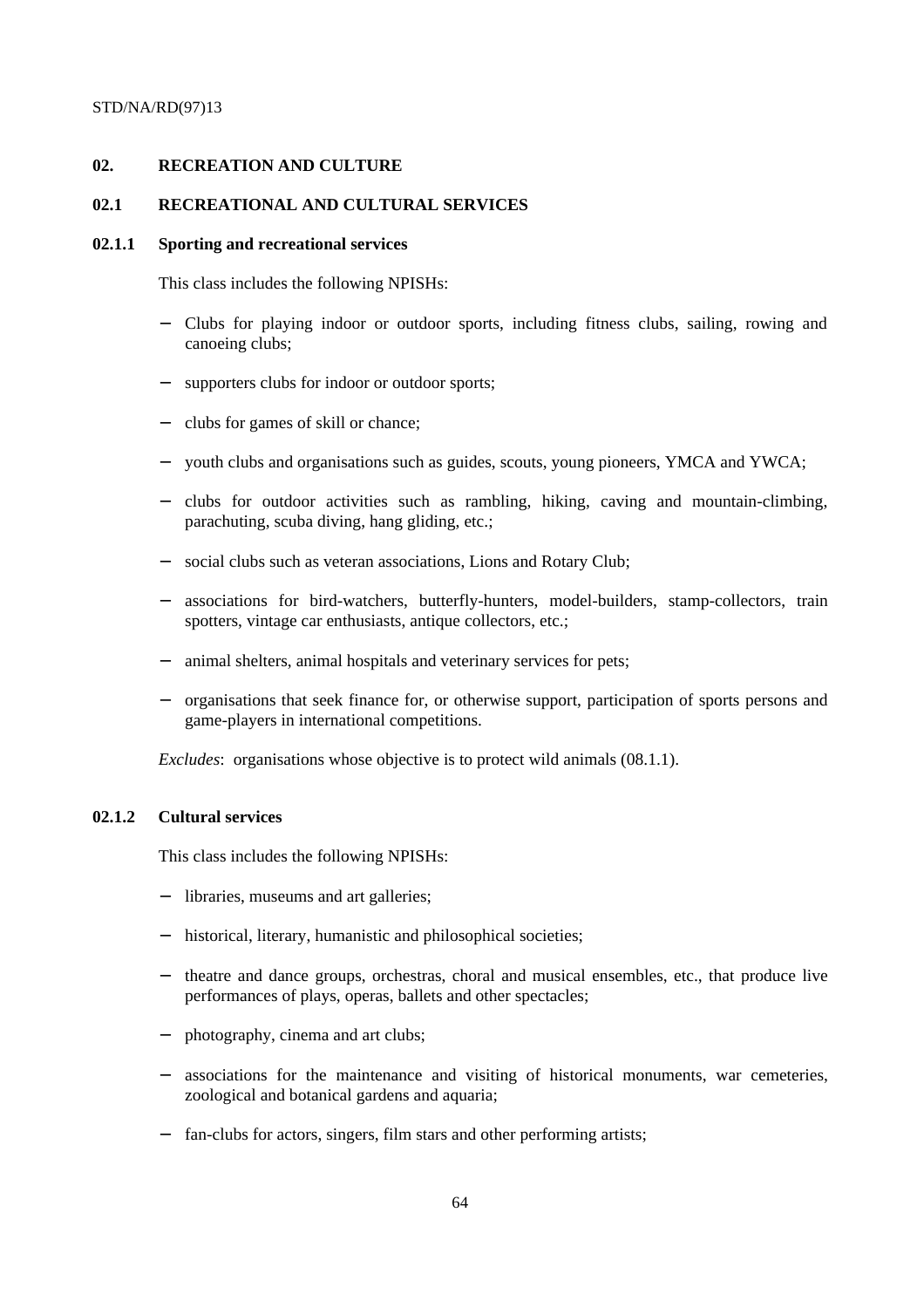## 02. RECREATION AND CULTURE

### 02.1 RECREATIONAL AND CULTURAL SERVICES

#### 02.1.1 Sporting and recreational services

This class includes the following NPISHs:

- Clubs for playing indoor or outdoor sports, including fitness clubs, sailing, rowing and canoeing clubs;
- supporters clubs for indoor or outdoor sports;
- clubs for games of skill or chance;
- youth clubs and organisations such as guides, scouts, young pioneers, YMCA and YWCA;
- clubs for outdoor activities such as rambling, hiking, caving and mountain-climbing, parachuting, scuba diving, hang gliding, etc.;
- social clubs such as veteran associations, Lions and Rotary Club;
- associations for bird-watchers, butterfly-hunters, model-builders, stamp-collectors, train spotters, vintage car enthusiasts, antique collectors, etc.;
- animal shelters, animal hospitals and veterinary services for pets;
- organisations that seek finance for, or otherwise support, participation of sports persons and game-players in international competitions.

*Excludes*: organisations whose objective is to protect wild animals (08.1.1).

#### 02.1.2 Cultural services

This class includes the following NPISHs:

- libraries, museums and art galleries;
- historical, literary, humanistic and philosophical societies;
- theatre and dance groups, orchestras, choral and musical ensembles, etc., that produce live performances of plays, operas, ballets and other spectacles;
- photography, cinema and art clubs;
- associations for the maintenance and visiting of historical monuments, war cemeteries, zoological and botanical gardens and aquaria;
- fan-clubs for actors, singers, film stars and other performing artists;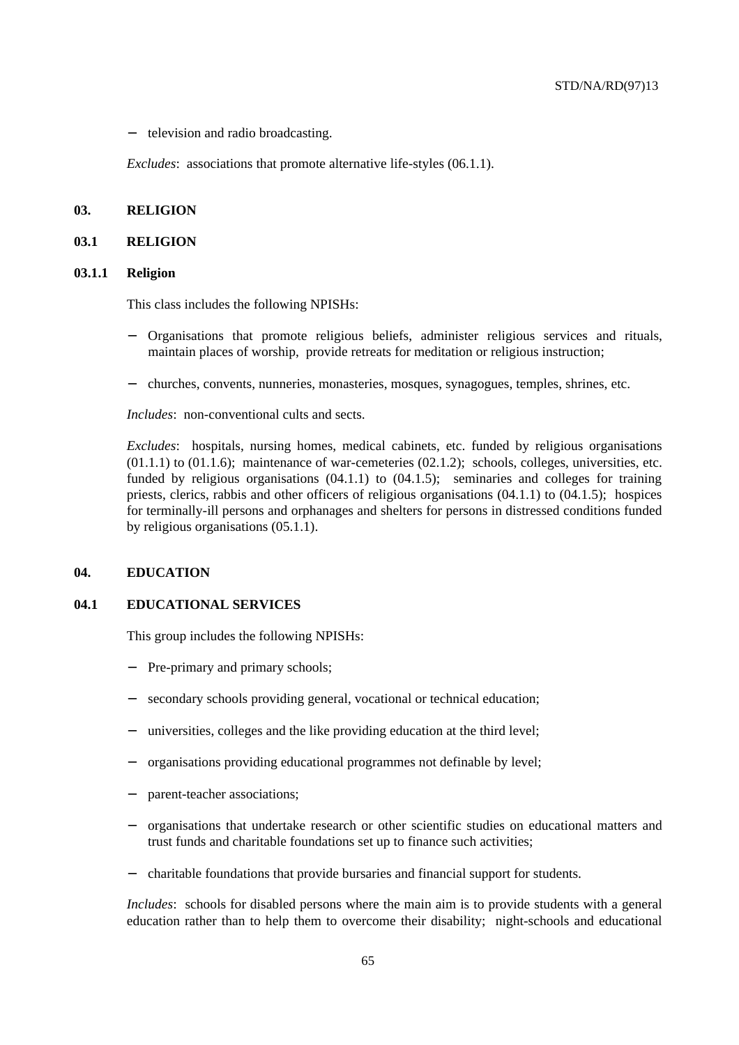- television and radio broadcasting.

*Excludes*: associations that promote alternative life-styles (06.1.1).

## 03. RELIGION

### 03.1 RELIGION

#### 03.1.1 Religion

This class includes the following NPISHs:

- Organisations that promote religious beliefs, administer religious services and rituals, maintain places of worship, provide retreats for meditation or religious instruction;
- churches, convents, nunneries, monasteries, mosques, synagogues, temples, shrines, etc.

*Includes*: non-conventional cults and sects.

*Excludes*: hospitals, nursing homes, medical cabinets, etc. funded by religious organisations (01.1.1) to (01.1.6); maintenance of war-cemeteries (02.1.2); schools, colleges, universities, etc. funded by religious organisations (04.1.1) to (04.1.5); seminaries and colleges for training priests, clerics, rabbis and other officers of religious organisations (04.1.1) to (04.1.5); hospices for terminally-ill persons and orphanages and shelters for persons in distressed conditions funded by religious organisations (05.1.1).

## 04. EDUCATION

### 04.1 EDUCATIONAL SERVICES

This group includes the following NPISHs:

- Pre-primary and primary schools;
- secondary schools providing general, vocational or technical education;
- universities, colleges and the like providing education at the third level;
- organisations providing educational programmes not definable by level;
- parent-teacher associations;
- organisations that undertake research or other scientific studies on educational matters and trust funds and charitable foundations set up to finance such activities;
- charitable foundations that provide bursaries and financial support for students.

*Includes*: schools for disabled persons where the main aim is to provide students with a general education rather than to help them to overcome their disability; night-schools and educational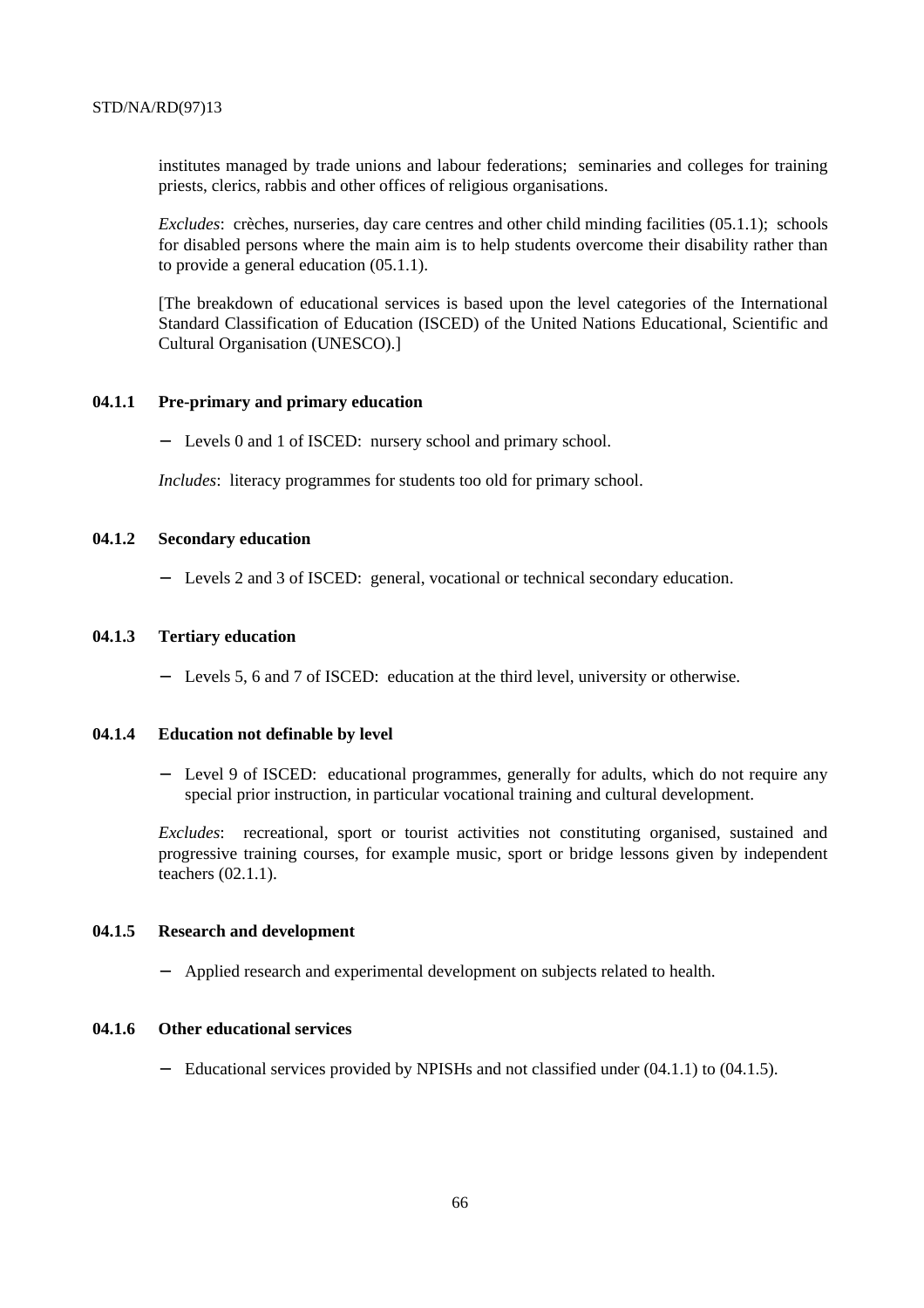institutes managed by trade unions and labour federations; seminaries and colleges for training priests, clerics, rabbis and other offices of religious organisations.

*Excludes*: crèches, nurseries, day care centres and other child minding facilities (05.1.1); schools for disabled persons where the main aim is to help students overcome their disability rather than to provide a general education (05.1.1).

[The breakdown of educational services is based upon the level categories of the International Standard Classification of Education (ISCED) of the United Nations Educational, Scientific and Cultural Organisation (UNESCO).]

**04.1.1 Pre-primary and primary education**

- Levels 0 and 1 of ISCED: nursery school and primary school.

*Includes*: literacy programmes for students too old for primary school.

**04.1.2 Secondary education**

- Levels 2 and 3 of ISCED: general, vocational or technical secondary education.

**04.1.3 Tertiary education**

- Levels 5, 6 and 7 of ISCED: education at the third level, university or otherwise.

**04.1.4 Education not definable by level**

- Level 9 of ISCED: educational programmes, generally for adults, which do not require any special prior instruction, in particular vocational training and cultural development.

*Excludes*: recreational, sport or tourist activities not constituting organised, sustained and progressive training courses, for example music, sport or bridge lessons given by independent teachers (02.1.1).

**04.1.5 Research and development**

- Applied research and experimental development on subjects related to health.

**04.1.6 Other educational services**

- Educational services provided by NPISHs and not classified under (04.1.1) to (04.1.5).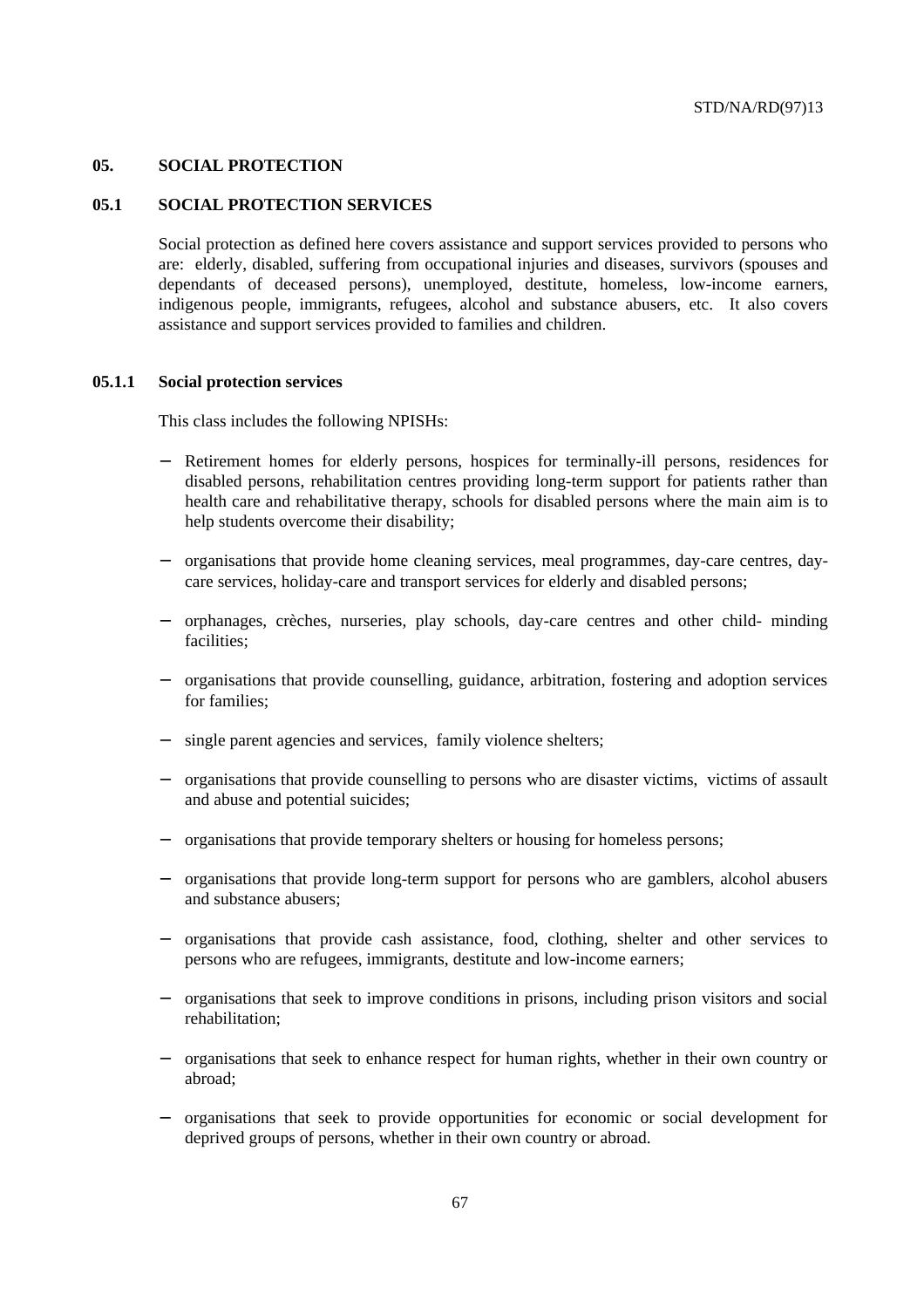## 05. SOCIAL PROTECTION

### 05.1 SOCIAL PROTECTION SERVICES

Social protection as defined here covers assistance and support services provided to persons who are: elderly, disabled, suffering from occupational injuries and diseases, survivors (spouses and dependants of deceased persons), unemployed, destitute, homeless, low-income earners, indigenous people, immigrants, refugees, alcohol and substance abusers, etc. It also covers assistance and support services provided to families and children.

#### 05.1.1 Social protection services

This class includes the following NPISHs:

- Retirement homes for elderly persons, hospices for terminally-ill persons, residences for disabled persons, rehabilitation centres providing long-term support for patients rather than health care and rehabilitative therapy, schools for disabled persons where the main aim is to help students overcome their disability;
- organisations that provide home cleaning services, meal programmes, day-care centres, day-care services, holiday-care and transport services for elderly and disabled persons;
- orphanages, crèches, nurseries, play schools, day-care centres and other child- minding facilities;
- organisations that provide counselling, guidance, arbitration, fostering and adoption services for families;
- single parent agencies and services, family violence shelters;
- organisations that provide counselling to persons who are disaster victims, victims of assault and abuse and potential suicides;
- organisations that provide temporary shelters or housing for homeless persons;
- organisations that provide long-term support for persons who are gamblers, alcohol abusers and substance abusers;
- organisations that provide cash assistance, food, clothing, shelter and other services to persons who are refugees, immigrants, destitute and low-income earners;
- organisations that seek to improve conditions in prisons, including prison visitors and social rehabilitation;
- organisations that seek to enhance respect for human rights, whether in their own country or abroad;
- organisations that seek to provide opportunities for economic or social development for deprived groups of persons, whether in their own country or abroad.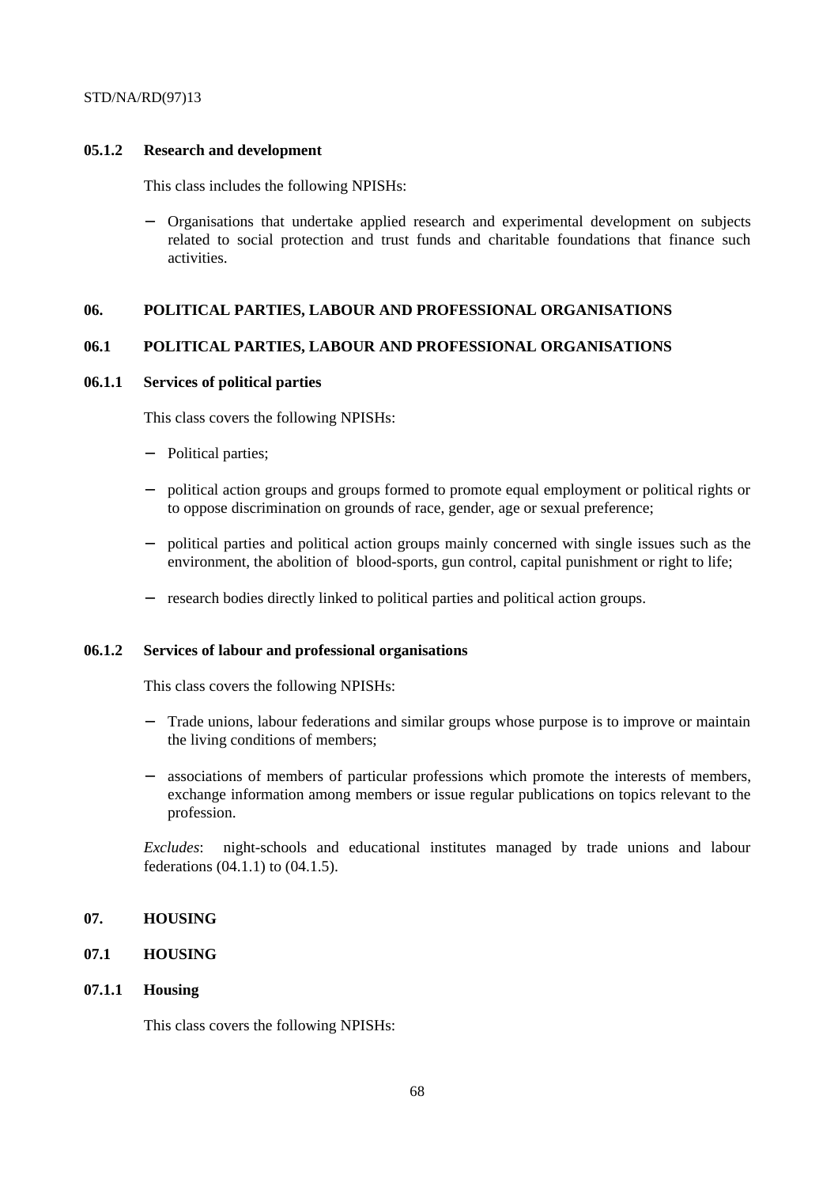### 05.1.2 Research and development

This class includes the following NPISHs:

- Organisations that undertake applied research and experimental development on subjects related to social protection and trust funds and charitable foundations that finance such activities.

## 06. POLITICAL PARTIES, LABOUR AND PROFESSIONAL ORGANISATIONS

## 06.1 POLITICAL PARTIES, LABOUR AND PROFESSIONAL ORGANISATIONS

### 06.1.1 Services of political parties

This class covers the following NPISHs:

- Political parties;
- political action groups and groups formed to promote equal employment or political rights or to oppose discrimination on grounds of race, gender, age or sexual preference;
- political parties and political action groups mainly concerned with single issues such as the environment, the abolition of blood-sports, gun control, capital punishment or right to life;
- research bodies directly linked to political parties and political action groups.

### 06.1.2 Services of labour and professional organisations

This class covers the following NPISHs:

- Trade unions, labour federations and similar groups whose purpose is to improve or maintain the living conditions of members;
- associations of members of particular professions which promote the interests of members, exchange information among members or issue regular publications on topics relevant to the profession.

*Excludes*: night-schools and educational institutes managed by trade unions and labour federations (04.1.1) to (04.1.5).

## 07. HOUSING

## 07.1 HOUSING

### 07.1.1 Housing

This class covers the following NPISHs: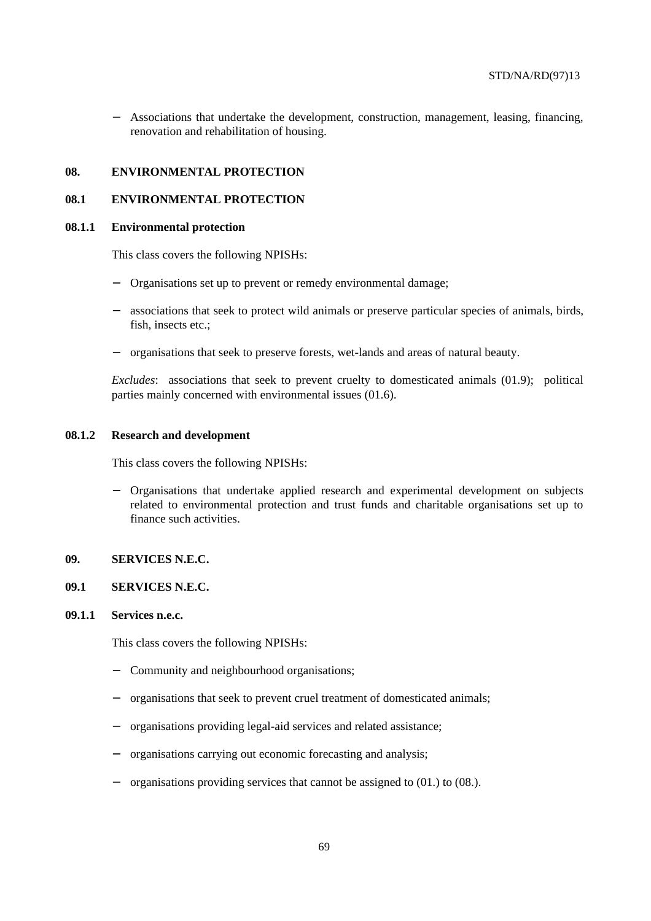- Associations that undertake the development, construction, management, leasing, financing, renovation and rehabilitation of housing.

## 08. ENVIRONMENTAL PROTECTION

### 08.1 ENVIRONMENTAL PROTECTION

#### 08.1.1 Environmental protection

This class covers the following NPISHs:

- Organisations set up to prevent or remedy environmental damage;
- associations that seek to protect wild animals or preserve particular species of animals, birds, fish, insects etc.;
- organisations that seek to preserve forests, wet-lands and areas of natural beauty.

*Excludes*: associations that seek to prevent cruelty to domesticated animals (01.9); political parties mainly concerned with environmental issues (01.6).

#### 08.1.2 Research and development

This class covers the following NPISHs:

- Organisations that undertake applied research and experimental development on subjects related to environmental protection and trust funds and charitable organisations set up to finance such activities.

## 09. SERVICES N.E.C.

### 09.1 SERVICES N.E.C.

#### 09.1.1 Services n.e.c.

This class covers the following NPISHs:

- Community and neighbourhood organisations;
- organisations that seek to prevent cruel treatment of domesticated animals;
- organisations providing legal-aid services and related assistance;
- organisations carrying out economic forecasting and analysis;
- organisations providing services that cannot be assigned to (01.) to (08.).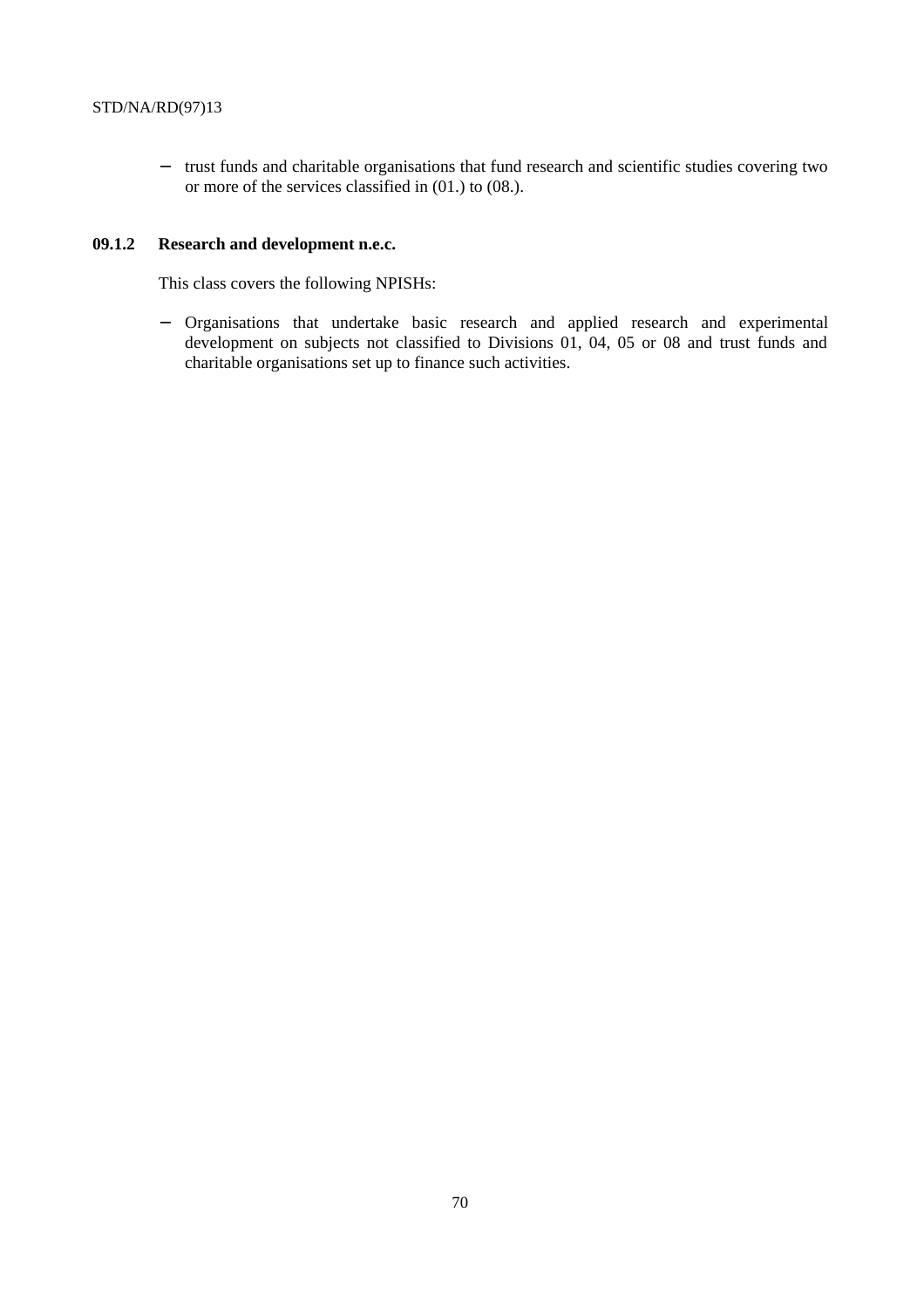- trust funds and charitable organisations that fund research and scientific studies covering two or more of the services classified in (01.) to (08.).

### 09.1.2 Research and development n.e.c.

This class covers the following NPISHs:

- Organisations that undertake basic research and applied research and experimental development on subjects not classified to Divisions 01, 04, 05 or 08 and trust funds and charitable organisations set up to finance such activities.